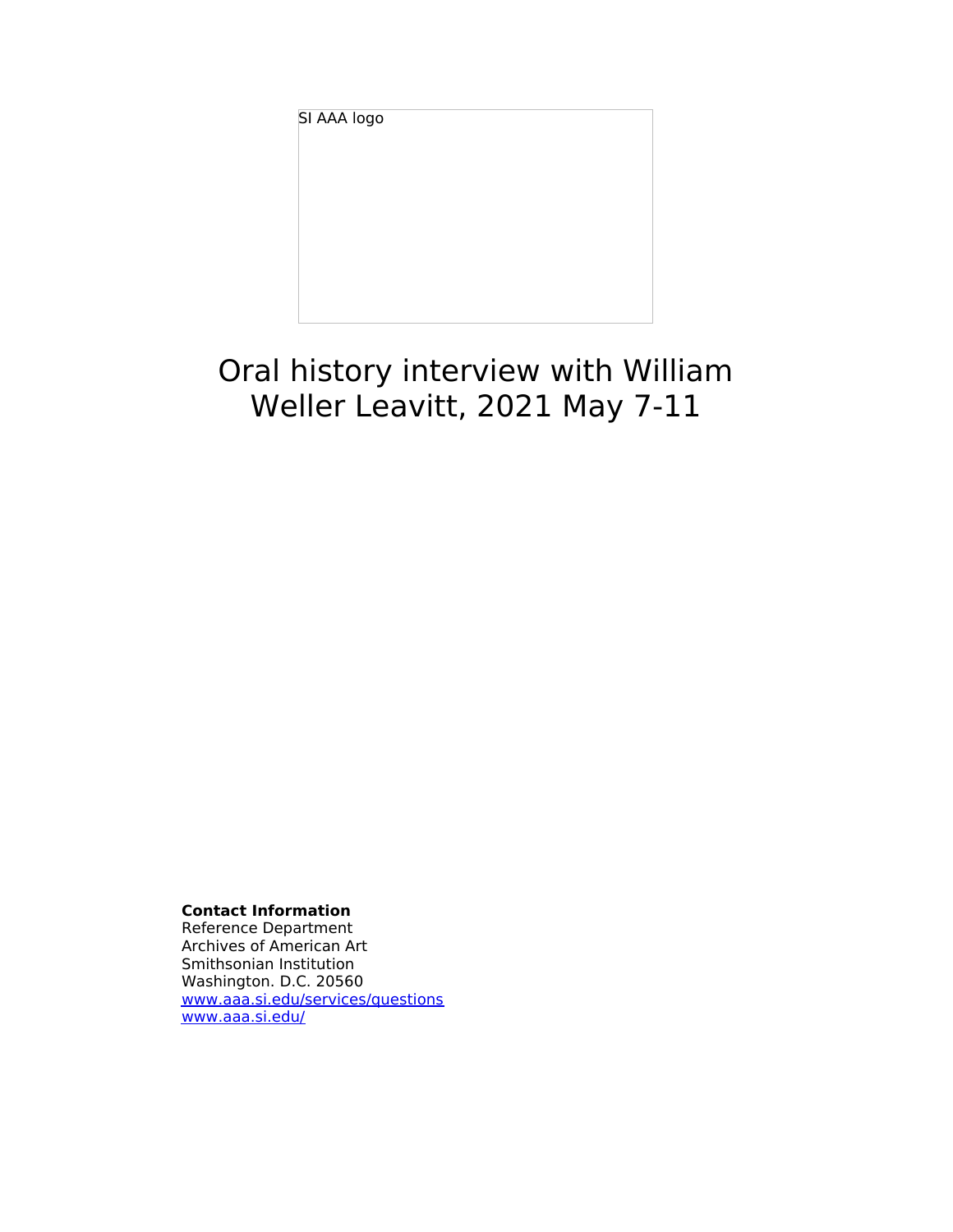SI AAA logo

# Oral history interview with William Weller Leavitt, 2021 May 7-11

**Contact Information**
Reference Department
Archives of American Art
Smithsonian Institution
Washington. D.C. 20560
[www.aaa.si.edu/services/questions](http://www.aaa.si.edu/services/questions)
[www.aaa.si.edu/](http://www.aaa.si.edu/)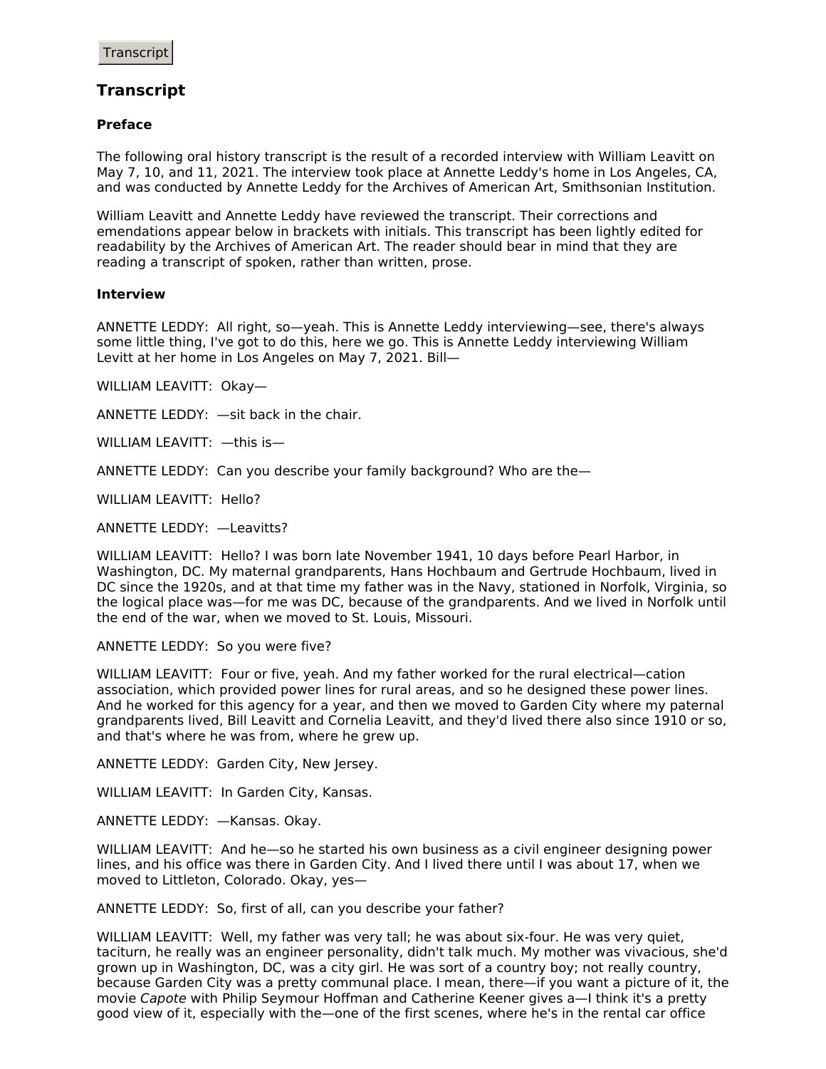Transcript

## Transcript

### Preface

The following oral history transcript is the result of a recorded interview with William Leavitt on May 7, 10, and 11, 2021. The interview took place at Annette Leddy's home in Los Angeles, CA, and was conducted by Annette Leddy for the Archives of American Art, Smithsonian Institution.

William Leavitt and Annette Leddy have reviewed the transcript. Their corrections and emendations appear below in brackets with initials. This transcript has been lightly edited for readability by the Archives of American Art. The reader should bear in mind that they are reading a transcript of spoken, rather than written, prose.

### Interview

ANNETTE LEDDY: All right, so—yeah. This is Annette Leddy interviewing—see, there's always some little thing, I've got to do this, here we go. This is Annette Leddy interviewing William Levitt at her home in Los Angeles on May 7, 2021. Bill—

WILLIAM LEAVITT: Okay—

ANNETTE LEDDY: —sit back in the chair.

WILLIAM LEAVITT: —this is—

ANNETTE LEDDY: Can you describe your family background? Who are the—

WILLIAM LEAVITT: Hello?

ANNETTE LEDDY: —Leavitts?

WILLIAM LEAVITT: Hello? I was born late November 1941, 10 days before Pearl Harbor, in Washington, DC. My maternal grandparents, Hans Hochbaum and Gertrude Hochbaum, lived in DC since the 1920s, and at that time my father was in the Navy, stationed in Norfolk, Virginia, so the logical place was—for me was DC, because of the grandparents. And we lived in Norfolk until the end of the war, when we moved to St. Louis, Missouri.

ANNETTE LEDDY: So you were five?

WILLIAM LEAVITT: Four or five, yeah. And my father worked for the rural electrical—cation association, which provided power lines for rural areas, and so he designed these power lines. And he worked for this agency for a year, and then we moved to Garden City where my paternal grandparents lived, Bill Leavitt and Cornelia Leavitt, and they'd lived there also since 1910 or so, and that's where he was from, where he grew up.

ANNETTE LEDDY: Garden City, New Jersey.

WILLIAM LEAVITT: In Garden City, Kansas.

ANNETTE LEDDY: —Kansas. Okay.

WILLIAM LEAVITT: And he—so he started his own business as a civil engineer designing power lines, and his office was there in Garden City. And I lived there until I was about 17, when we moved to Littleton, Colorado. Okay, yes—

ANNETTE LEDDY: So, first of all, can you describe your father?

WILLIAM LEAVITT: Well, my father was very tall; he was about six-four. He was very quiet, taciturn, he really was an engineer personality, didn't talk much. My mother was vivacious, she'd grown up in Washington, DC, was a city girl. He was sort of a country boy; not really country, because Garden City was a pretty communal place. I mean, there—if you want a picture of it, the movie *Capote* with Philip Seymour Hoffman and Catherine Keener gives a—I think it's a pretty good view of it, especially with the—one of the first scenes, where he's in the rental car office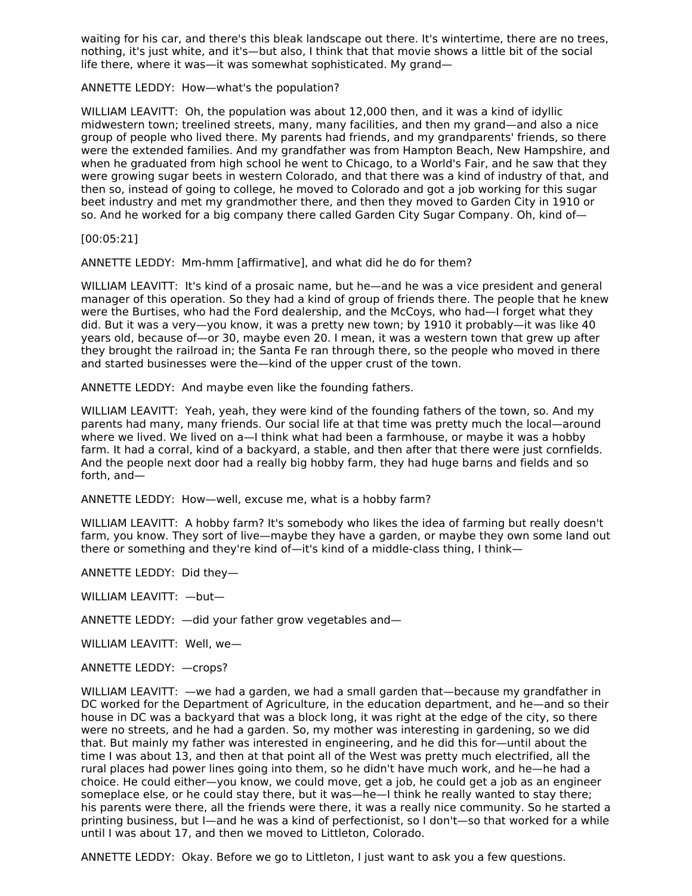waiting for his car, and there's this bleak landscape out there. It's wintertime, there are no trees, nothing, it's just white, and it's—but also, I think that that movie shows a little bit of the social life there, where it was—it was somewhat sophisticated. My grand—

ANNETTE LEDDY: How—what's the population?

WILLIAM LEAVITT: Oh, the population was about 12,000 then, and it was a kind of idyllic midwestern town; treelined streets, many, many facilities, and then my grand—and also a nice group of people who lived there. My parents had friends, and my grandparents' friends, so there were the extended families. And my grandfather was from Hampton Beach, New Hampshire, and when he graduated from high school he went to Chicago, to a World's Fair, and he saw that they were growing sugar beets in western Colorado, and that there was a kind of industry of that, and then so, instead of going to college, he moved to Colorado and got a job working for this sugar beet industry and met my grandmother there, and then they moved to Garden City in 1910 or so. And he worked for a big company there called Garden City Sugar Company. Oh, kind of—

[00:05:21]

ANNETTE LEDDY: Mm-hmm [affirmative], and what did he do for them?

WILLIAM LEAVITT: It's kind of a prosaic name, but he—and he was a vice president and general manager of this operation. So they had a kind of group of friends there. The people that he knew were the Burtises, who had the Ford dealership, and the McCoys, who had—I forget what they did. But it was a very—you know, it was a pretty new town; by 1910 it probably—it was like 40 years old, because of—or 30, maybe even 20. I mean, it was a western town that grew up after they brought the railroad in; the Santa Fe ran through there, so the people who moved in there and started businesses were the—kind of the upper crust of the town.

ANNETTE LEDDY: And maybe even like the founding fathers.

WILLIAM LEAVITT: Yeah, yeah, they were kind of the founding fathers of the town, so. And my parents had many, many friends. Our social life at that time was pretty much the local—around where we lived. We lived on a—I think what had been a farmhouse, or maybe it was a hobby farm. It had a corral, kind of a backyard, a stable, and then after that there were just cornfields. And the people next door had a really big hobby farm, they had huge barns and fields and so forth, and—

ANNETTE LEDDY: How—well, excuse me, what is a hobby farm?

WILLIAM LEAVITT: A hobby farm? It's somebody who likes the idea of farming but really doesn't farm, you know. They sort of live—maybe they have a garden, or maybe they own some land out there or something and they're kind of—it's kind of a middle-class thing, I think—

ANNETTE LEDDY: Did they—

WILLIAM LEAVITT: —but—

ANNETTE LEDDY: —did your father grow vegetables and—

WILLIAM LEAVITT: Well, we—

ANNETTE LEDDY: —crops?

WILLIAM LEAVITT: —we had a garden, we had a small garden that—because my grandfather in DC worked for the Department of Agriculture, in the education department, and he—and so their house in DC was a backyard that was a block long, it was right at the edge of the city, so there were no streets, and he had a garden. So, my mother was interesting in gardening, so we did that. But mainly my father was interested in engineering, and he did this for—until about the time I was about 13, and then at that point all of the West was pretty much electrified, all the rural places had power lines going into them, so he didn't have much work, and he—he had a choice. He could either—you know, we could move, get a job, he could get a job as an engineer someplace else, or he could stay there, but it was—he—I think he really wanted to stay there; his parents were there, all the friends were there, it was a really nice community. So he started a printing business, but I—and he was a kind of perfectionist, so I don't—so that worked for a while until I was about 17, and then we moved to Littleton, Colorado.

ANNETTE LEDDY: Okay. Before we go to Littleton, I just want to ask you a few questions.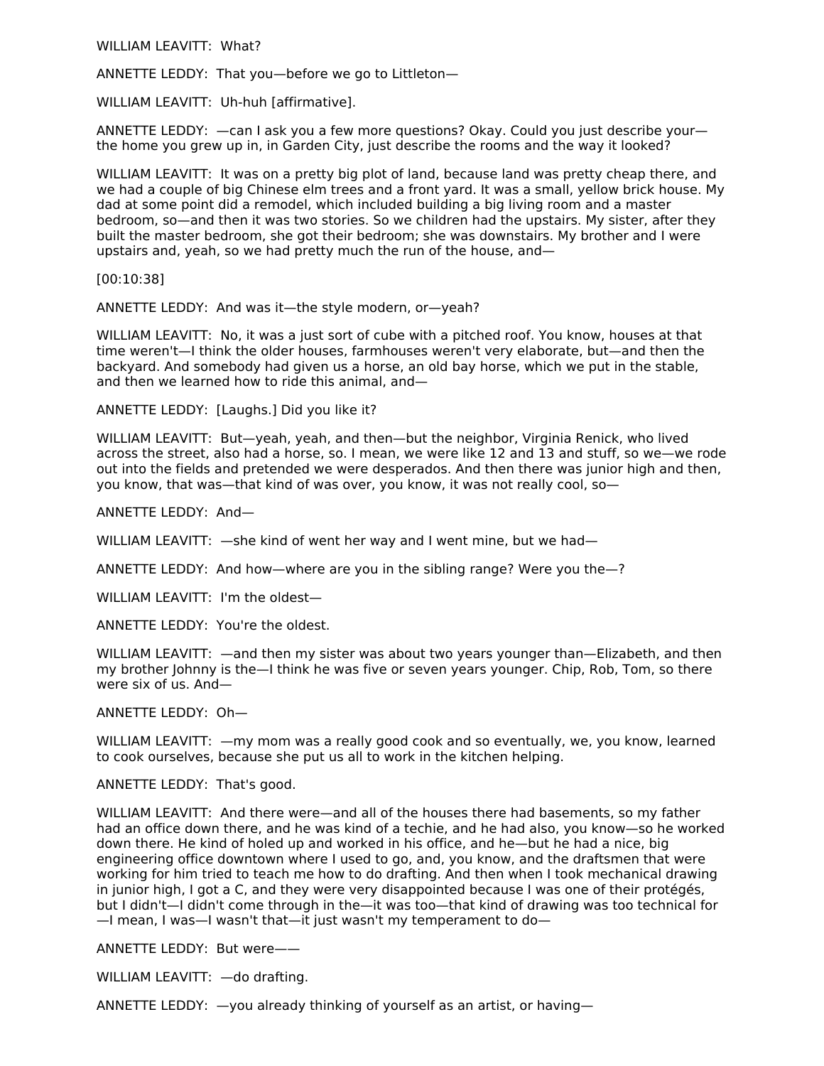WILLIAM LEAVITT: What?

ANNETTE LEDDY: That you—before we go to Littleton—

WILLIAM LEAVITT: Uh-huh [affirmative].

ANNETTE LEDDY: —can I ask you a few more questions? Okay. Could you just describe your—the home you grew up in, in Garden City, just describe the rooms and the way it looked?

WILLIAM LEAVITT: It was on a pretty big plot of land, because land was pretty cheap there, and we had a couple of big Chinese elm trees and a front yard. It was a small, yellow brick house. My dad at some point did a remodel, which included building a big living room and a master bedroom, so—and then it was two stories. So we children had the upstairs. My sister, after they built the master bedroom, she got their bedroom; she was downstairs. My brother and I were upstairs and, yeah, so we had pretty much the run of the house, and—

[00:10:38]

ANNETTE LEDDY: And was it—the style modern, or—yeah?

WILLIAM LEAVITT: No, it was a just sort of cube with a pitched roof. You know, houses at that time weren't—I think the older houses, farmhouses weren't very elaborate, but—and then the backyard. And somebody had given us a horse, an old bay horse, which we put in the stable, and then we learned how to ride this animal, and—

ANNETTE LEDDY: [Laughs.] Did you like it?

WILLIAM LEAVITT: But—yeah, yeah, and then—but the neighbor, Virginia Renick, who lived across the street, also had a horse, so. I mean, we were like 12 and 13 and stuff, so we—we rode out into the fields and pretended we were desperados. And then there was junior high and then, you know, that was—that kind of was over, you know, it was not really cool, so—

ANNETTE LEDDY: And—

WILLIAM LEAVITT: —she kind of went her way and I went mine, but we had—

ANNETTE LEDDY: And how—where are you in the sibling range? Were you the—?

WILLIAM LEAVITT: I'm the oldest—

ANNETTE LEDDY: You're the oldest.

WILLIAM LEAVITT: —and then my sister was about two years younger than—Elizabeth, and then my brother Johnny is the—I think he was five or seven years younger. Chip, Rob, Tom, so there were six of us. And—

ANNETTE LEDDY: Oh—

WILLIAM LEAVITT: —my mom was a really good cook and so eventually, we, you know, learned to cook ourselves, because she put us all to work in the kitchen helping.

ANNETTE LEDDY: That's good.

WILLIAM LEAVITT: And there were—and all of the houses there had basements, so my father had an office down there, and he was kind of a techie, and he had also, you know—so he worked down there. He kind of holed up and worked in his office, and he—but he had a nice, big engineering office downtown where I used to go, and, you know, and the draftsmen that were working for him tried to teach me how to do drafting. And then when I took mechanical drawing in junior high, I got a C, and they were very disappointed because I was one of their protégés, but I didn't—I didn't come through in the—it was too—that kind of drawing was too technical for—I mean, I was—I wasn't that—it just wasn't my temperament to do—

ANNETTE LEDDY: But were——

WILLIAM LEAVITT: —do drafting.

ANNETTE LEDDY: —you already thinking of yourself as an artist, or having—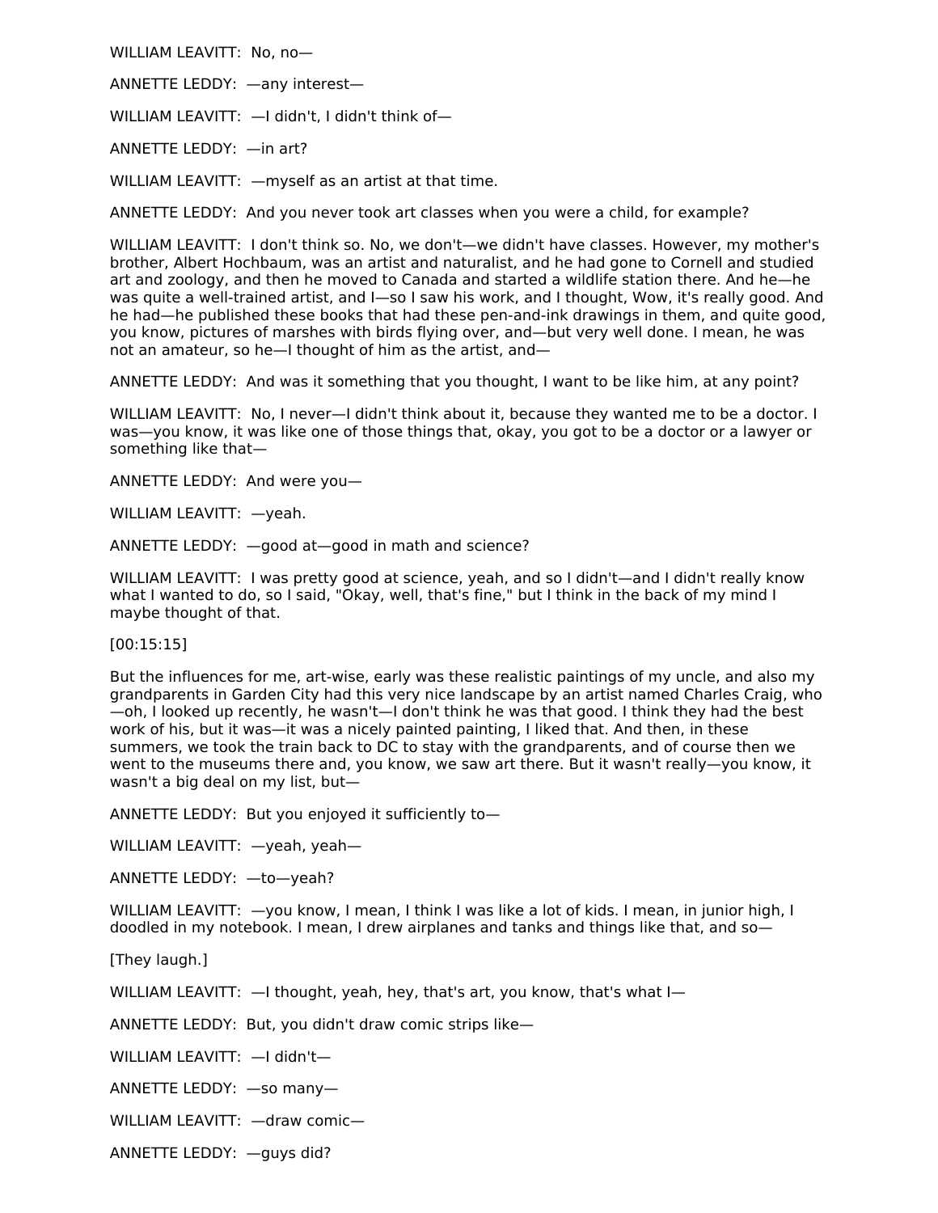WILLIAM LEAVITT: No, no—

ANNETTE LEDDY: —any interest—

WILLIAM LEAVITT: —I didn't, I didn't think of—

ANNETTE LEDDY: —in art?

WILLIAM LEAVITT: —myself as an artist at that time.

ANNETTE LEDDY: And you never took art classes when you were a child, for example?

WILLIAM LEAVITT: I don't think so. No, we don't—we didn't have classes. However, my mother's brother, Albert Hochbaum, was an artist and naturalist, and he had gone to Cornell and studied art and zoology, and then he moved to Canada and started a wildlife station there. And he—he was quite a well-trained artist, and I—so I saw his work, and I thought, Wow, it's really good. And he had—he published these books that had these pen-and-ink drawings in them, and quite good, you know, pictures of marshes with birds flying over, and—but very well done. I mean, he was not an amateur, so he—I thought of him as the artist, and—

ANNETTE LEDDY: And was it something that you thought, I want to be like him, at any point?

WILLIAM LEAVITT: No, I never—I didn't think about it, because they wanted me to be a doctor. I was—you know, it was like one of those things that, okay, you got to be a doctor or a lawyer or something like that—

ANNETTE LEDDY: And were you—

WILLIAM LEAVITT: —yeah.

ANNETTE LEDDY: —good at—good in math and science?

WILLIAM LEAVITT: I was pretty good at science, yeah, and so I didn't—and I didn't really know what I wanted to do, so I said, "Okay, well, that's fine," but I think in the back of my mind I maybe thought of that.

[00:15:15]

But the influences for me, art-wise, early was these realistic paintings of my uncle, and also my grandparents in Garden City had this very nice landscape by an artist named Charles Craig, who—oh, I looked up recently, he wasn't—I don't think he was that good. I think they had the best work of his, but it was—it was a nicely painted painting, I liked that. And then, in these summers, we took the train back to DC to stay with the grandparents, and of course then we went to the museums there and, you know, we saw art there. But it wasn't really—you know, it wasn't a big deal on my list, but—

ANNETTE LEDDY: But you enjoyed it sufficiently to—

WILLIAM LEAVITT: —yeah, yeah—

ANNETTE LEDDY: —to—yeah?

WILLIAM LEAVITT: —you know, I mean, I think I was like a lot of kids. I mean, in junior high, I doodled in my notebook. I mean, I drew airplanes and tanks and things like that, and so—

[They laugh.]

WILLIAM LEAVITT: —I thought, yeah, hey, that's art, you know, that's what I—

ANNETTE LEDDY: But, you didn't draw comic strips like—

WILLIAM LEAVITT: —I didn't—

ANNETTE LEDDY: —so many—

WILLIAM LEAVITT: —draw comic—

ANNETTE LEDDY: —guys did?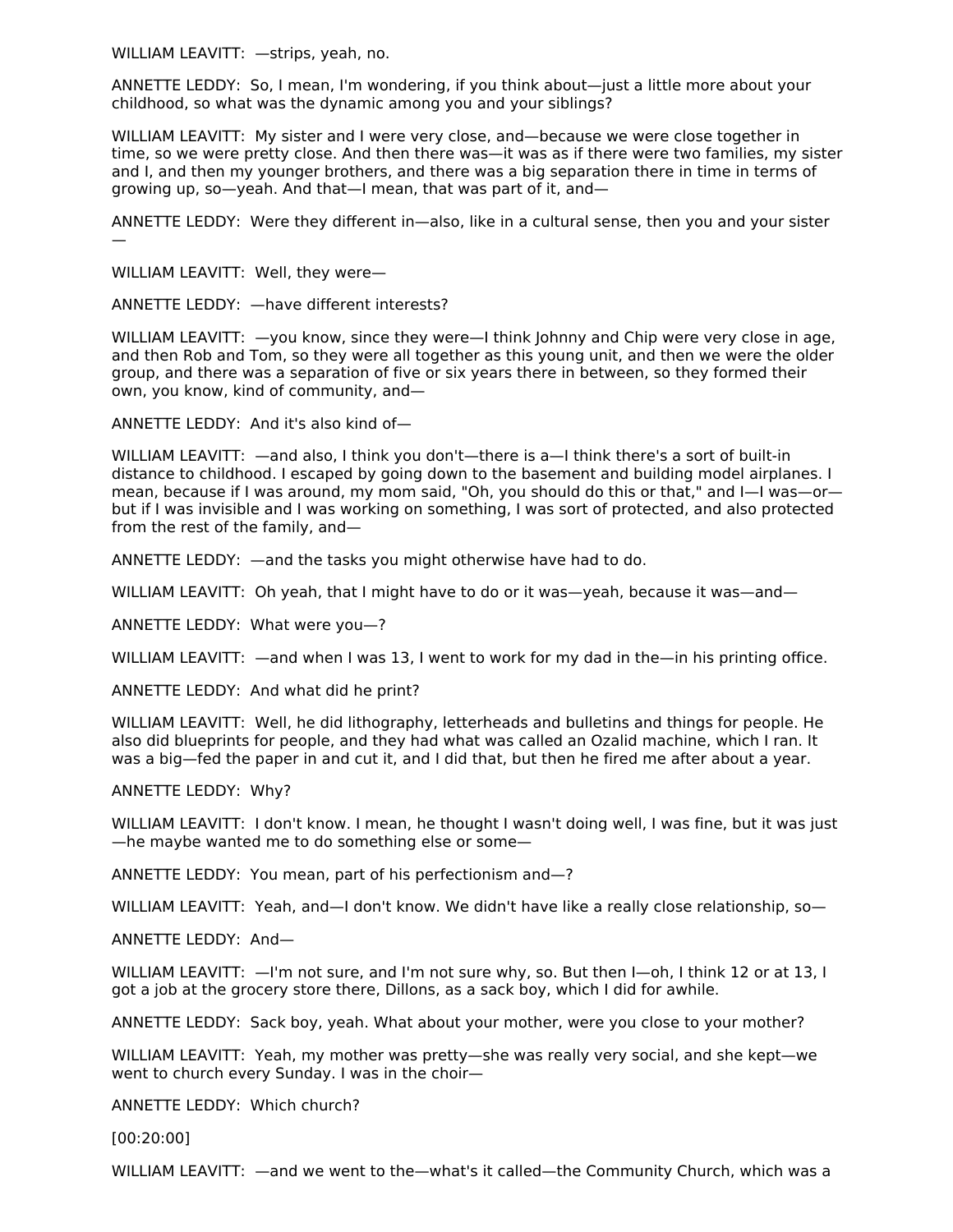WILLIAM LEAVITT: —strips, yeah, no.

ANNETTE LEDDY: So, I mean, I'm wondering, if you think about—just a little more about your childhood, so what was the dynamic among you and your siblings?

WILLIAM LEAVITT: My sister and I were very close, and—because we were close together in time, so we were pretty close. And then there was—it was as if there were two families, my sister and I, and then my younger brothers, and there was a big separation there in time in terms of growing up, so—yeah. And that—I mean, that was part of it, and—

ANNETTE LEDDY: Were they different in—also, like in a cultural sense, then you and your sister —

WILLIAM LEAVITT: Well, they were—

ANNETTE LEDDY: —have different interests?

WILLIAM LEAVITT: —you know, since they were—I think Johnny and Chip were very close in age, and then Rob and Tom, so they were all together as this young unit, and then we were the older group, and there was a separation of five or six years there in between, so they formed their own, you know, kind of community, and—

ANNETTE LEDDY: And it's also kind of—

WILLIAM LEAVITT: —and also, I think you don't—there is a—I think there's a sort of built-in distance to childhood. I escaped by going down to the basement and building model airplanes. I mean, because if I was around, my mom said, "Oh, you should do this or that," and I—I was—or—but if I was invisible and I was working on something, I was sort of protected, and also protected from the rest of the family, and—

ANNETTE LEDDY: —and the tasks you might otherwise have had to do.

WILLIAM LEAVITT: Oh yeah, that I might have to do or it was—yeah, because it was—and—

ANNETTE LEDDY: What were you—?

WILLIAM LEAVITT: —and when I was 13, I went to work for my dad in the—in his printing office.

ANNETTE LEDDY: And what did he print?

WILLIAM LEAVITT: Well, he did lithography, letterheads and bulletins and things for people. He also did blueprints for people, and they had what was called an Ozalid machine, which I ran. It was a big—fed the paper in and cut it, and I did that, but then he fired me after about a year.

ANNETTE LEDDY: Why?

WILLIAM LEAVITT: I don't know. I mean, he thought I wasn't doing well, I was fine, but it was just —he maybe wanted me to do something else or some—

ANNETTE LEDDY: You mean, part of his perfectionism and—?

WILLIAM LEAVITT: Yeah, and—I don't know. We didn't have like a really close relationship, so—

ANNETTE LEDDY: And—

WILLIAM LEAVITT: —I'm not sure, and I'm not sure why, so. But then I—oh, I think 12 or at 13, I got a job at the grocery store there, Dillons, as a sack boy, which I did for awhile.

ANNETTE LEDDY: Sack boy, yeah. What about your mother, were you close to your mother?

WILLIAM LEAVITT: Yeah, my mother was pretty—she was really very social, and she kept—we went to church every Sunday. I was in the choir—

ANNETTE LEDDY: Which church?

[00:20:00]

WILLIAM LEAVITT: —and we went to the—what's it called—the Community Church, which was a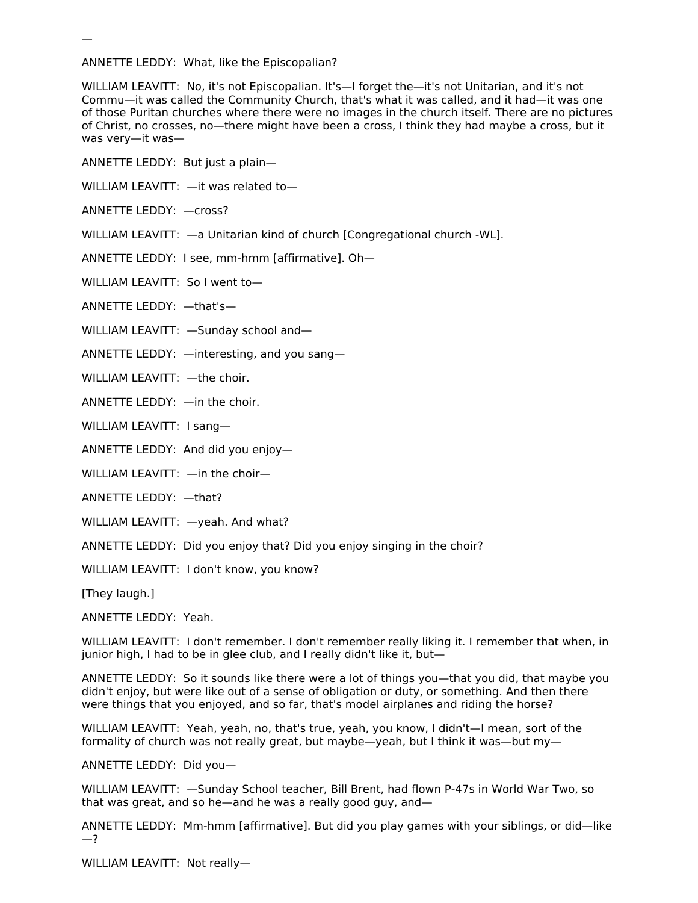—

ANNETTE LEDDY: What, like the Episcopalian?

WILLIAM LEAVITT: No, it's not Episcopalian. It's—I forget the—it's not Unitarian, and it's not Commu—it was called the Community Church, that's what it was called, and it had—it was one of those Puritan churches where there were no images in the church itself. There are no pictures of Christ, no crosses, no—there might have been a cross, I think they had maybe a cross, but it was very—it was—

ANNETTE LEDDY: But just a plain—

WILLIAM LEAVITT: —it was related to—

ANNETTE LEDDY: —cross?

WILLIAM LEAVITT: —a Unitarian kind of church [Congregational church -WL].

ANNETTE LEDDY: I see, mm-hmm [affirmative]. Oh—

WILLIAM LEAVITT: So I went to—

ANNETTE LEDDY: —that's—

WILLIAM LEAVITT: —Sunday school and—

ANNETTE LEDDY: —interesting, and you sang—

WILLIAM LEAVITT: —the choir.

ANNETTE LEDDY: —in the choir.

WILLIAM LEAVITT: I sang—

ANNETTE LEDDY: And did you enjoy—

WILLIAM LEAVITT: —in the choir—

ANNETTE LEDDY: —that?

WILLIAM LEAVITT: —yeah. And what?

ANNETTE LEDDY: Did you enjoy that? Did you enjoy singing in the choir?

WILLIAM LEAVITT: I don't know, you know?

[They laugh.]

ANNETTE LEDDY: Yeah.

WILLIAM LEAVITT: I don't remember. I don't remember really liking it. I remember that when, in junior high, I had to be in glee club, and I really didn't like it, but—

ANNETTE LEDDY: So it sounds like there were a lot of things you—that you did, that maybe you didn't enjoy, but were like out of a sense of obligation or duty, or something. And then there were things that you enjoyed, and so far, that's model airplanes and riding the horse?

WILLIAM LEAVITT: Yeah, yeah, no, that's true, yeah, you know, I didn't—I mean, sort of the formality of church was not really great, but maybe—yeah, but I think it was—but my—

ANNETTE LEDDY: Did you—

WILLIAM LEAVITT: —Sunday School teacher, Bill Brent, had flown P-47s in World War Two, so that was great, and so he—and he was a really good guy, and—

ANNETTE LEDDY: Mm-hmm [affirmative]. But did you play games with your siblings, or did—like—?

WILLIAM LEAVITT: Not really—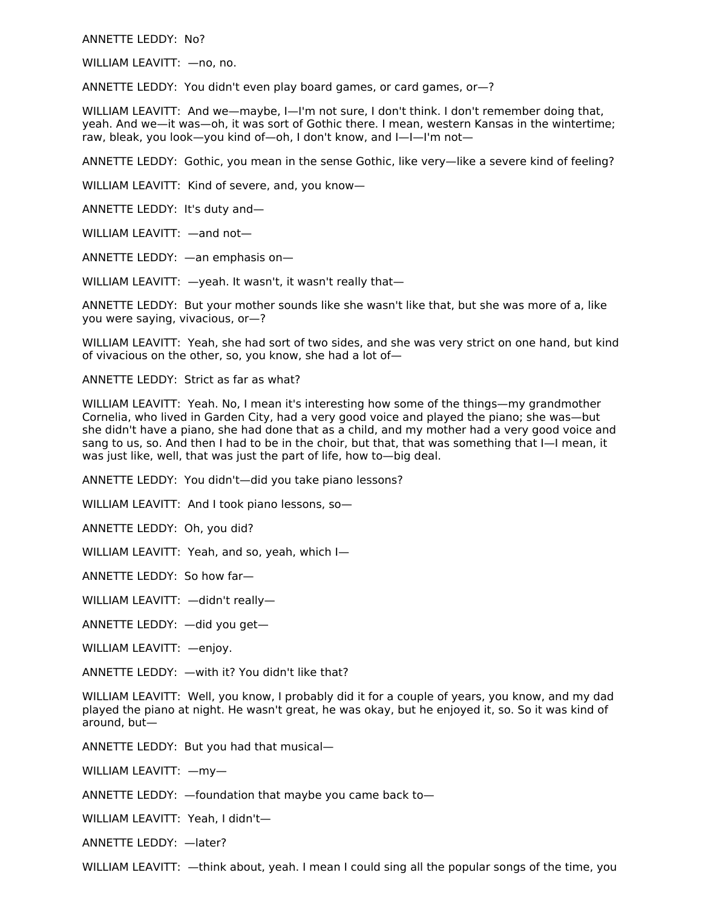ANNETTE LEDDY: No?

WILLIAM LEAVITT: —no, no.

ANNETTE LEDDY: You didn't even play board games, or card games, or—?

WILLIAM LEAVITT: And we—maybe, I—I'm not sure, I don't think. I don't remember doing that, yeah. And we—it was—oh, it was sort of Gothic there. I mean, western Kansas in the wintertime; raw, bleak, you look—you kind of—oh, I don't know, and I—I—I'm not—

ANNETTE LEDDY: Gothic, you mean in the sense Gothic, like very—like a severe kind of feeling?

WILLIAM LEAVITT: Kind of severe, and, you know—

ANNETTE LEDDY: It's duty and—

WILLIAM LEAVITT: —and not—

ANNETTE LEDDY: —an emphasis on—

WILLIAM LEAVITT: —yeah. It wasn't, it wasn't really that—

ANNETTE LEDDY: But your mother sounds like she wasn't like that, but she was more of a, like you were saying, vivacious, or—?

WILLIAM LEAVITT: Yeah, she had sort of two sides, and she was very strict on one hand, but kind of vivacious on the other, so, you know, she had a lot of—

ANNETTE LEDDY: Strict as far as what?

WILLIAM LEAVITT: Yeah. No, I mean it's interesting how some of the things—my grandmother Cornelia, who lived in Garden City, had a very good voice and played the piano; she was—but she didn't have a piano, she had done that as a child, and my mother had a very good voice and sang to us, so. And then I had to be in the choir, but that, that was something that I—I mean, it was just like, well, that was just the part of life, how to—big deal.

ANNETTE LEDDY: You didn't—did you take piano lessons?

WILLIAM LEAVITT: And I took piano lessons, so—

ANNETTE LEDDY: Oh, you did?

WILLIAM LEAVITT: Yeah, and so, yeah, which I—

ANNETTE LEDDY: So how far—

WILLIAM LEAVITT: —didn't really—

ANNETTE LEDDY: —did you get—

WILLIAM LEAVITT: —enjoy.

ANNETTE LEDDY: —with it? You didn't like that?

WILLIAM LEAVITT: Well, you know, I probably did it for a couple of years, you know, and my dad played the piano at night. He wasn't great, he was okay, but he enjoyed it, so. So it was kind of around, but—

ANNETTE LEDDY: But you had that musical—

WILLIAM LEAVITT: —my—

ANNETTE LEDDY: —foundation that maybe you came back to—

WILLIAM LEAVITT: Yeah, I didn't—

ANNETTE LEDDY: —later?

WILLIAM LEAVITT: —think about, yeah. I mean I could sing all the popular songs of the time, you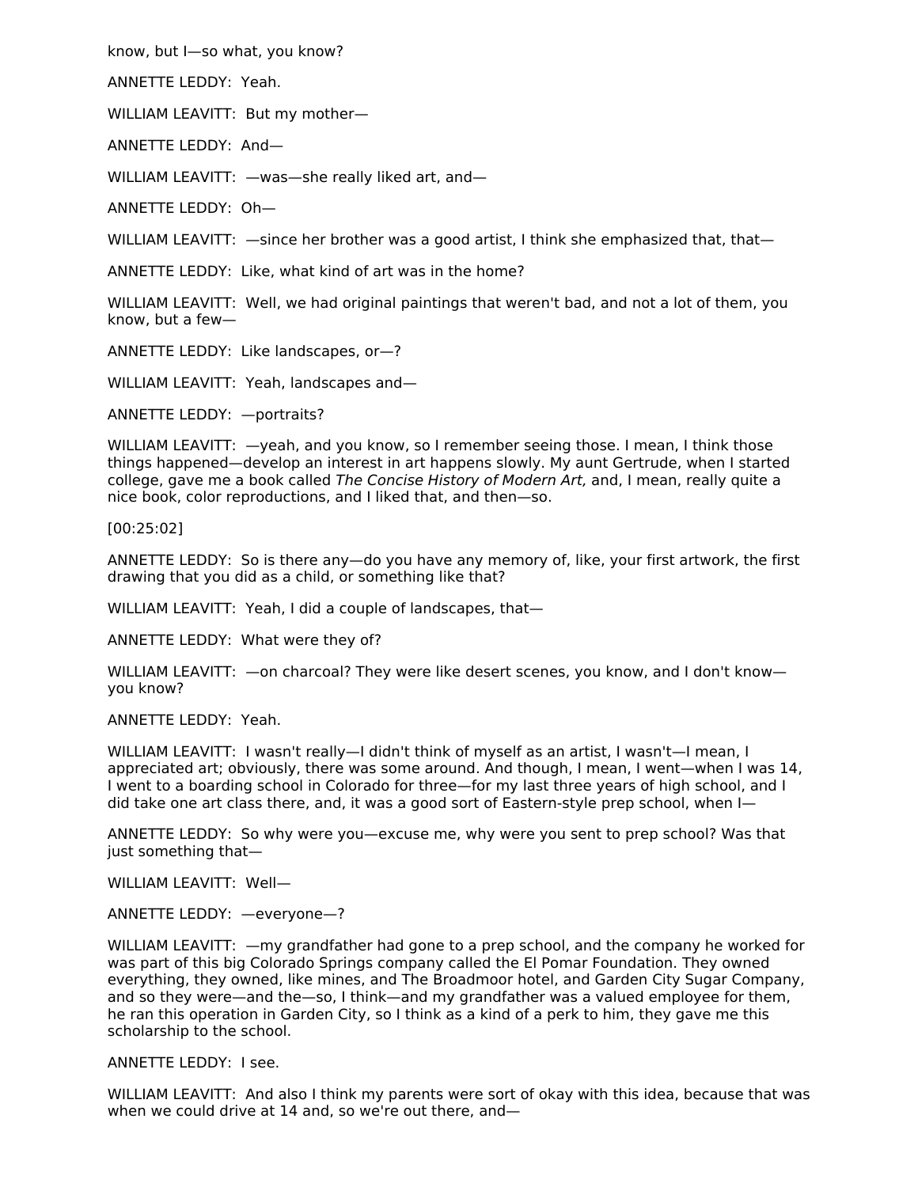know, but I—so what, you know?

ANNETTE LEDDY: Yeah.

WILLIAM LEAVITT: But my mother—

ANNETTE LEDDY: And—

WILLIAM LEAVITT: —was—she really liked art, and—

ANNETTE LEDDY: Oh—

WILLIAM LEAVITT: —since her brother was a good artist, I think she emphasized that, that—

ANNETTE LEDDY: Like, what kind of art was in the home?

WILLIAM LEAVITT: Well, we had original paintings that weren't bad, and not a lot of them, you know, but a few—

ANNETTE LEDDY: Like landscapes, or—?

WILLIAM LEAVITT: Yeah, landscapes and—

ANNETTE LEDDY: —portraits?

WILLIAM LEAVITT: —yeah, and you know, so I remember seeing those. I mean, I think those things happened—develop an interest in art happens slowly. My aunt Gertrude, when I started college, gave me a book called *The Concise History of Modern Art,* and, I mean, really quite a nice book, color reproductions, and I liked that, and then—so.

[00:25:02]

ANNETTE LEDDY: So is there any—do you have any memory of, like, your first artwork, the first drawing that you did as a child, or something like that?

WILLIAM LEAVITT: Yeah, I did a couple of landscapes, that—

ANNETTE LEDDY: What were they of?

WILLIAM LEAVITT: —on charcoal? They were like desert scenes, you know, and I don't know—you know?

ANNETTE LEDDY: Yeah.

WILLIAM LEAVITT: I wasn't really—I didn't think of myself as an artist, I wasn't—I mean, I appreciated art; obviously, there was some around. And though, I mean, I went—when I was 14, I went to a boarding school in Colorado for three—for my last three years of high school, and I did take one art class there, and, it was a good sort of Eastern-style prep school, when I—

ANNETTE LEDDY: So why were you—excuse me, why were you sent to prep school? Was that just something that—

WILLIAM LEAVITT: Well—

ANNETTE LEDDY: —everyone—?

WILLIAM LEAVITT: —my grandfather had gone to a prep school, and the company he worked for was part of this big Colorado Springs company called the El Pomar Foundation. They owned everything, they owned, like mines, and The Broadmoor hotel, and Garden City Sugar Company, and so they were—and the—so, I think—and my grandfather was a valued employee for them, he ran this operation in Garden City, so I think as a kind of a perk to him, they gave me this scholarship to the school.

ANNETTE LEDDY: I see.

WILLIAM LEAVITT: And also I think my parents were sort of okay with this idea, because that was when we could drive at 14 and, so we're out there, and—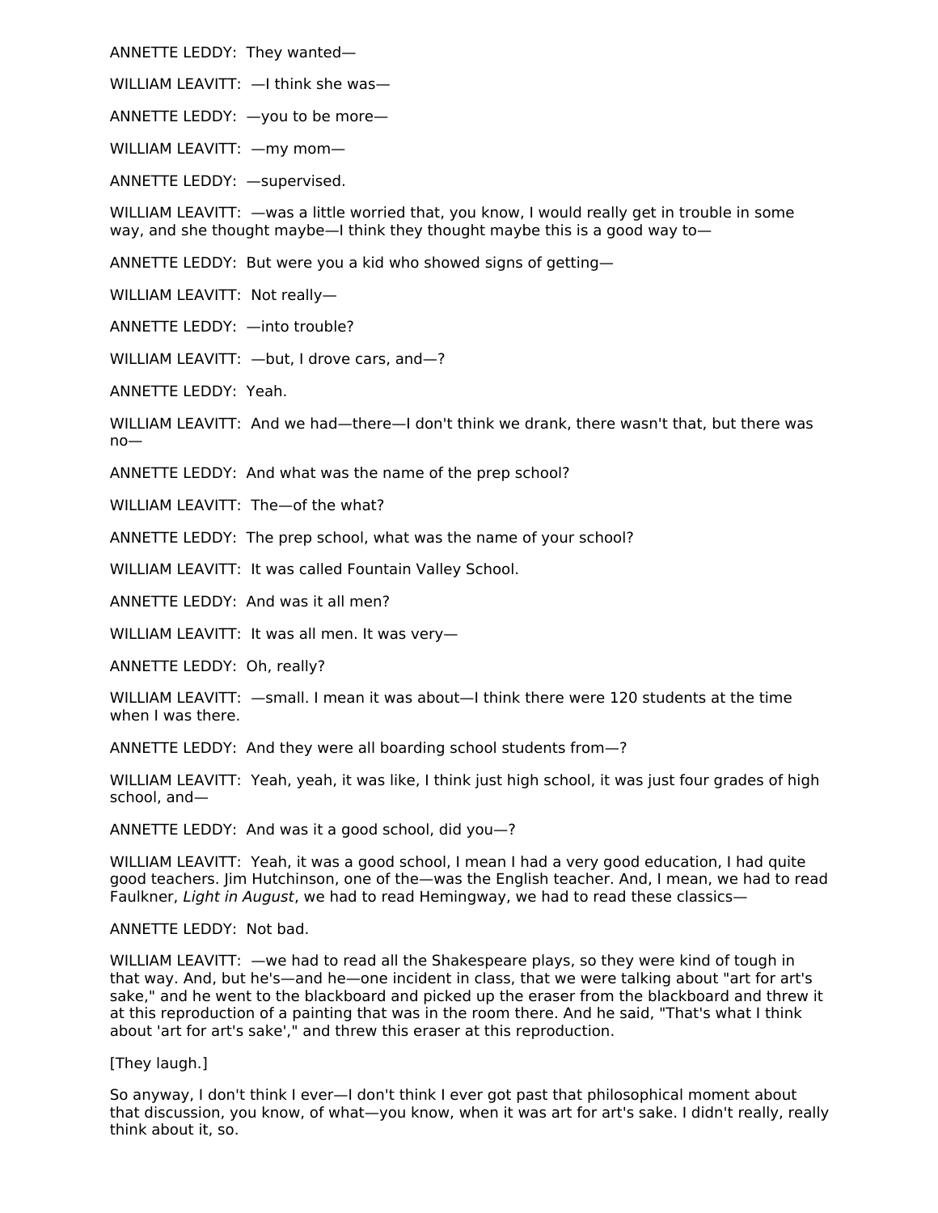ANNETTE LEDDY: They wanted—

WILLIAM LEAVITT: —I think she was—

ANNETTE LEDDY: —you to be more—

WILLIAM LEAVITT: —my mom—

ANNETTE LEDDY: —supervised.

WILLIAM LEAVITT: —was a little worried that, you know, I would really get in trouble in some way, and she thought maybe—I think they thought maybe this is a good way to—

ANNETTE LEDDY: But were you a kid who showed signs of getting—

WILLIAM LEAVITT: Not really—

ANNETTE LEDDY: —into trouble?

WILLIAM LEAVITT: —but, I drove cars, and—?

ANNETTE LEDDY: Yeah.

WILLIAM LEAVITT: And we had—there—I don't think we drank, there wasn't that, but there was no—

ANNETTE LEDDY: And what was the name of the prep school?

WILLIAM LEAVITT: The—of the what?

ANNETTE LEDDY: The prep school, what was the name of your school?

WILLIAM LEAVITT: It was called Fountain Valley School.

ANNETTE LEDDY: And was it all men?

WILLIAM LEAVITT: It was all men. It was very—

ANNETTE LEDDY: Oh, really?

WILLIAM LEAVITT: —small. I mean it was about—I think there were 120 students at the time when I was there.

ANNETTE LEDDY: And they were all boarding school students from—?

WILLIAM LEAVITT: Yeah, yeah, it was like, I think just high school, it was just four grades of high school, and—

ANNETTE LEDDY: And was it a good school, did you—?

WILLIAM LEAVITT: Yeah, it was a good school, I mean I had a very good education, I had quite good teachers. Jim Hutchinson, one of the—was the English teacher. And, I mean, we had to read Faulkner, *Light in August*, we had to read Hemingway, we had to read these classics—

ANNETTE LEDDY: Not bad.

WILLIAM LEAVITT: —we had to read all the Shakespeare plays, so they were kind of tough in that way. And, but he's—and he—one incident in class, that we were talking about "art for art's sake," and he went to the blackboard and picked up the eraser from the blackboard and threw it at this reproduction of a painting that was in the room there. And he said, "That's what I think about 'art for art's sake'," and threw this eraser at this reproduction.

[They laugh.]

So anyway, I don't think I ever—I don't think I ever got past that philosophical moment about that discussion, you know, of what—you know, when it was art for art's sake. I didn't really, really think about it, so.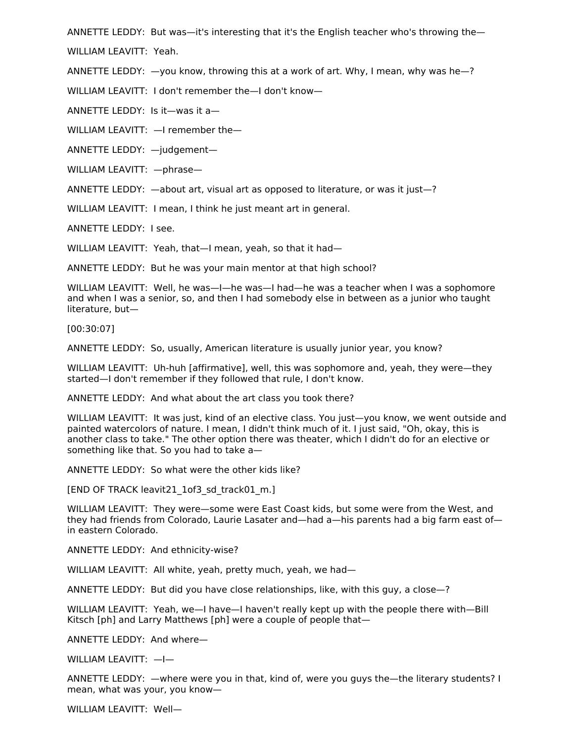ANNETTE LEDDY: But was—it's interesting that it's the English teacher who's throwing the—

WILLIAM LEAVITT: Yeah.

ANNETTE LEDDY: —you know, throwing this at a work of art. Why, I mean, why was he—?

WILLIAM LEAVITT: I don't remember the—I don't know—

ANNETTE LEDDY: Is it—was it a—

WILLIAM LEAVITT: —I remember the—

ANNETTE LEDDY: —judgement—

WILLIAM LEAVITT: —phrase—

ANNETTE LEDDY: —about art, visual art as opposed to literature, or was it just—?

WILLIAM LEAVITT: I mean, I think he just meant art in general.

ANNETTE LEDDY: I see.

WILLIAM LEAVITT: Yeah, that—I mean, yeah, so that it had—

ANNETTE LEDDY: But he was your main mentor at that high school?

WILLIAM LEAVITT: Well, he was—I—he was—I had—he was a teacher when I was a sophomore and when I was a senior, so, and then I had somebody else in between as a junior who taught literature, but—

[00:30:07]

ANNETTE LEDDY: So, usually, American literature is usually junior year, you know?

WILLIAM LEAVITT: Uh-huh [affirmative], well, this was sophomore and, yeah, they were—they started—I don't remember if they followed that rule, I don't know.

ANNETTE LEDDY: And what about the art class you took there?

WILLIAM LEAVITT: It was just, kind of an elective class. You just—you know, we went outside and painted watercolors of nature. I mean, I didn't think much of it. I just said, "Oh, okay, this is another class to take." The other option there was theater, which I didn't do for an elective or something like that. So you had to take a—

ANNETTE LEDDY: So what were the other kids like?

[END OF TRACK leavit21_1of3_sd_track01_m.]

WILLIAM LEAVITT: They were—some were East Coast kids, but some were from the West, and they had friends from Colorado, Laurie Lasater and—had a—his parents had a big farm east of—in eastern Colorado.

ANNETTE LEDDY: And ethnicity-wise?

WILLIAM LEAVITT: All white, yeah, pretty much, yeah, we had—

ANNETTE LEDDY: But did you have close relationships, like, with this guy, a close—?

WILLIAM LEAVITT: Yeah, we—I have—I haven't really kept up with the people there with—Bill Kitsch [ph] and Larry Matthews [ph] were a couple of people that—

ANNETTE LEDDY: And where—

WILLIAM LEAVITT: —I—

ANNETTE LEDDY: —where were you in that, kind of, were you guys the—the literary students? I mean, what was your, you know—

WILLIAM LEAVITT: Well—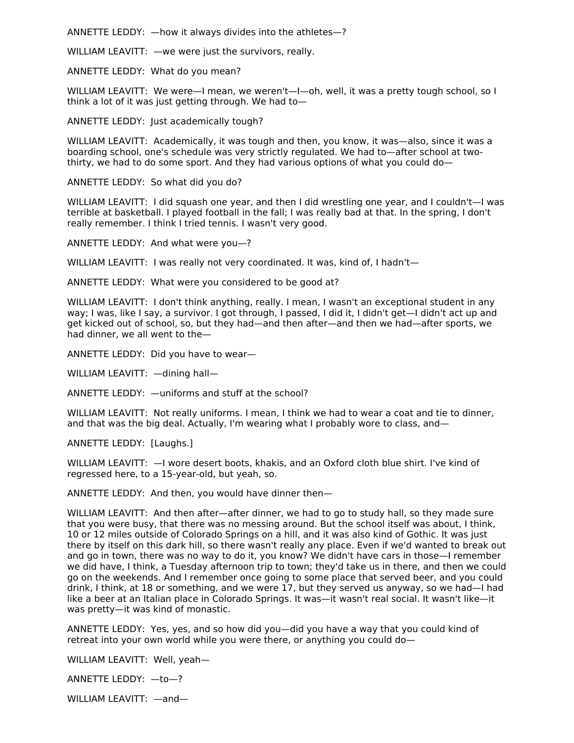ANNETTE LEDDY: —how it always divides into the athletes—?

WILLIAM LEAVITT: —we were just the survivors, really.

ANNETTE LEDDY: What do you mean?

WILLIAM LEAVITT: We were—I mean, we weren't—I—oh, well, it was a pretty tough school, so I think a lot of it was just getting through. We had to—

ANNETTE LEDDY: Just academically tough?

WILLIAM LEAVITT: Academically, it was tough and then, you know, it was—also, since it was a boarding school, one's schedule was very strictly regulated. We had to—after school at two-thirty, we had to do some sport. And they had various options of what you could do—

ANNETTE LEDDY: So what did you do?

WILLIAM LEAVITT: I did squash one year, and then I did wrestling one year, and I couldn't—I was terrible at basketball. I played football in the fall; I was really bad at that. In the spring, I don't really remember. I think I tried tennis. I wasn't very good.

ANNETTE LEDDY: And what were you—?

WILLIAM LEAVITT: I was really not very coordinated. It was, kind of, I hadn't—

ANNETTE LEDDY: What were you considered to be good at?

WILLIAM LEAVITT: I don't think anything, really. I mean, I wasn't an exceptional student in any way; I was, like I say, a survivor. I got through, I passed, I did it, I didn't get—I didn't act up and get kicked out of school, so, but they had—and then after—and then we had—after sports, we had dinner, we all went to the—

ANNETTE LEDDY: Did you have to wear—

WILLIAM LEAVITT: —dining hall—

ANNETTE LEDDY: —uniforms and stuff at the school?

WILLIAM LEAVITT: Not really uniforms. I mean, I think we had to wear a coat and tie to dinner, and that was the big deal. Actually, I'm wearing what I probably wore to class, and—

ANNETTE LEDDY: [Laughs.]

WILLIAM LEAVITT: —I wore desert boots, khakis, and an Oxford cloth blue shirt. I've kind of regressed here, to a 15-year-old, but yeah, so.

ANNETTE LEDDY: And then, you would have dinner then—

WILLIAM LEAVITT: And then after—after dinner, we had to go to study hall, so they made sure that you were busy, that there was no messing around. But the school itself was about, I think, 10 or 12 miles outside of Colorado Springs on a hill, and it was also kind of Gothic. It was just there by itself on this dark hill, so there wasn't really any place. Even if we'd wanted to break out and go in town, there was no way to do it, you know? We didn't have cars in those—I remember we did have, I think, a Tuesday afternoon trip to town; they'd take us in there, and then we could go on the weekends. And I remember once going to some place that served beer, and you could drink, I think, at 18 or something, and we were 17, but they served us anyway, so we had—I had like a beer at an Italian place in Colorado Springs. It was—it wasn't real social. It wasn't like—it was pretty—it was kind of monastic.

ANNETTE LEDDY: Yes, yes, and so how did you—did you have a way that you could kind of retreat into your own world while you were there, or anything you could do—

WILLIAM LEAVITT: Well, yeah—

ANNETTE LEDDY: —to—?

WILLIAM LEAVITT: —and—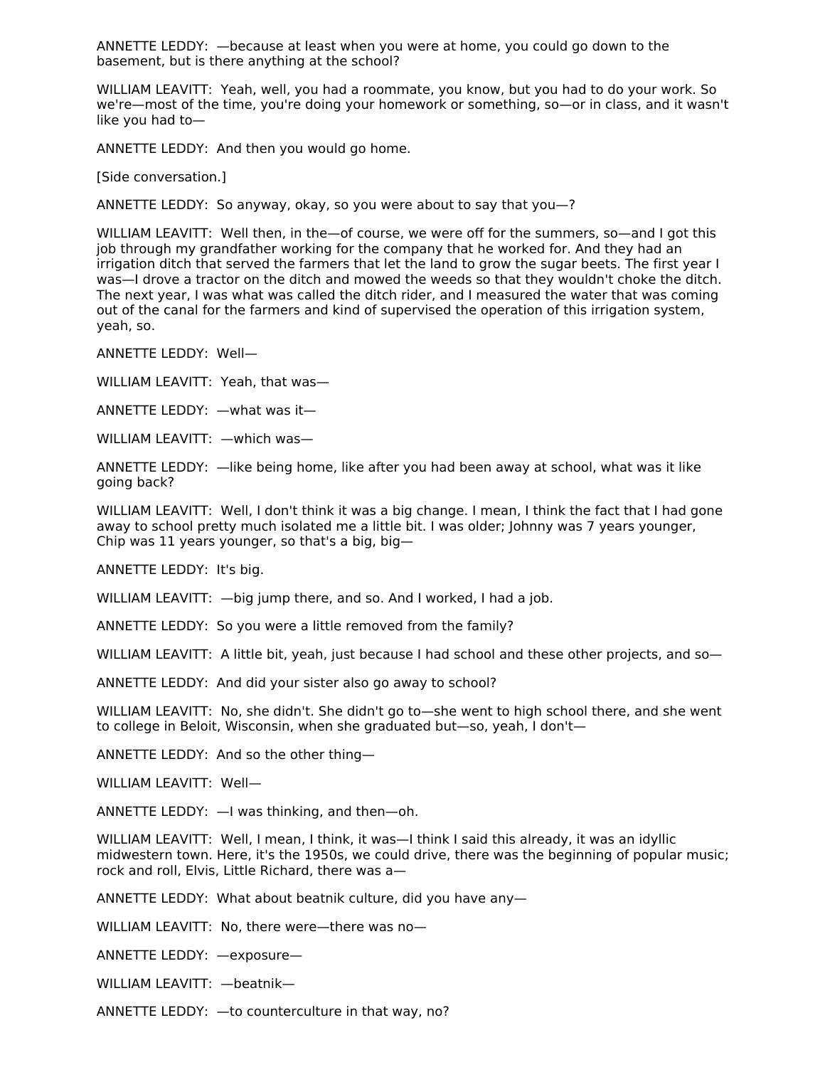ANNETTE LEDDY: —because at least when you were at home, you could go down to the basement, but is there anything at the school?

WILLIAM LEAVITT: Yeah, well, you had a roommate, you know, but you had to do your work. So we're—most of the time, you're doing your homework or something, so—or in class, and it wasn't like you had to—

ANNETTE LEDDY: And then you would go home.

[Side conversation.]

ANNETTE LEDDY: So anyway, okay, so you were about to say that you—?

WILLIAM LEAVITT: Well then, in the—of course, we were off for the summers, so—and I got this job through my grandfather working for the company that he worked for. And they had an irrigation ditch that served the farmers that let the land to grow the sugar beets. The first year I was—I drove a tractor on the ditch and mowed the weeds so that they wouldn't choke the ditch. The next year, I was what was called the ditch rider, and I measured the water that was coming out of the canal for the farmers and kind of supervised the operation of this irrigation system, yeah, so.

ANNETTE LEDDY: Well—

WILLIAM LEAVITT: Yeah, that was—

ANNETTE LEDDY: —what was it—

WILLIAM LEAVITT: —which was—

ANNETTE LEDDY: —like being home, like after you had been away at school, what was it like going back?

WILLIAM LEAVITT: Well, I don't think it was a big change. I mean, I think the fact that I had gone away to school pretty much isolated me a little bit. I was older; Johnny was 7 years younger, Chip was 11 years younger, so that's a big, big—

ANNETTE LEDDY: It's big.

WILLIAM LEAVITT: —big jump there, and so. And I worked, I had a job.

ANNETTE LEDDY: So you were a little removed from the family?

WILLIAM LEAVITT: A little bit, yeah, just because I had school and these other projects, and so—

ANNETTE LEDDY: And did your sister also go away to school?

WILLIAM LEAVITT: No, she didn't. She didn't go to—she went to high school there, and she went to college in Beloit, Wisconsin, when she graduated but—so, yeah, I don't—

ANNETTE LEDDY: And so the other thing—

WILLIAM LEAVITT: Well—

ANNETTE LEDDY: —I was thinking, and then—oh.

WILLIAM LEAVITT: Well, I mean, I think, it was—I think I said this already, it was an idyllic midwestern town. Here, it's the 1950s, we could drive, there was the beginning of popular music; rock and roll, Elvis, Little Richard, there was a—

ANNETTE LEDDY: What about beatnik culture, did you have any—

WILLIAM LEAVITT: No, there were—there was no—

ANNETTE LEDDY: —exposure—

WILLIAM LEAVITT: —beatnik—

ANNETTE LEDDY: —to counterculture in that way, no?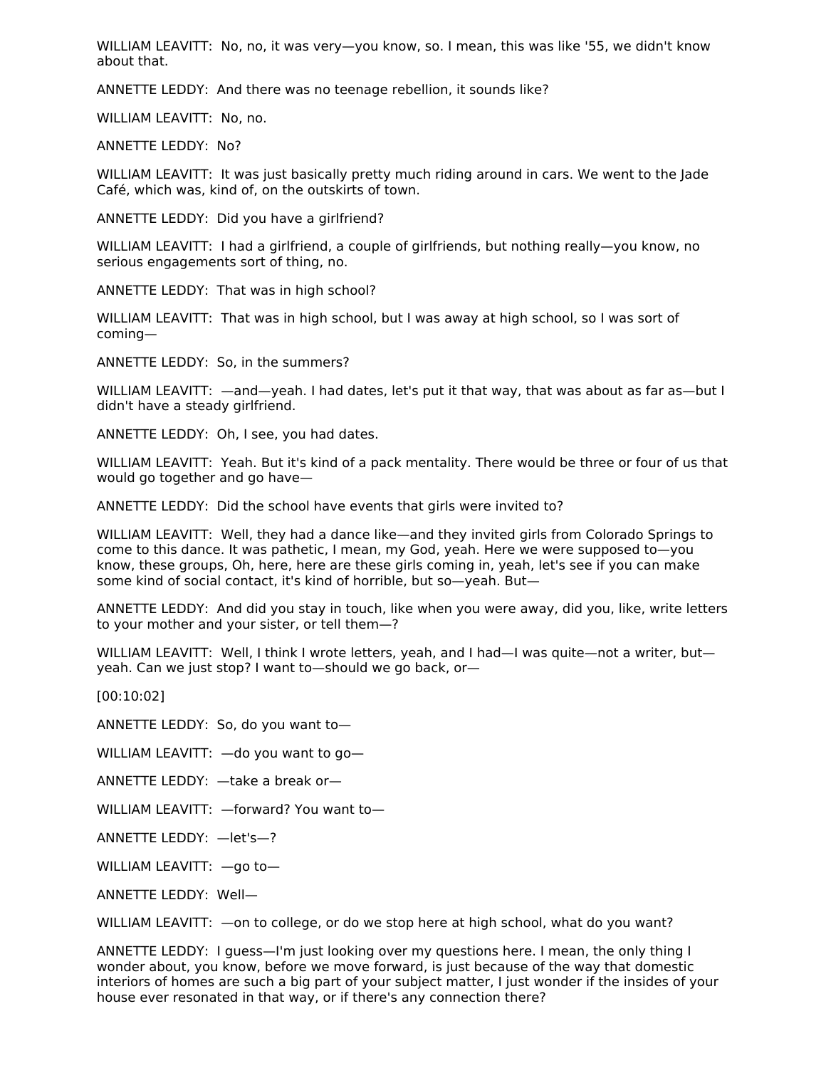WILLIAM LEAVITT: No, no, it was very—you know, so. I mean, this was like '55, we didn't know about that.

ANNETTE LEDDY: And there was no teenage rebellion, it sounds like?

WILLIAM LEAVITT: No, no.

ANNETTE LEDDY: No?

WILLIAM LEAVITT: It was just basically pretty much riding around in cars. We went to the Jade Café, which was, kind of, on the outskirts of town.

ANNETTE LEDDY: Did you have a girlfriend?

WILLIAM LEAVITT: I had a girlfriend, a couple of girlfriends, but nothing really—you know, no serious engagements sort of thing, no.

ANNETTE LEDDY: That was in high school?

WILLIAM LEAVITT: That was in high school, but I was away at high school, so I was sort of coming—

ANNETTE LEDDY: So, in the summers?

WILLIAM LEAVITT: —and—yeah. I had dates, let's put it that way, that was about as far as—but I didn't have a steady girlfriend.

ANNETTE LEDDY: Oh, I see, you had dates.

WILLIAM LEAVITT: Yeah. But it's kind of a pack mentality. There would be three or four of us that would go together and go have—

ANNETTE LEDDY: Did the school have events that girls were invited to?

WILLIAM LEAVITT: Well, they had a dance like—and they invited girls from Colorado Springs to come to this dance. It was pathetic, I mean, my God, yeah. Here we were supposed to—you know, these groups, Oh, here, here are these girls coming in, yeah, let's see if you can make some kind of social contact, it's kind of horrible, but so—yeah. But—

ANNETTE LEDDY: And did you stay in touch, like when you were away, did you, like, write letters to your mother and your sister, or tell them—?

WILLIAM LEAVITT: Well, I think I wrote letters, yeah, and I had—I was quite—not a writer, but—yeah. Can we just stop? I want to—should we go back, or—

[00:10:02]

ANNETTE LEDDY: So, do you want to—

WILLIAM LEAVITT: —do you want to go—

ANNETTE LEDDY: —take a break or—

WILLIAM LEAVITT: —forward? You want to—

ANNETTE LEDDY: —let's—?

WILLIAM LEAVITT: —go to—

ANNETTE LEDDY: Well—

WILLIAM LEAVITT: —on to college, or do we stop here at high school, what do you want?

ANNETTE LEDDY: I guess—I'm just looking over my questions here. I mean, the only thing I wonder about, you know, before we move forward, is just because of the way that domestic interiors of homes are such a big part of your subject matter, I just wonder if the insides of your house ever resonated in that way, or if there's any connection there?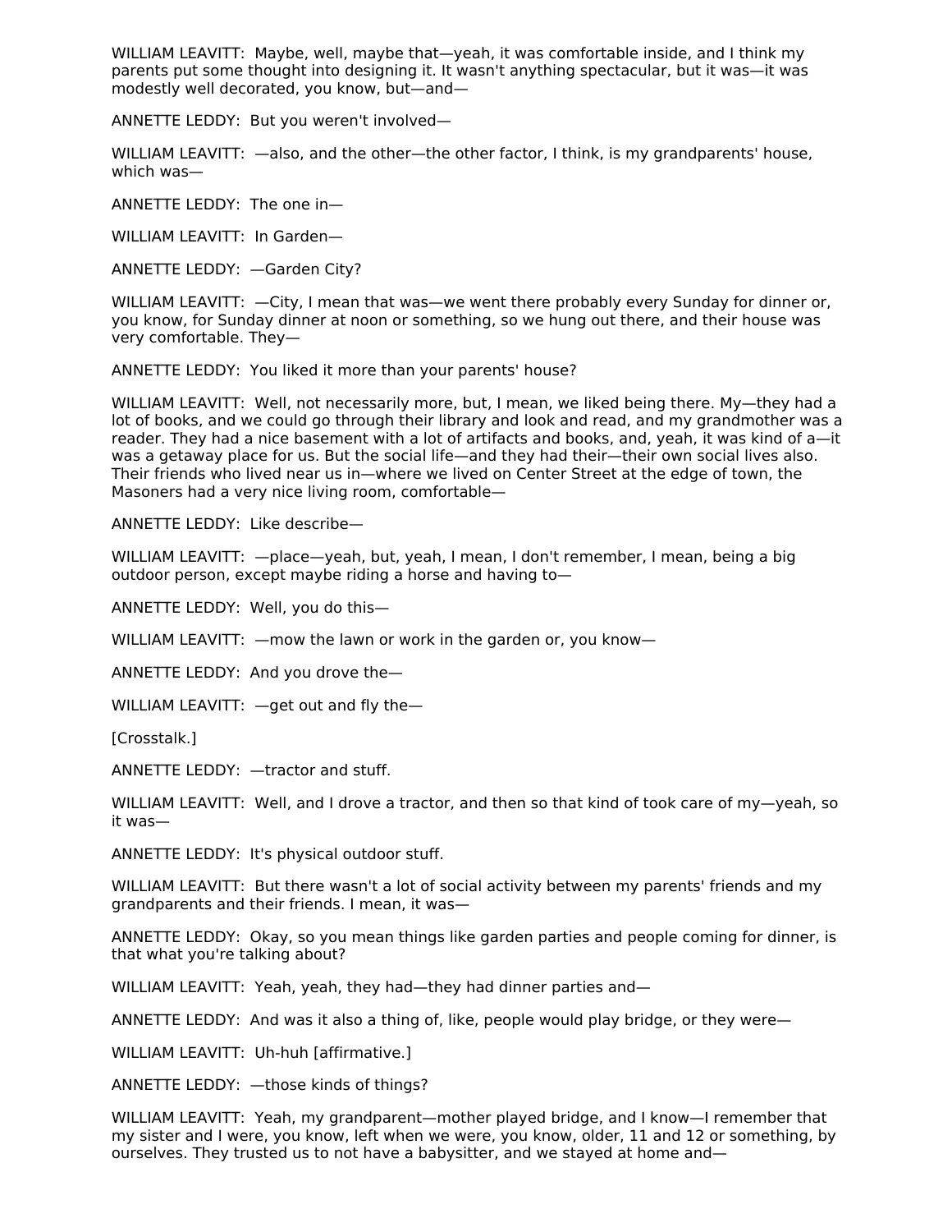WILLIAM LEAVITT: Maybe, well, maybe that—yeah, it was comfortable inside, and I think my parents put some thought into designing it. It wasn't anything spectacular, but it was—it was modestly well decorated, you know, but—and—

ANNETTE LEDDY: But you weren't involved—

WILLIAM LEAVITT: —also, and the other—the other factor, I think, is my grandparents' house, which was—

ANNETTE LEDDY: The one in—

WILLIAM LEAVITT: In Garden—

ANNETTE LEDDY: —Garden City?

WILLIAM LEAVITT: —City, I mean that was—we went there probably every Sunday for dinner or, you know, for Sunday dinner at noon or something, so we hung out there, and their house was very comfortable. They—

ANNETTE LEDDY: You liked it more than your parents' house?

WILLIAM LEAVITT: Well, not necessarily more, but, I mean, we liked being there. My—they had a lot of books, and we could go through their library and look and read, and my grandmother was a reader. They had a nice basement with a lot of artifacts and books, and, yeah, it was kind of a—it was a getaway place for us. But the social life—and they had their—their own social lives also. Their friends who lived near us in—where we lived on Center Street at the edge of town, the Masoners had a very nice living room, comfortable—

ANNETTE LEDDY: Like describe—

WILLIAM LEAVITT: —place—yeah, but, yeah, I mean, I don't remember, I mean, being a big outdoor person, except maybe riding a horse and having to—

ANNETTE LEDDY: Well, you do this—

WILLIAM LEAVITT: —mow the lawn or work in the garden or, you know—

ANNETTE LEDDY: And you drove the—

WILLIAM LEAVITT: —get out and fly the—

[Crosstalk.]

ANNETTE LEDDY: —tractor and stuff.

WILLIAM LEAVITT: Well, and I drove a tractor, and then so that kind of took care of my—yeah, so it was—

ANNETTE LEDDY: It's physical outdoor stuff.

WILLIAM LEAVITT: But there wasn't a lot of social activity between my parents' friends and my grandparents and their friends. I mean, it was—

ANNETTE LEDDY: Okay, so you mean things like garden parties and people coming for dinner, is that what you're talking about?

WILLIAM LEAVITT: Yeah, yeah, they had—they had dinner parties and—

ANNETTE LEDDY: And was it also a thing of, like, people would play bridge, or they were—

WILLIAM LEAVITT: Uh-huh [affirmative.]

ANNETTE LEDDY: —those kinds of things?

WILLIAM LEAVITT: Yeah, my grandparent—mother played bridge, and I know—I remember that my sister and I were, you know, left when we were, you know, older, 11 and 12 or something, by ourselves. They trusted us to not have a babysitter, and we stayed at home and—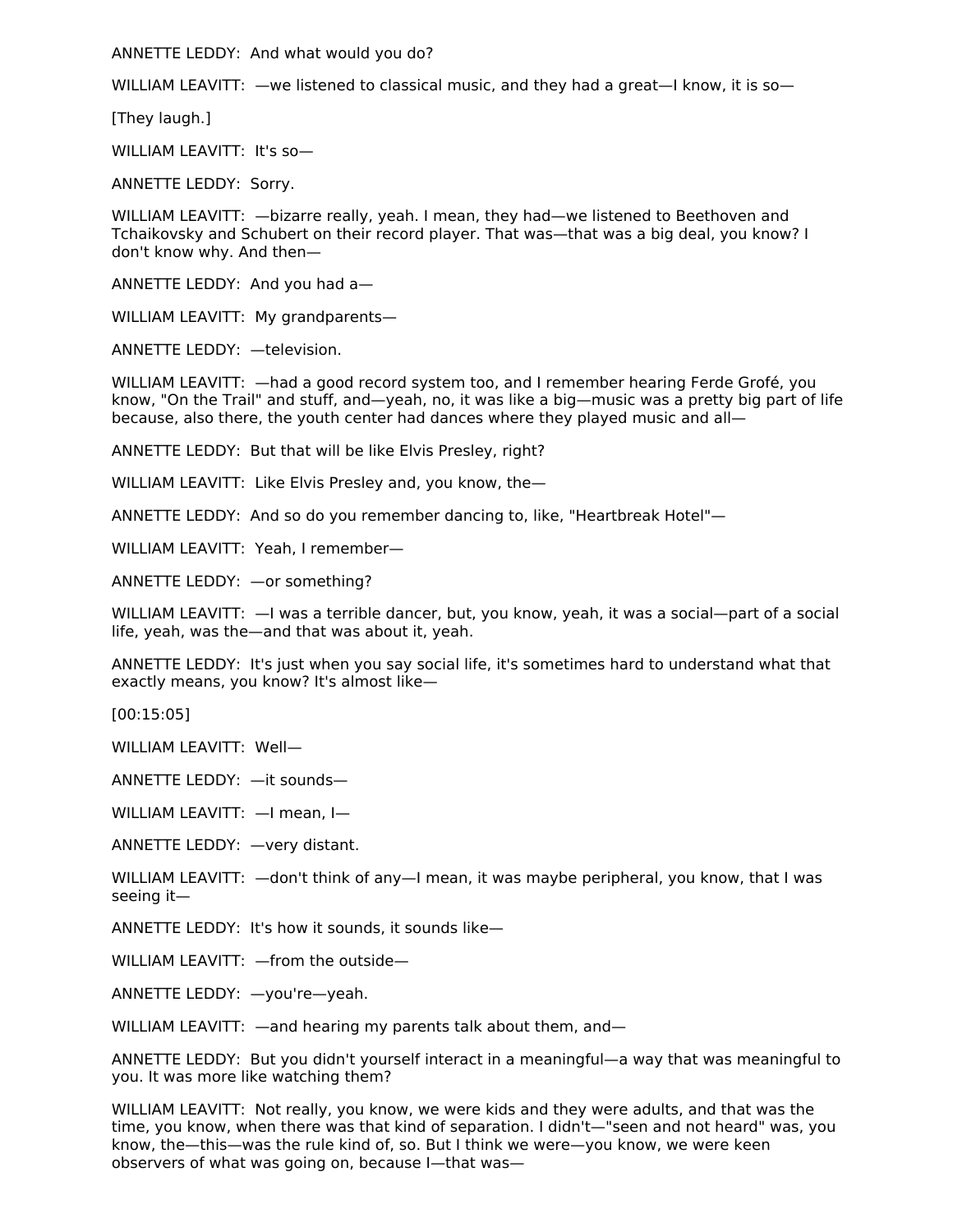ANNETTE LEDDY: And what would you do?

WILLIAM LEAVITT: —we listened to classical music, and they had a great—I know, it is so—

[They laugh.]

WILLIAM LEAVITT: It's so—

ANNETTE LEDDY: Sorry.

WILLIAM LEAVITT: —bizarre really, yeah. I mean, they had—we listened to Beethoven and Tchaikovsky and Schubert on their record player. That was—that was a big deal, you know? I don't know why. And then—

ANNETTE LEDDY: And you had a—

WILLIAM LEAVITT: My grandparents—

ANNETTE LEDDY: —television.

WILLIAM LEAVITT: —had a good record system too, and I remember hearing Ferde Grofé, you know, "On the Trail" and stuff, and—yeah, no, it was like a big—music was a pretty big part of life because, also there, the youth center had dances where they played music and all—

ANNETTE LEDDY: But that will be like Elvis Presley, right?

WILLIAM LEAVITT: Like Elvis Presley and, you know, the—

ANNETTE LEDDY: And so do you remember dancing to, like, "Heartbreak Hotel"—

WILLIAM LEAVITT: Yeah, I remember—

ANNETTE LEDDY: —or something?

WILLIAM LEAVITT: —I was a terrible dancer, but, you know, yeah, it was a social—part of a social life, yeah, was the—and that was about it, yeah.

ANNETTE LEDDY: It's just when you say social life, it's sometimes hard to understand what that exactly means, you know? It's almost like—

[00:15:05]

WILLIAM LEAVITT: Well—

ANNETTE LEDDY: —it sounds—

WILLIAM LEAVITT: —I mean, I—

ANNETTE LEDDY: —very distant.

WILLIAM LEAVITT: —don't think of any—I mean, it was maybe peripheral, you know, that I was seeing it—

ANNETTE LEDDY: It's how it sounds, it sounds like—

WILLIAM LEAVITT: —from the outside—

ANNETTE LEDDY: —you're—yeah.

WILLIAM LEAVITT: —and hearing my parents talk about them, and—

ANNETTE LEDDY: But you didn't yourself interact in a meaningful—a way that was meaningful to you. It was more like watching them?

WILLIAM LEAVITT: Not really, you know, we were kids and they were adults, and that was the time, you know, when there was that kind of separation. I didn't—"seen and not heard" was, you know, the—this—was the rule kind of, so. But I think we were—you know, we were keen observers of what was going on, because I—that was—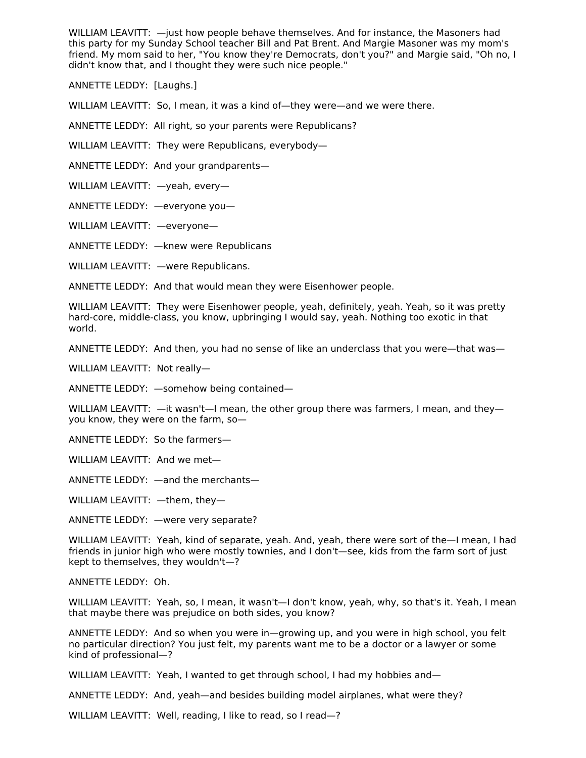WILLIAM LEAVITT: —just how people behave themselves. And for instance, the Masoners had this party for my Sunday School teacher Bill and Pat Brent. And Margie Masoner was my mom's friend. My mom said to her, "You know they're Democrats, don't you?" and Margie said, "Oh no, I didn't know that, and I thought they were such nice people."

ANNETTE LEDDY: [Laughs.]

WILLIAM LEAVITT: So, I mean, it was a kind of—they were—and we were there.

ANNETTE LEDDY: All right, so your parents were Republicans?

WILLIAM LEAVITT: They were Republicans, everybody—

ANNETTE LEDDY: And your grandparents—

WILLIAM LEAVITT: —yeah, every—

ANNETTE LEDDY: —everyone you—

WILLIAM LEAVITT: —everyone—

ANNETTE LEDDY: —knew were Republicans

WILLIAM LEAVITT: —were Republicans.

ANNETTE LEDDY: And that would mean they were Eisenhower people.

WILLIAM LEAVITT: They were Eisenhower people, yeah, definitely, yeah. Yeah, so it was pretty hard-core, middle-class, you know, upbringing I would say, yeah. Nothing too exotic in that world.

ANNETTE LEDDY: And then, you had no sense of like an underclass that you were—that was—

WILLIAM LEAVITT: Not really—

ANNETTE LEDDY: —somehow being contained—

WILLIAM LEAVITT: —it wasn't—I mean, the other group there was farmers, I mean, and they—you know, they were on the farm, so—

ANNETTE LEDDY: So the farmers—

WILLIAM LEAVITT: And we met—

ANNETTE LEDDY: —and the merchants—

WILLIAM LEAVITT: —them, they—

ANNETTE LEDDY: —were very separate?

WILLIAM LEAVITT: Yeah, kind of separate, yeah. And, yeah, there were sort of the—I mean, I had friends in junior high who were mostly townies, and I don't—see, kids from the farm sort of just kept to themselves, they wouldn't—?

ANNETTE LEDDY: Oh.

WILLIAM LEAVITT: Yeah, so, I mean, it wasn't—I don't know, yeah, why, so that's it. Yeah, I mean that maybe there was prejudice on both sides, you know?

ANNETTE LEDDY: And so when you were in—growing up, and you were in high school, you felt no particular direction? You just felt, my parents want me to be a doctor or a lawyer or some kind of professional—?

WILLIAM LEAVITT: Yeah, I wanted to get through school, I had my hobbies and—

ANNETTE LEDDY: And, yeah—and besides building model airplanes, what were they?

WILLIAM LEAVITT: Well, reading, I like to read, so I read—?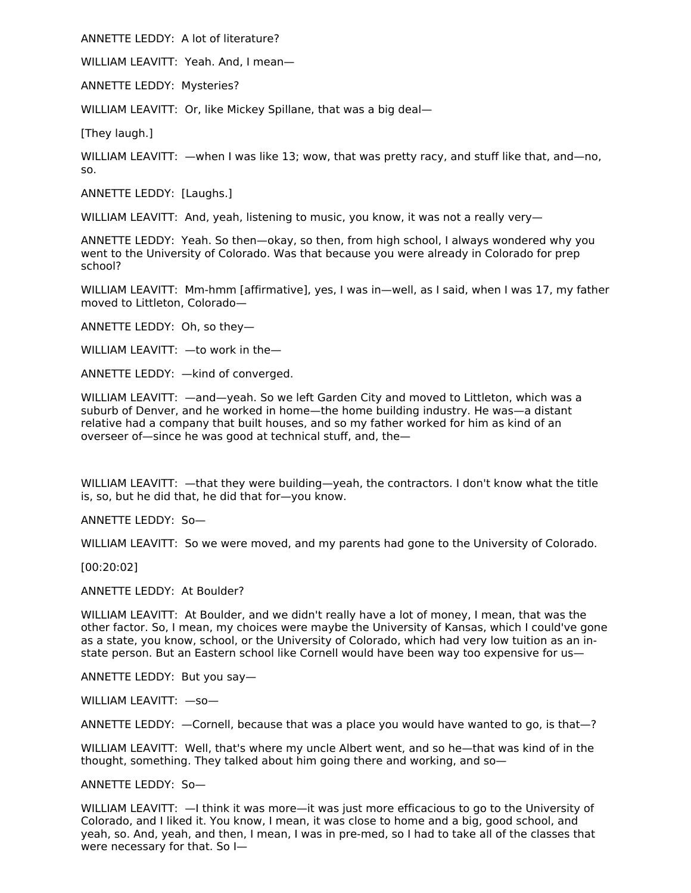ANNETTE LEDDY: A lot of literature?

WILLIAM LEAVITT: Yeah. And, I mean—

ANNETTE LEDDY: Mysteries?

WILLIAM LEAVITT: Or, like Mickey Spillane, that was a big deal—

[They laugh.]

WILLIAM LEAVITT: —when I was like 13; wow, that was pretty racy, and stuff like that, and—no, so.

ANNETTE LEDDY: [Laughs.]

WILLIAM LEAVITT: And, yeah, listening to music, you know, it was not a really very—

ANNETTE LEDDY: Yeah. So then—okay, so then, from high school, I always wondered why you went to the University of Colorado. Was that because you were already in Colorado for prep school?

WILLIAM LEAVITT: Mm-hmm [affirmative], yes, I was in—well, as I said, when I was 17, my father moved to Littleton, Colorado—

ANNETTE LEDDY: Oh, so they—

WILLIAM LEAVITT: —to work in the—

ANNETTE LEDDY: —kind of converged.

WILLIAM LEAVITT: —and—yeah. So we left Garden City and moved to Littleton, which was a suburb of Denver, and he worked in home—the home building industry. He was—a distant relative had a company that built houses, and so my father worked for him as kind of an overseer of—since he was good at technical stuff, and, the—

WILLIAM LEAVITT: —that they were building—yeah, the contractors. I don't know what the title is, so, but he did that, he did that for—you know.

ANNETTE LEDDY: So—

WILLIAM LEAVITT: So we were moved, and my parents had gone to the University of Colorado.

[00:20:02]

ANNETTE LEDDY: At Boulder?

WILLIAM LEAVITT: At Boulder, and we didn't really have a lot of money, I mean, that was the other factor. So, I mean, my choices were maybe the University of Kansas, which I could've gone as a state, you know, school, or the University of Colorado, which had very low tuition as an in-state person. But an Eastern school like Cornell would have been way too expensive for us—

ANNETTE LEDDY: But you say—

WILLIAM LEAVITT: —so—

ANNETTE LEDDY: —Cornell, because that was a place you would have wanted to go, is that—?

WILLIAM LEAVITT: Well, that's where my uncle Albert went, and so he—that was kind of in the thought, something. They talked about him going there and working, and so—

ANNETTE LEDDY: So—

WILLIAM LEAVITT: —I think it was more—it was just more efficacious to go to the University of Colorado, and I liked it. You know, I mean, it was close to home and a big, good school, and yeah, so. And, yeah, and then, I mean, I was in pre-med, so I had to take all of the classes that were necessary for that. So I—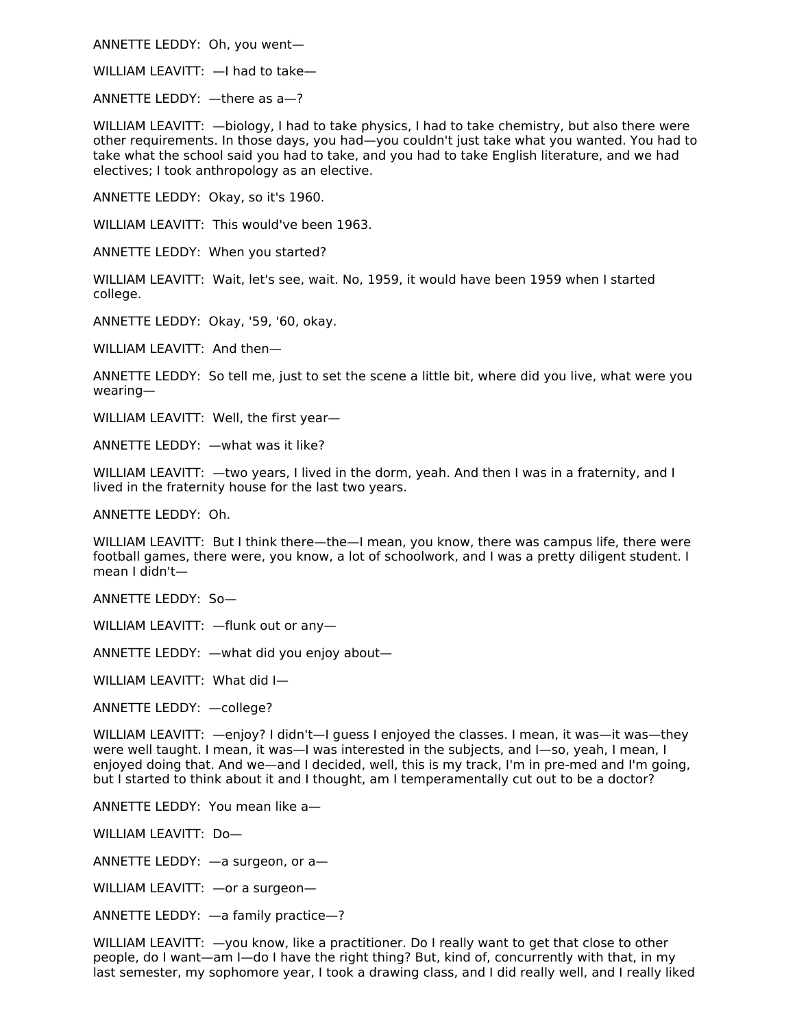ANNETTE LEDDY: Oh, you went—

WILLIAM LEAVITT: —I had to take—

ANNETTE LEDDY: —there as a—?

WILLIAM LEAVITT: —biology, I had to take physics, I had to take chemistry, but also there were other requirements. In those days, you had—you couldn't just take what you wanted. You had to take what the school said you had to take, and you had to take English literature, and we had electives; I took anthropology as an elective.

ANNETTE LEDDY: Okay, so it's 1960.

WILLIAM LEAVITT: This would've been 1963.

ANNETTE LEDDY: When you started?

WILLIAM LEAVITT: Wait, let's see, wait. No, 1959, it would have been 1959 when I started college.

ANNETTE LEDDY: Okay, '59, '60, okay.

WILLIAM LEAVITT: And then—

ANNETTE LEDDY: So tell me, just to set the scene a little bit, where did you live, what were you wearing—

WILLIAM LEAVITT: Well, the first year—

ANNETTE LEDDY: —what was it like?

WILLIAM LEAVITT: —two years, I lived in the dorm, yeah. And then I was in a fraternity, and I lived in the fraternity house for the last two years.

ANNETTE LEDDY: Oh.

WILLIAM LEAVITT: But I think there—the—I mean, you know, there was campus life, there were football games, there were, you know, a lot of schoolwork, and I was a pretty diligent student. I mean I didn't—

ANNETTE LEDDY: So—

WILLIAM LEAVITT: —flunk out or any—

ANNETTE LEDDY: —what did you enjoy about—

WILLIAM LEAVITT: What did I—

ANNETTE LEDDY: —college?

WILLIAM LEAVITT: —enjoy? I didn't—I guess I enjoyed the classes. I mean, it was—it was—they were well taught. I mean, it was—I was interested in the subjects, and I—so, yeah, I mean, I enjoyed doing that. And we—and I decided, well, this is my track, I'm in pre-med and I'm going, but I started to think about it and I thought, am I temperamentally cut out to be a doctor?

ANNETTE LEDDY: You mean like a—

WILLIAM LEAVITT: Do—

ANNETTE LEDDY: —a surgeon, or a—

WILLIAM LEAVITT: —or a surgeon—

ANNETTE LEDDY: —a family practice—?

WILLIAM LEAVITT: —you know, like a practitioner. Do I really want to get that close to other people, do I want—am I—do I have the right thing? But, kind of, concurrently with that, in my last semester, my sophomore year, I took a drawing class, and I did really well, and I really liked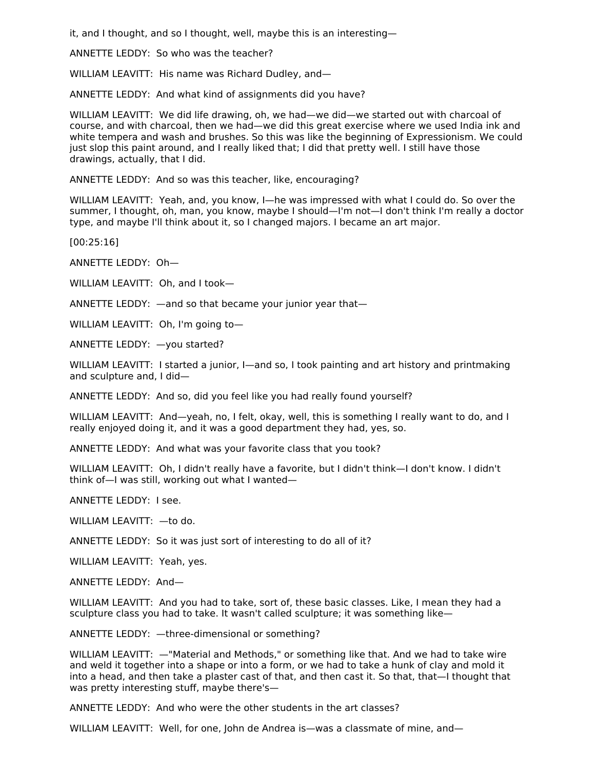it, and I thought, and so I thought, well, maybe this is an interesting—

ANNETTE LEDDY: So who was the teacher?

WILLIAM LEAVITT: His name was Richard Dudley, and—

ANNETTE LEDDY: And what kind of assignments did you have?

WILLIAM LEAVITT: We did life drawing, oh, we had—we did—we started out with charcoal of course, and with charcoal, then we had—we did this great exercise where we used India ink and white tempera and wash and brushes. So this was like the beginning of Expressionism. We could just slop this paint around, and I really liked that; I did that pretty well. I still have those drawings, actually, that I did.

ANNETTE LEDDY: And so was this teacher, like, encouraging?

WILLIAM LEAVITT: Yeah, and, you know, I—he was impressed with what I could do. So over the summer, I thought, oh, man, you know, maybe I should—I'm not—I don't think I'm really a doctor type, and maybe I'll think about it, so I changed majors. I became an art major.

[00:25:16]

ANNETTE LEDDY: Oh—

WILLIAM LEAVITT: Oh, and I took—

ANNETTE LEDDY: —and so that became your junior year that—

WILLIAM LEAVITT: Oh, I'm going to—

ANNETTE LEDDY: —you started?

WILLIAM LEAVITT: I started a junior, I—and so, I took painting and art history and printmaking and sculpture and, I did—

ANNETTE LEDDY: And so, did you feel like you had really found yourself?

WILLIAM LEAVITT: And—yeah, no, I felt, okay, well, this is something I really want to do, and I really enjoyed doing it, and it was a good department they had, yes, so.

ANNETTE LEDDY: And what was your favorite class that you took?

WILLIAM LEAVITT: Oh, I didn't really have a favorite, but I didn't think—I don't know. I didn't think of—I was still, working out what I wanted—

ANNETTE LEDDY: I see.

WILLIAM LEAVITT: —to do.

ANNETTE LEDDY: So it was just sort of interesting to do all of it?

WILLIAM LEAVITT: Yeah, yes.

ANNETTE LEDDY: And—

WILLIAM LEAVITT: And you had to take, sort of, these basic classes. Like, I mean they had a sculpture class you had to take. It wasn't called sculpture; it was something like—

ANNETTE LEDDY: —three-dimensional or something?

WILLIAM LEAVITT: —"Material and Methods," or something like that. And we had to take wire and weld it together into a shape or into a form, or we had to take a hunk of clay and mold it into a head, and then take a plaster cast of that, and then cast it. So that, that—I thought that was pretty interesting stuff, maybe there's—

ANNETTE LEDDY: And who were the other students in the art classes?

WILLIAM LEAVITT: Well, for one, John de Andrea is—was a classmate of mine, and—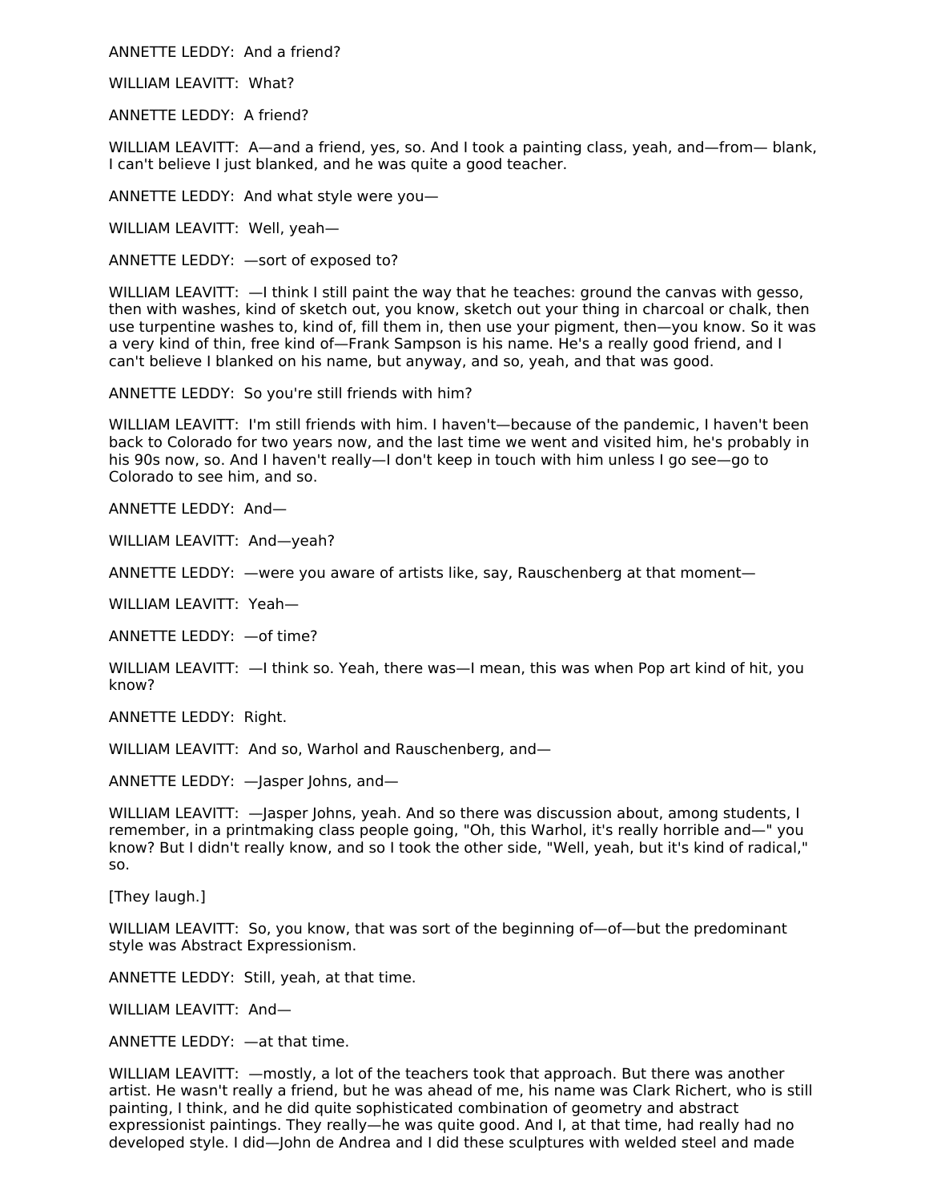ANNETTE LEDDY: And a friend?

WILLIAM LEAVITT: What?

ANNETTE LEDDY: A friend?

WILLIAM LEAVITT: A—and a friend, yes, so. And I took a painting class, yeah, and—from— blank, I can't believe I just blanked, and he was quite a good teacher.

ANNETTE LEDDY: And what style were you—

WILLIAM LEAVITT: Well, yeah—

ANNETTE LEDDY: —sort of exposed to?

WILLIAM LEAVITT: —I think I still paint the way that he teaches: ground the canvas with gesso, then with washes, kind of sketch out, you know, sketch out your thing in charcoal or chalk, then use turpentine washes to, kind of, fill them in, then use your pigment, then—you know. So it was a very kind of thin, free kind of—Frank Sampson is his name. He's a really good friend, and I can't believe I blanked on his name, but anyway, and so, yeah, and that was good.

ANNETTE LEDDY: So you're still friends with him?

WILLIAM LEAVITT: I'm still friends with him. I haven't—because of the pandemic, I haven't been back to Colorado for two years now, and the last time we went and visited him, he's probably in his 90s now, so. And I haven't really—I don't keep in touch with him unless I go see—go to Colorado to see him, and so.

ANNETTE LEDDY: And—

WILLIAM LEAVITT: And—yeah?

ANNETTE LEDDY: —were you aware of artists like, say, Rauschenberg at that moment—

WILLIAM LEAVITT: Yeah—

ANNETTE LEDDY: —of time?

WILLIAM LEAVITT: —I think so. Yeah, there was—I mean, this was when Pop art kind of hit, you know?

ANNETTE LEDDY: Right.

WILLIAM LEAVITT: And so, Warhol and Rauschenberg, and—

ANNETTE LEDDY: —Jasper Johns, and—

WILLIAM LEAVITT: —Jasper Johns, yeah. And so there was discussion about, among students, I remember, in a printmaking class people going, "Oh, this Warhol, it's really horrible and—" you know? But I didn't really know, and so I took the other side, "Well, yeah, but it's kind of radical," so.

[They laugh.]

WILLIAM LEAVITT: So, you know, that was sort of the beginning of—of—but the predominant style was Abstract Expressionism.

ANNETTE LEDDY: Still, yeah, at that time.

WILLIAM LEAVITT: And—

ANNETTE LEDDY: —at that time.

WILLIAM LEAVITT: —mostly, a lot of the teachers took that approach. But there was another artist. He wasn't really a friend, but he was ahead of me, his name was Clark Richert, who is still painting, I think, and he did quite sophisticated combination of geometry and abstract expressionist paintings. They really—he was quite good. And I, at that time, had really had no developed style. I did—John de Andrea and I did these sculptures with welded steel and made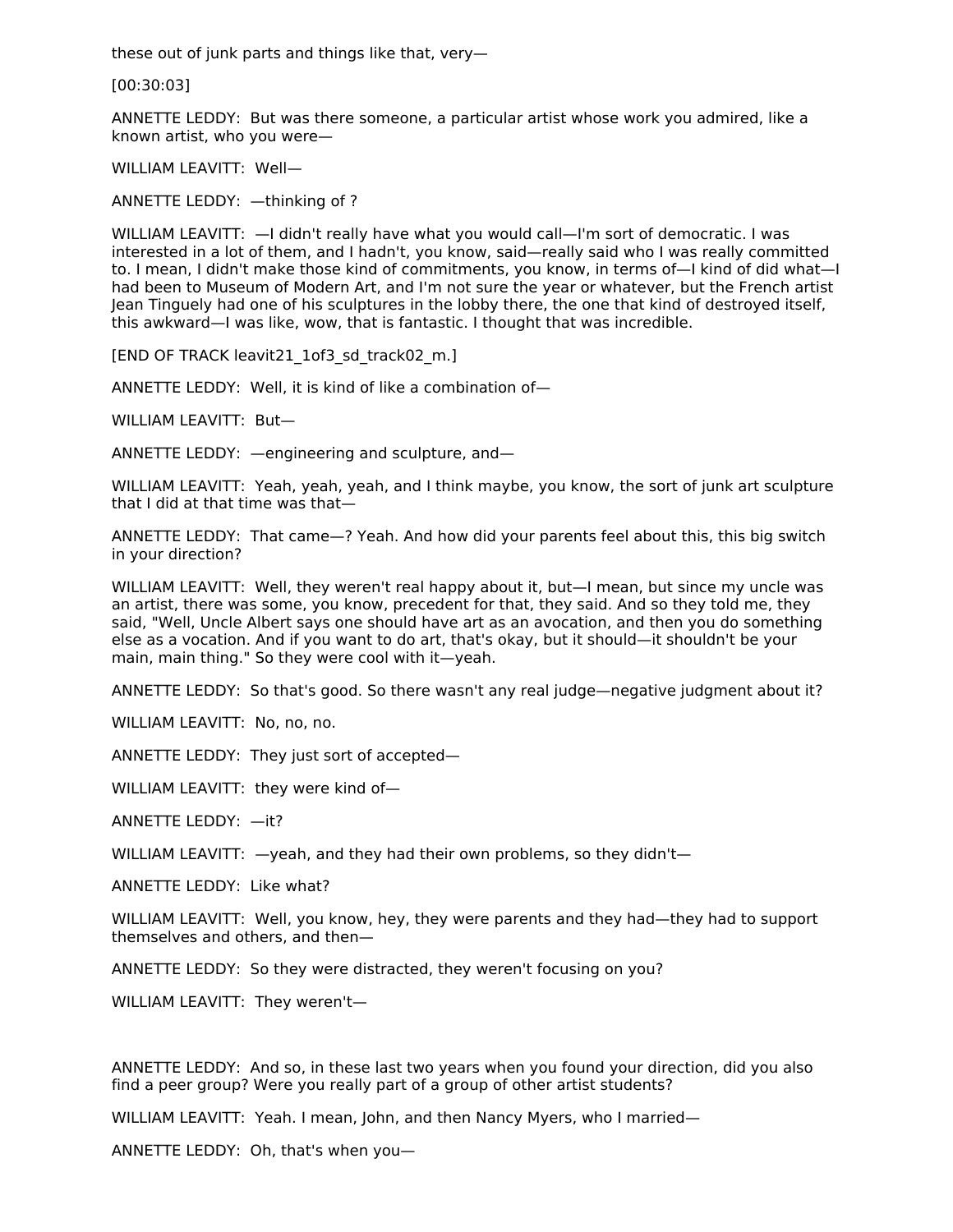these out of junk parts and things like that, very—

[00:30:03]

ANNETTE LEDDY: But was there someone, a particular artist whose work you admired, like a known artist, who you were—

WILLIAM LEAVITT: Well—

ANNETTE LEDDY: —thinking of ?

WILLIAM LEAVITT: —I didn't really have what you would call—I'm sort of democratic. I was interested in a lot of them, and I hadn't, you know, said—really said who I was really committed to. I mean, I didn't make those kind of commitments, you know, in terms of—I kind of did what—I had been to Museum of Modern Art, and I'm not sure the year or whatever, but the French artist Jean Tinguely had one of his sculptures in the lobby there, the one that kind of destroyed itself, this awkward—I was like, wow, that is fantastic. I thought that was incredible.

[END OF TRACK leavit21_1of3_sd_track02_m.]

ANNETTE LEDDY: Well, it is kind of like a combination of—

WILLIAM LEAVITT: But—

ANNETTE LEDDY: —engineering and sculpture, and—

WILLIAM LEAVITT: Yeah, yeah, yeah, and I think maybe, you know, the sort of junk art sculpture that I did at that time was that—

ANNETTE LEDDY: That came—? Yeah. And how did your parents feel about this, this big switch in your direction?

WILLIAM LEAVITT: Well, they weren't real happy about it, but—I mean, but since my uncle was an artist, there was some, you know, precedent for that, they said. And so they told me, they said, "Well, Uncle Albert says one should have art as an avocation, and then you do something else as a vocation. And if you want to do art, that's okay, but it should—it shouldn't be your main, main thing." So they were cool with it—yeah.

ANNETTE LEDDY: So that's good. So there wasn't any real judge—negative judgment about it?

WILLIAM LEAVITT: No, no, no.

ANNETTE LEDDY: They just sort of accepted—

WILLIAM LEAVITT: they were kind of—

ANNETTE LEDDY: —it?

WILLIAM LEAVITT: —yeah, and they had their own problems, so they didn't—

ANNETTE LEDDY: Like what?

WILLIAM LEAVITT: Well, you know, hey, they were parents and they had—they had to support themselves and others, and then—

ANNETTE LEDDY: So they were distracted, they weren't focusing on you?

WILLIAM LEAVITT: They weren't—

ANNETTE LEDDY: And so, in these last two years when you found your direction, did you also find a peer group? Were you really part of a group of other artist students?

WILLIAM LEAVITT: Yeah. I mean, John, and then Nancy Myers, who I married—

ANNETTE LEDDY: Oh, that's when you—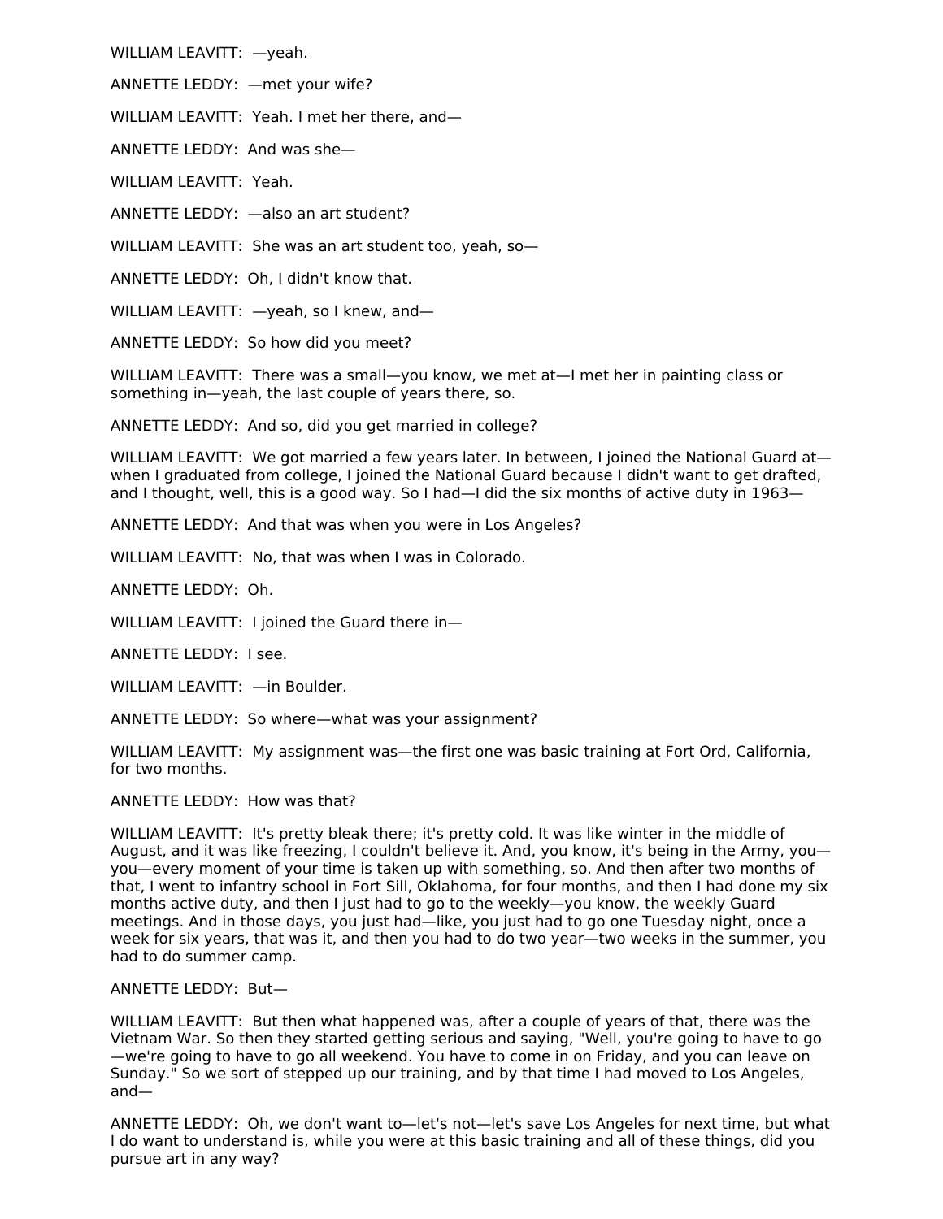WILLIAM LEAVITT: —yeah.

ANNETTE LEDDY: —met your wife?

WILLIAM LEAVITT: Yeah. I met her there, and—

ANNETTE LEDDY: And was she—

WILLIAM LEAVITT: Yeah.

ANNETTE LEDDY: —also an art student?

WILLIAM LEAVITT: She was an art student too, yeah, so—

ANNETTE LEDDY: Oh, I didn't know that.

WILLIAM LEAVITT: —yeah, so I knew, and—

ANNETTE LEDDY: So how did you meet?

WILLIAM LEAVITT: There was a small—you know, we met at—I met her in painting class or something in—yeah, the last couple of years there, so.

ANNETTE LEDDY: And so, did you get married in college?

WILLIAM LEAVITT: We got married a few years later. In between, I joined the National Guard at—when I graduated from college, I joined the National Guard because I didn't want to get drafted, and I thought, well, this is a good way. So I had—I did the six months of active duty in 1963—

ANNETTE LEDDY: And that was when you were in Los Angeles?

WILLIAM LEAVITT: No, that was when I was in Colorado.

ANNETTE LEDDY: Oh.

WILLIAM LEAVITT: I joined the Guard there in—

ANNETTE LEDDY: I see.

WILLIAM LEAVITT: —in Boulder.

ANNETTE LEDDY: So where—what was your assignment?

WILLIAM LEAVITT: My assignment was—the first one was basic training at Fort Ord, California, for two months.

ANNETTE LEDDY: How was that?

WILLIAM LEAVITT: It's pretty bleak there; it's pretty cold. It was like winter in the middle of August, and it was like freezing, I couldn't believe it. And, you know, it's being in the Army, you—you—every moment of your time is taken up with something, so. And then after two months of that, I went to infantry school in Fort Sill, Oklahoma, for four months, and then I had done my six months active duty, and then I just had to go to the weekly—you know, the weekly Guard meetings. And in those days, you just had—like, you just had to go one Tuesday night, once a week for six years, that was it, and then you had to do two year—two weeks in the summer, you had to do summer camp.

ANNETTE LEDDY: But—

WILLIAM LEAVITT: But then what happened was, after a couple of years of that, there was the Vietnam War. So then they started getting serious and saying, "Well, you're going to have to go—we're going to have to go all weekend. You have to come in on Friday, and you can leave on Sunday." So we sort of stepped up our training, and by that time I had moved to Los Angeles, and—

ANNETTE LEDDY: Oh, we don't want to—let's not—let's save Los Angeles for next time, but what I do want to understand is, while you were at this basic training and all of these things, did you pursue art in any way?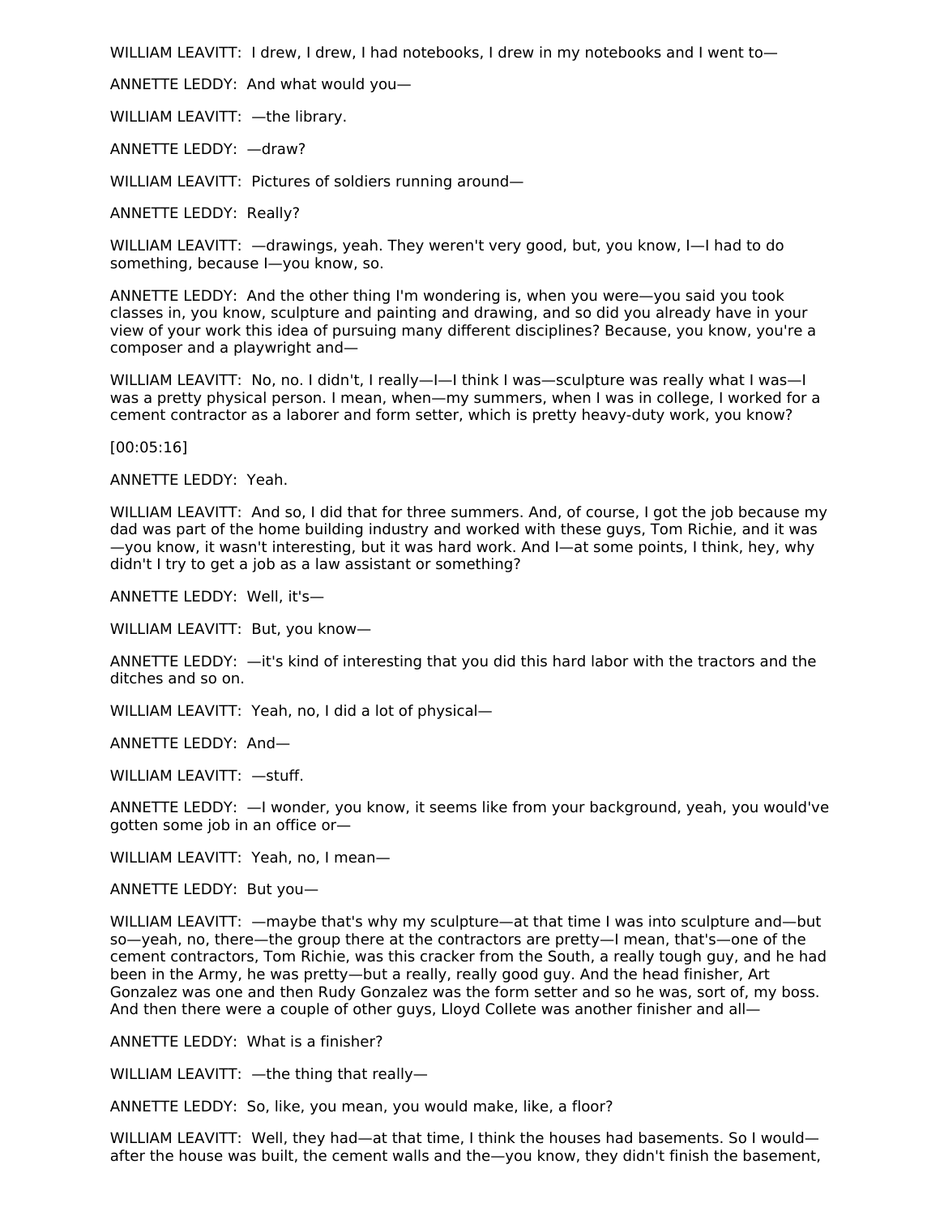WILLIAM LEAVITT: I drew, I drew, I had notebooks, I drew in my notebooks and I went to—

ANNETTE LEDDY: And what would you—

WILLIAM LEAVITT: —the library.

ANNETTE LEDDY: —draw?

WILLIAM LEAVITT: Pictures of soldiers running around—

ANNETTE LEDDY: Really?

WILLIAM LEAVITT: —drawings, yeah. They weren't very good, but, you know, I—I had to do something, because I—you know, so.

ANNETTE LEDDY: And the other thing I'm wondering is, when you were—you said you took classes in, you know, sculpture and painting and drawing, and so did you already have in your view of your work this idea of pursuing many different disciplines? Because, you know, you're a composer and a playwright and—

WILLIAM LEAVITT: No, no. I didn't, I really—I—I think I was—sculpture was really what I was—I was a pretty physical person. I mean, when—my summers, when I was in college, I worked for a cement contractor as a laborer and form setter, which is pretty heavy-duty work, you know?

[00:05:16]

ANNETTE LEDDY: Yeah.

WILLIAM LEAVITT: And so, I did that for three summers. And, of course, I got the job because my dad was part of the home building industry and worked with these guys, Tom Richie, and it was—you know, it wasn't interesting, but it was hard work. And I—at some points, I think, hey, why didn't I try to get a job as a law assistant or something?

ANNETTE LEDDY: Well, it's—

WILLIAM LEAVITT: But, you know—

ANNETTE LEDDY: —it's kind of interesting that you did this hard labor with the tractors and the ditches and so on.

WILLIAM LEAVITT: Yeah, no, I did a lot of physical—

ANNETTE LEDDY: And—

WILLIAM LEAVITT: —stuff.

ANNETTE LEDDY: —I wonder, you know, it seems like from your background, yeah, you would've gotten some job in an office or—

WILLIAM LEAVITT: Yeah, no, I mean—

ANNETTE LEDDY: But you—

WILLIAM LEAVITT: —maybe that's why my sculpture—at that time I was into sculpture and—but so—yeah, no, there—the group there at the contractors are pretty—I mean, that's—one of the cement contractors, Tom Richie, was this cracker from the South, a really tough guy, and he had been in the Army, he was pretty—but a really, really good guy. And the head finisher, Art Gonzalez was one and then Rudy Gonzalez was the form setter and so he was, sort of, my boss. And then there were a couple of other guys, Lloyd Collete was another finisher and all—

ANNETTE LEDDY: What is a finisher?

WILLIAM LEAVITT: —the thing that really—

ANNETTE LEDDY: So, like, you mean, you would make, like, a floor?

WILLIAM LEAVITT: Well, they had—at that time, I think the houses had basements. So I would—after the house was built, the cement walls and the—you know, they didn't finish the basement,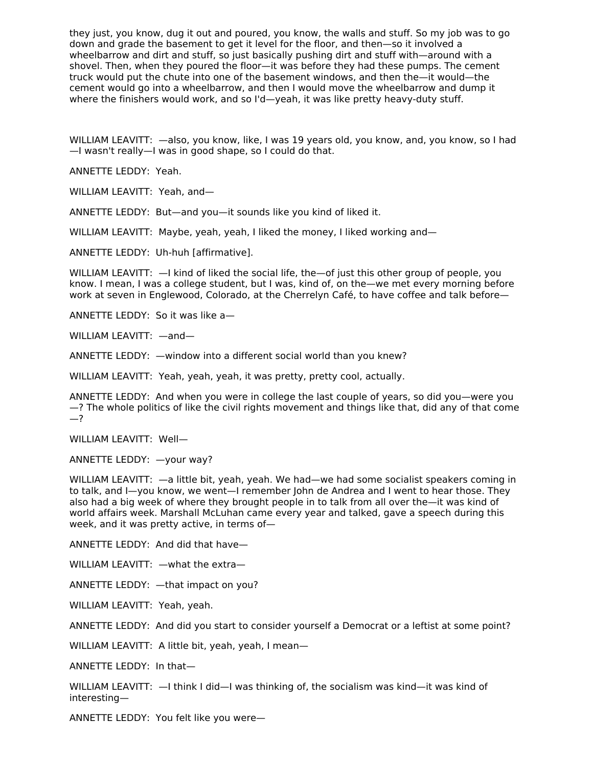they just, you know, dug it out and poured, you know, the walls and stuff. So my job was to go down and grade the basement to get it level for the floor, and then—so it involved a wheelbarrow and dirt and stuff, so just basically pushing dirt and stuff with—around with a shovel. Then, when they poured the floor—it was before they had these pumps. The cement truck would put the chute into one of the basement windows, and then the—it would—the cement would go into a wheelbarrow, and then I would move the wheelbarrow and dump it where the finishers would work, and so I'd—yeah, it was like pretty heavy-duty stuff.

WILLIAM LEAVITT: —also, you know, like, I was 19 years old, you know, and, you know, so I had —I wasn't really—I was in good shape, so I could do that.

ANNETTE LEDDY: Yeah.

WILLIAM LEAVITT: Yeah, and—

ANNETTE LEDDY: But—and you—it sounds like you kind of liked it.

WILLIAM LEAVITT: Maybe, yeah, yeah, I liked the money, I liked working and—

ANNETTE LEDDY: Uh-huh [affirmative].

WILLIAM LEAVITT: —I kind of liked the social life, the—of just this other group of people, you know. I mean, I was a college student, but I was, kind of, on the—we met every morning before work at seven in Englewood, Colorado, at the Cherrelyn Café, to have coffee and talk before—

ANNETTE LEDDY: So it was like a—

WILLIAM LEAVITT: —and—

ANNETTE LEDDY: —window into a different social world than you knew?

WILLIAM LEAVITT: Yeah, yeah, yeah, it was pretty, pretty cool, actually.

ANNETTE LEDDY: And when you were in college the last couple of years, so did you—were you —? The whole politics of like the civil rights movement and things like that, did any of that come —?

WILLIAM LEAVITT: Well—

ANNETTE LEDDY: —your way?

WILLIAM LEAVITT: —a little bit, yeah, yeah. We had—we had some socialist speakers coming in to talk, and I—you know, we went—I remember John de Andrea and I went to hear those. They also had a big week of where they brought people in to talk from all over the—it was kind of world affairs week. Marshall McLuhan came every year and talked, gave a speech during this week, and it was pretty active, in terms of—

ANNETTE LEDDY: And did that have—

WILLIAM LEAVITT: —what the extra—

ANNETTE LEDDY: —that impact on you?

WILLIAM LEAVITT: Yeah, yeah.

ANNETTE LEDDY: And did you start to consider yourself a Democrat or a leftist at some point?

WILLIAM LEAVITT: A little bit, yeah, yeah, I mean—

ANNETTE LEDDY: In that—

WILLIAM LEAVITT: —I think I did—I was thinking of, the socialism was kind—it was kind of interesting—

ANNETTE LEDDY: You felt like you were—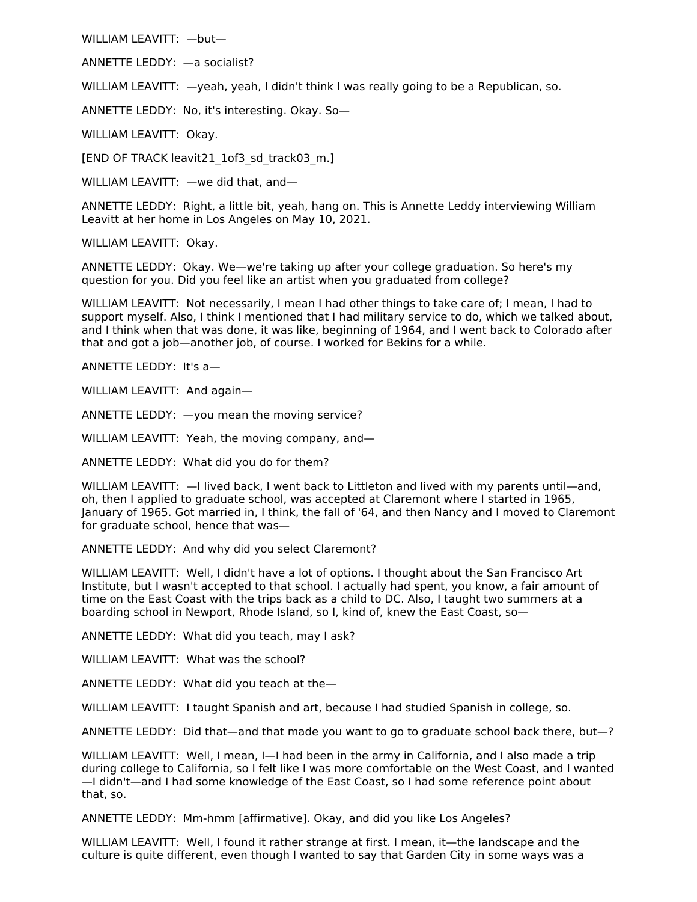WILLIAM LEAVITT:  —but—

ANNETTE LEDDY:  —a socialist?

WILLIAM LEAVITT:  —yeah, yeah, I didn't think I was really going to be a Republican, so.

ANNETTE LEDDY:  No, it's interesting. Okay. So—

WILLIAM LEAVITT:  Okay.

[END OF TRACK leavit21_1of3_sd_track03_m.]

WILLIAM LEAVITT:  —we did that, and—

ANNETTE LEDDY:  Right, a little bit, yeah, hang on. This is Annette Leddy interviewing William Leavitt at her home in Los Angeles on May 10, 2021.

WILLIAM LEAVITT:  Okay.

ANNETTE LEDDY:  Okay. We—we're taking up after your college graduation. So here's my question for you. Did you feel like an artist when you graduated from college?

WILLIAM LEAVITT:  Not necessarily, I mean I had other things to take care of; I mean, I had to support myself. Also, I think I mentioned that I had military service to do, which we talked about, and I think when that was done, it was like, beginning of 1964, and I went back to Colorado after that and got a job—another job, of course. I worked for Bekins for a while.

ANNETTE LEDDY:  It's a—

WILLIAM LEAVITT:  And again—

ANNETTE LEDDY:  —you mean the moving service?

WILLIAM LEAVITT:  Yeah, the moving company, and—

ANNETTE LEDDY:  What did you do for them?

WILLIAM LEAVITT:  —I lived back, I went back to Littleton and lived with my parents until—and, oh, then I applied to graduate school, was accepted at Claremont where I started in 1965, January of 1965. Got married in, I think, the fall of '64, and then Nancy and I moved to Claremont for graduate school, hence that was—

ANNETTE LEDDY:  And why did you select Claremont?

WILLIAM LEAVITT:  Well, I didn't have a lot of options. I thought about the San Francisco Art Institute, but I wasn't accepted to that school. I actually had spent, you know, a fair amount of time on the East Coast with the trips back as a child to DC. Also, I taught two summers at a boarding school in Newport, Rhode Island, so I, kind of, knew the East Coast, so—

ANNETTE LEDDY:  What did you teach, may I ask?

WILLIAM LEAVITT:  What was the school?

ANNETTE LEDDY:  What did you teach at the—

WILLIAM LEAVITT:  I taught Spanish and art, because I had studied Spanish in college, so.

ANNETTE LEDDY:  Did that—and that made you want to go to graduate school back there, but—?

WILLIAM LEAVITT:  Well, I mean, I—I had been in the army in California, and I also made a trip during college to California, so I felt like I was more comfortable on the West Coast, and I wanted—I didn't—and I had some knowledge of the East Coast, so I had some reference point about that, so.

ANNETTE LEDDY:  Mm-hmm [affirmative]. Okay, and did you like Los Angeles?

WILLIAM LEAVITT:  Well, I found it rather strange at first. I mean, it—the landscape and the culture is quite different, even though I wanted to say that Garden City in some ways was a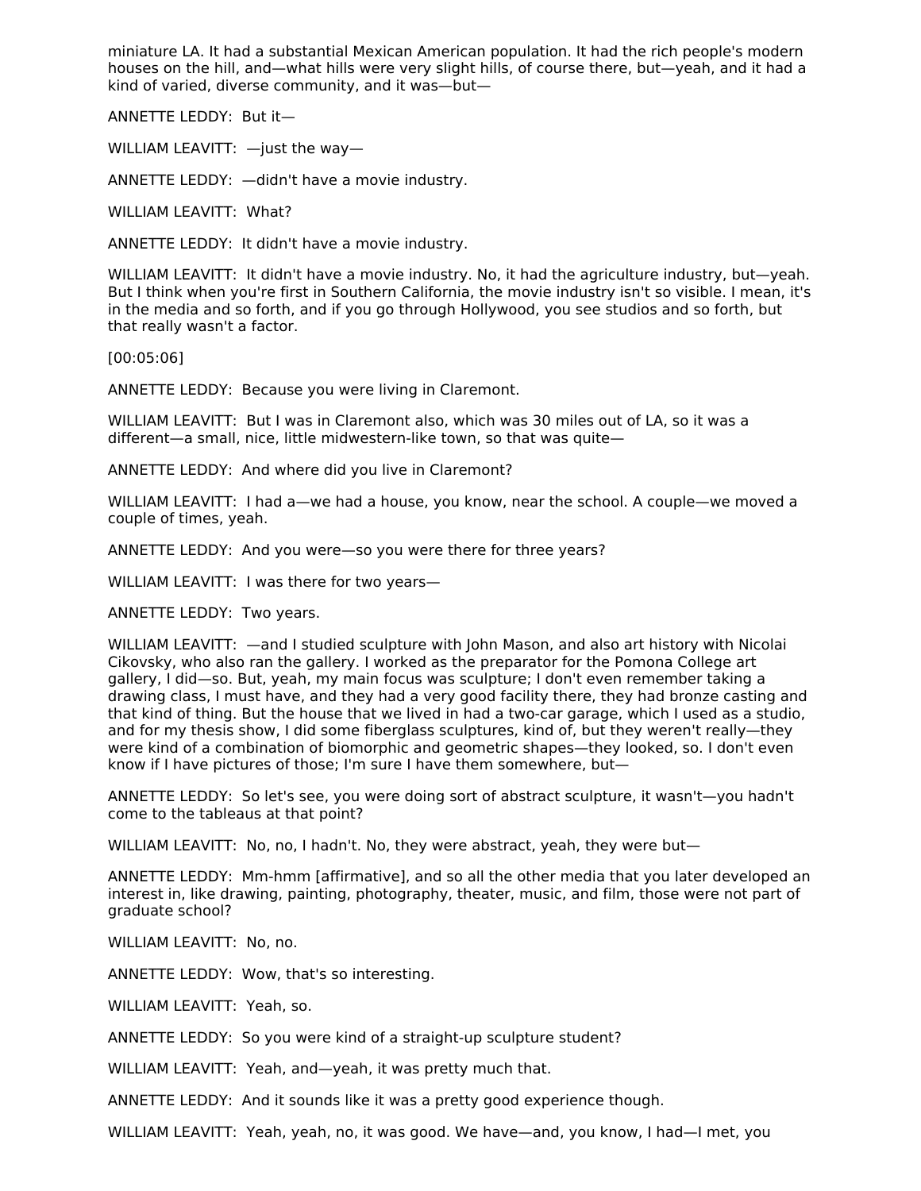miniature LA. It had a substantial Mexican American population. It had the rich people's modern houses on the hill, and—what hills were very slight hills, of course there, but—yeah, and it had a kind of varied, diverse community, and it was—but—

ANNETTE LEDDY: But it—

WILLIAM LEAVITT: —just the way—

ANNETTE LEDDY: —didn't have a movie industry.

WILLIAM LEAVITT: What?

ANNETTE LEDDY: It didn't have a movie industry.

WILLIAM LEAVITT: It didn't have a movie industry. No, it had the agriculture industry, but—yeah. But I think when you're first in Southern California, the movie industry isn't so visible. I mean, it's in the media and so forth, and if you go through Hollywood, you see studios and so forth, but that really wasn't a factor.

[00:05:06]

ANNETTE LEDDY: Because you were living in Claremont.

WILLIAM LEAVITT: But I was in Claremont also, which was 30 miles out of LA, so it was a different—a small, nice, little midwestern-like town, so that was quite—

ANNETTE LEDDY: And where did you live in Claremont?

WILLIAM LEAVITT: I had a—we had a house, you know, near the school. A couple—we moved a couple of times, yeah.

ANNETTE LEDDY: And you were—so you were there for three years?

WILLIAM LEAVITT: I was there for two years—

ANNETTE LEDDY: Two years.

WILLIAM LEAVITT: —and I studied sculpture with John Mason, and also art history with Nicolai Cikovsky, who also ran the gallery. I worked as the preparator for the Pomona College art gallery, I did—so. But, yeah, my main focus was sculpture; I don't even remember taking a drawing class, I must have, and they had a very good facility there, they had bronze casting and that kind of thing. But the house that we lived in had a two-car garage, which I used as a studio, and for my thesis show, I did some fiberglass sculptures, kind of, but they weren't really—they were kind of a combination of biomorphic and geometric shapes—they looked, so. I don't even know if I have pictures of those; I'm sure I have them somewhere, but—

ANNETTE LEDDY: So let's see, you were doing sort of abstract sculpture, it wasn't—you hadn't come to the tableaus at that point?

WILLIAM LEAVITT: No, no, I hadn't. No, they were abstract, yeah, they were but—

ANNETTE LEDDY: Mm-hmm [affirmative], and so all the other media that you later developed an interest in, like drawing, painting, photography, theater, music, and film, those were not part of graduate school?

WILLIAM LEAVITT: No, no.

ANNETTE LEDDY: Wow, that's so interesting.

WILLIAM LEAVITT: Yeah, so.

ANNETTE LEDDY: So you were kind of a straight-up sculpture student?

WILLIAM LEAVITT: Yeah, and—yeah, it was pretty much that.

ANNETTE LEDDY: And it sounds like it was a pretty good experience though.

WILLIAM LEAVITT: Yeah, yeah, no, it was good. We have—and, you know, I had—I met, you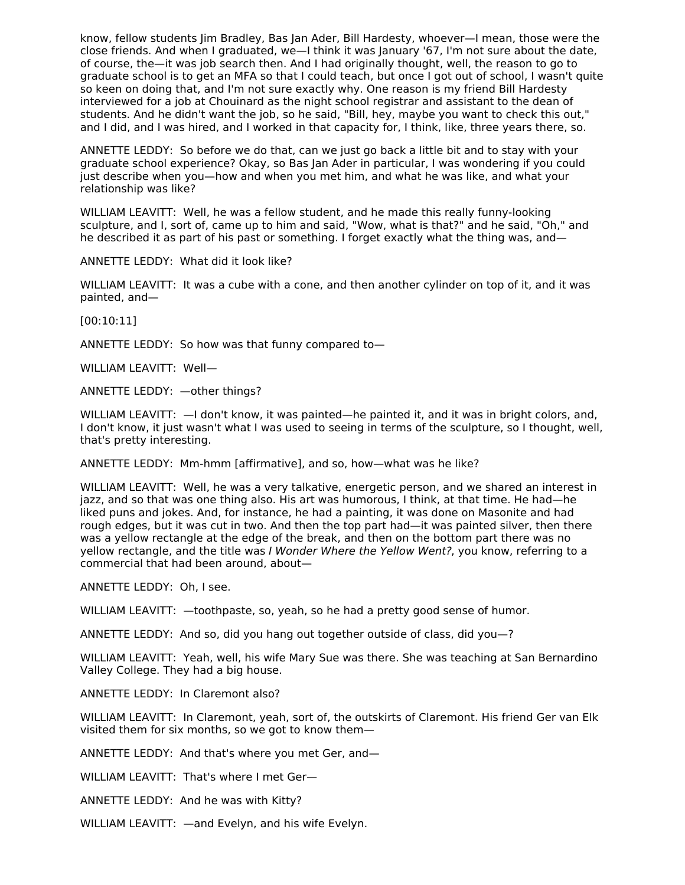know, fellow students Jim Bradley, Bas Jan Ader, Bill Hardesty, whoever—I mean, those were the close friends. And when I graduated, we—I think it was January '67, I'm not sure about the date, of course, the—it was job search then. And I had originally thought, well, the reason to go to graduate school is to get an MFA so that I could teach, but once I got out of school, I wasn't quite so keen on doing that, and I'm not sure exactly why. One reason is my friend Bill Hardesty interviewed for a job at Chouinard as the night school registrar and assistant to the dean of students. And he didn't want the job, so he said, "Bill, hey, maybe you want to check this out," and I did, and I was hired, and I worked in that capacity for, I think, like, three years there, so.

ANNETTE LEDDY: So before we do that, can we just go back a little bit and to stay with your graduate school experience? Okay, so Bas Jan Ader in particular, I was wondering if you could just describe when you—how and when you met him, and what he was like, and what your relationship was like?

WILLIAM LEAVITT: Well, he was a fellow student, and he made this really funny-looking sculpture, and I, sort of, came up to him and said, "Wow, what is that?" and he said, "Oh," and he described it as part of his past or something. I forget exactly what the thing was, and—

ANNETTE LEDDY: What did it look like?

WILLIAM LEAVITT: It was a cube with a cone, and then another cylinder on top of it, and it was painted, and—

[00:10:11]

ANNETTE LEDDY: So how was that funny compared to—

WILLIAM LEAVITT: Well—

ANNETTE LEDDY: —other things?

WILLIAM LEAVITT: —I don't know, it was painted—he painted it, and it was in bright colors, and, I don't know, it just wasn't what I was used to seeing in terms of the sculpture, so I thought, well, that's pretty interesting.

ANNETTE LEDDY: Mm-hmm [affirmative], and so, how—what was he like?

WILLIAM LEAVITT: Well, he was a very talkative, energetic person, and we shared an interest in jazz, and so that was one thing also. His art was humorous, I think, at that time. He had—he liked puns and jokes. And, for instance, he had a painting, it was done on Masonite and had rough edges, but it was cut in two. And then the top part had—it was painted silver, then there was a yellow rectangle at the edge of the break, and then on the bottom part there was no yellow rectangle, and the title was *I Wonder Where the Yellow Went?*, you know, referring to a commercial that had been around, about—

ANNETTE LEDDY: Oh, I see.

WILLIAM LEAVITT: —toothpaste, so, yeah, so he had a pretty good sense of humor.

ANNETTE LEDDY: And so, did you hang out together outside of class, did you—?

WILLIAM LEAVITT: Yeah, well, his wife Mary Sue was there. She was teaching at San Bernardino Valley College. They had a big house.

ANNETTE LEDDY: In Claremont also?

WILLIAM LEAVITT: In Claremont, yeah, sort of, the outskirts of Claremont. His friend Ger van Elk visited them for six months, so we got to know them—

ANNETTE LEDDY: And that's where you met Ger, and—

WILLIAM LEAVITT: That's where I met Ger—

ANNETTE LEDDY: And he was with Kitty?

WILLIAM LEAVITT: —and Evelyn, and his wife Evelyn.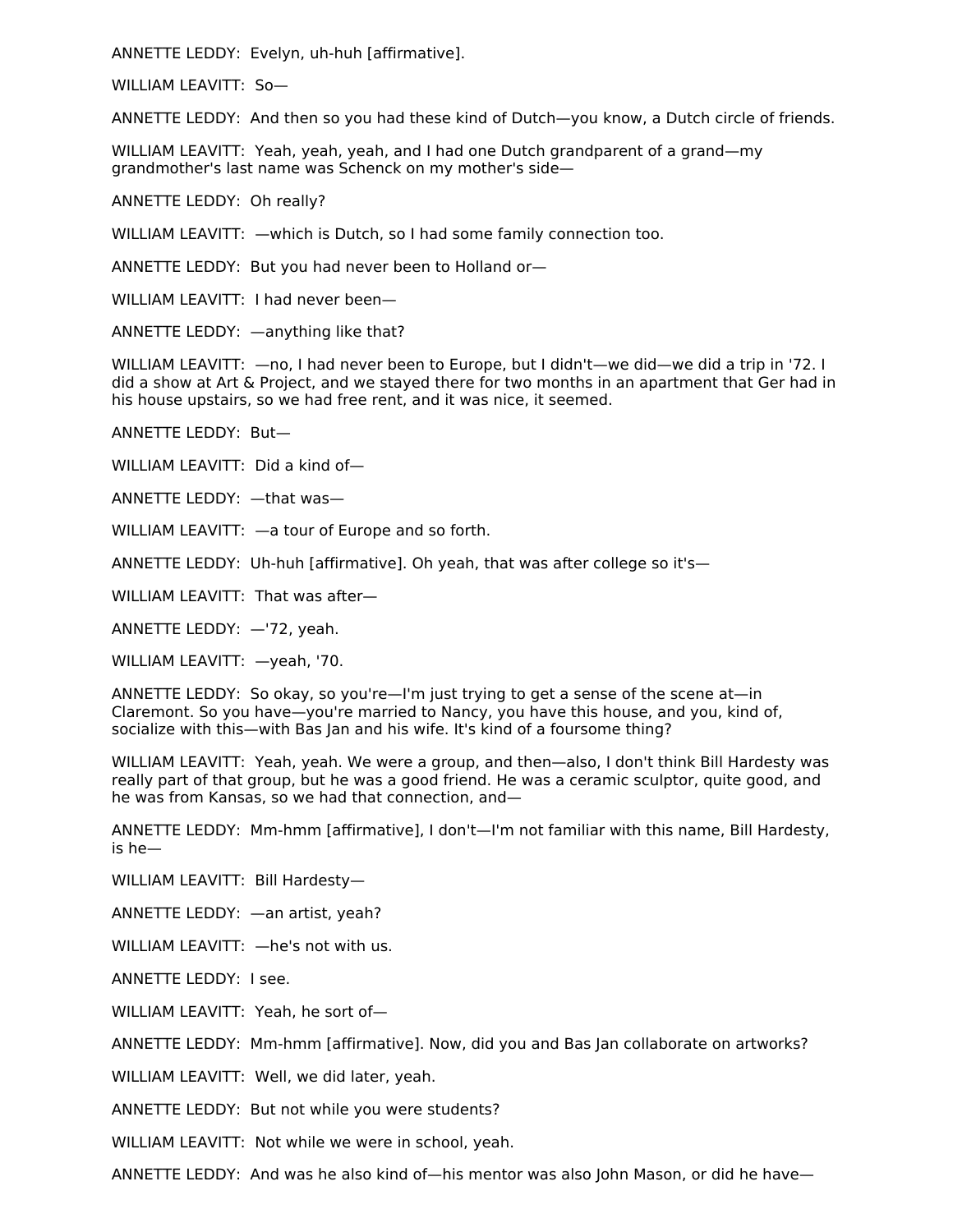ANNETTE LEDDY: Evelyn, uh-huh [affirmative].

WILLIAM LEAVITT: So—

ANNETTE LEDDY: And then so you had these kind of Dutch—you know, a Dutch circle of friends.

WILLIAM LEAVITT: Yeah, yeah, yeah, and I had one Dutch grandparent of a grand—my grandmother's last name was Schenck on my mother's side—

ANNETTE LEDDY: Oh really?

WILLIAM LEAVITT: —which is Dutch, so I had some family connection too.

ANNETTE LEDDY: But you had never been to Holland or—

WILLIAM LEAVITT: I had never been—

ANNETTE LEDDY: —anything like that?

WILLIAM LEAVITT: —no, I had never been to Europe, but I didn't—we did—we did a trip in '72. I did a show at Art & Project, and we stayed there for two months in an apartment that Ger had in his house upstairs, so we had free rent, and it was nice, it seemed.

ANNETTE LEDDY: But—

WILLIAM LEAVITT: Did a kind of—

ANNETTE LEDDY: —that was—

WILLIAM LEAVITT: —a tour of Europe and so forth.

ANNETTE LEDDY: Uh-huh [affirmative]. Oh yeah, that was after college so it's—

WILLIAM LEAVITT: That was after—

ANNETTE LEDDY: —'72, yeah.

WILLIAM LEAVITT: —yeah, '70.

ANNETTE LEDDY: So okay, so you're—I'm just trying to get a sense of the scene at—in Claremont. So you have—you're married to Nancy, you have this house, and you, kind of, socialize with this—with Bas Jan and his wife. It's kind of a foursome thing?

WILLIAM LEAVITT: Yeah, yeah. We were a group, and then—also, I don't think Bill Hardesty was really part of that group, but he was a good friend. He was a ceramic sculptor, quite good, and he was from Kansas, so we had that connection, and—

ANNETTE LEDDY: Mm-hmm [affirmative], I don't—I'm not familiar with this name, Bill Hardesty, is he—

WILLIAM LEAVITT: Bill Hardesty—

ANNETTE LEDDY: —an artist, yeah?

WILLIAM LEAVITT: —he's not with us.

ANNETTE LEDDY: I see.

WILLIAM LEAVITT: Yeah, he sort of—

ANNETTE LEDDY: Mm-hmm [affirmative]. Now, did you and Bas Jan collaborate on artworks?

WILLIAM LEAVITT: Well, we did later, yeah.

ANNETTE LEDDY: But not while you were students?

WILLIAM LEAVITT: Not while we were in school, yeah.

ANNETTE LEDDY: And was he also kind of—his mentor was also John Mason, or did he have—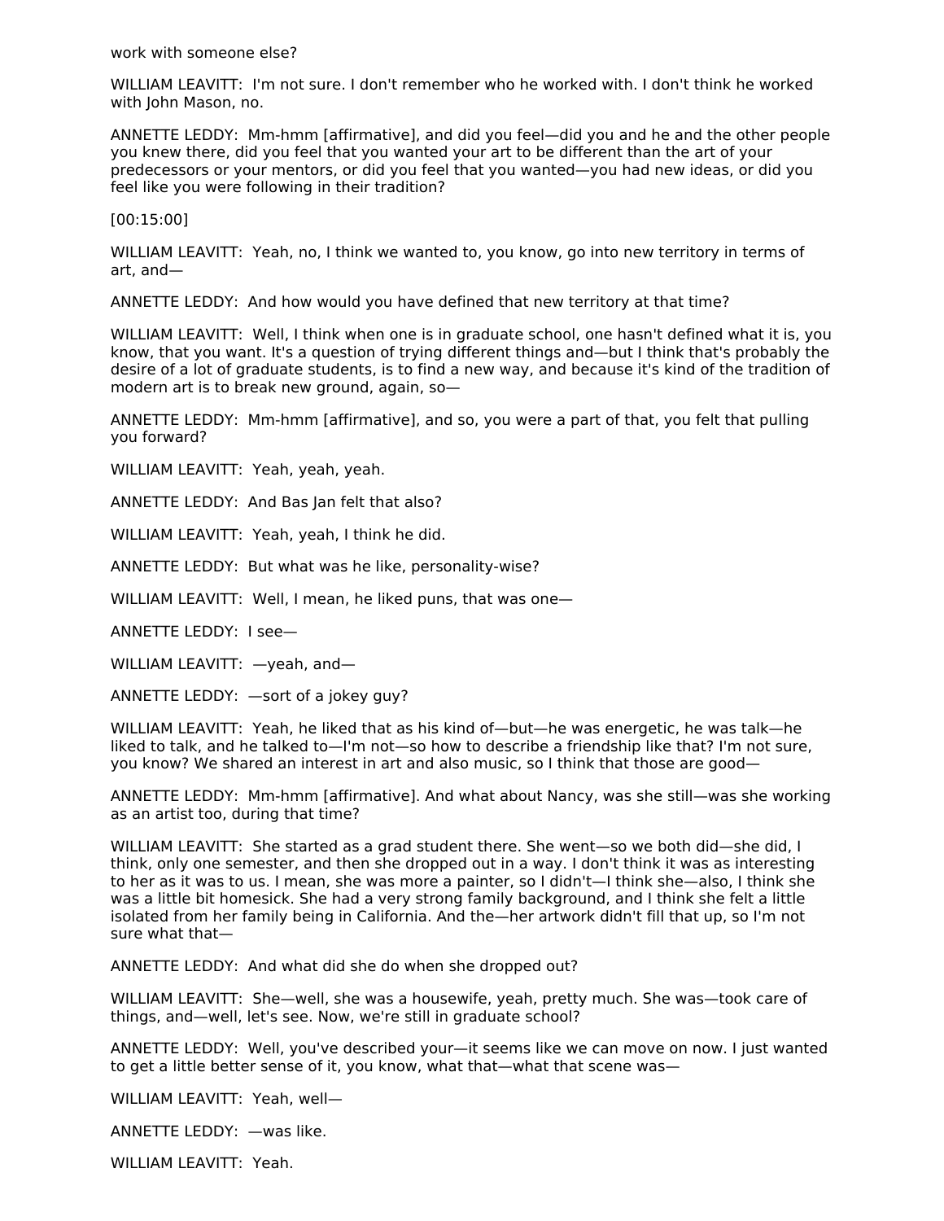work with someone else?

WILLIAM LEAVITT: I'm not sure. I don't remember who he worked with. I don't think he worked with John Mason, no.

ANNETTE LEDDY: Mm-hmm [affirmative], and did you feel—did you and he and the other people you knew there, did you feel that you wanted your art to be different than the art of your predecessors or your mentors, or did you feel that you wanted—you had new ideas, or did you feel like you were following in their tradition?

[00:15:00]

WILLIAM LEAVITT: Yeah, no, I think we wanted to, you know, go into new territory in terms of art, and—

ANNETTE LEDDY: And how would you have defined that new territory at that time?

WILLIAM LEAVITT: Well, I think when one is in graduate school, one hasn't defined what it is, you know, that you want. It's a question of trying different things and—but I think that's probably the desire of a lot of graduate students, is to find a new way, and because it's kind of the tradition of modern art is to break new ground, again, so—

ANNETTE LEDDY: Mm-hmm [affirmative], and so, you were a part of that, you felt that pulling you forward?

WILLIAM LEAVITT: Yeah, yeah, yeah.

ANNETTE LEDDY: And Bas Jan felt that also?

WILLIAM LEAVITT: Yeah, yeah, I think he did.

ANNETTE LEDDY: But what was he like, personality-wise?

WILLIAM LEAVITT: Well, I mean, he liked puns, that was one—

ANNETTE LEDDY: I see—

WILLIAM LEAVITT: —yeah, and—

ANNETTE LEDDY: —sort of a jokey guy?

WILLIAM LEAVITT: Yeah, he liked that as his kind of—but—he was energetic, he was talk—he liked to talk, and he talked to—I'm not—so how to describe a friendship like that? I'm not sure, you know? We shared an interest in art and also music, so I think that those are good—

ANNETTE LEDDY: Mm-hmm [affirmative]. And what about Nancy, was she still—was she working as an artist too, during that time?

WILLIAM LEAVITT: She started as a grad student there. She went—so we both did—she did, I think, only one semester, and then she dropped out in a way. I don't think it was as interesting to her as it was to us. I mean, she was more a painter, so I didn't—I think she—also, I think she was a little bit homesick. She had a very strong family background, and I think she felt a little isolated from her family being in California. And the—her artwork didn't fill that up, so I'm not sure what that—

ANNETTE LEDDY: And what did she do when she dropped out?

WILLIAM LEAVITT: She—well, she was a housewife, yeah, pretty much. She was—took care of things, and—well, let's see. Now, we're still in graduate school?

ANNETTE LEDDY: Well, you've described your—it seems like we can move on now. I just wanted to get a little better sense of it, you know, what that—what that scene was—

WILLIAM LEAVITT: Yeah, well—

ANNETTE LEDDY: —was like.

WILLIAM LEAVITT: Yeah.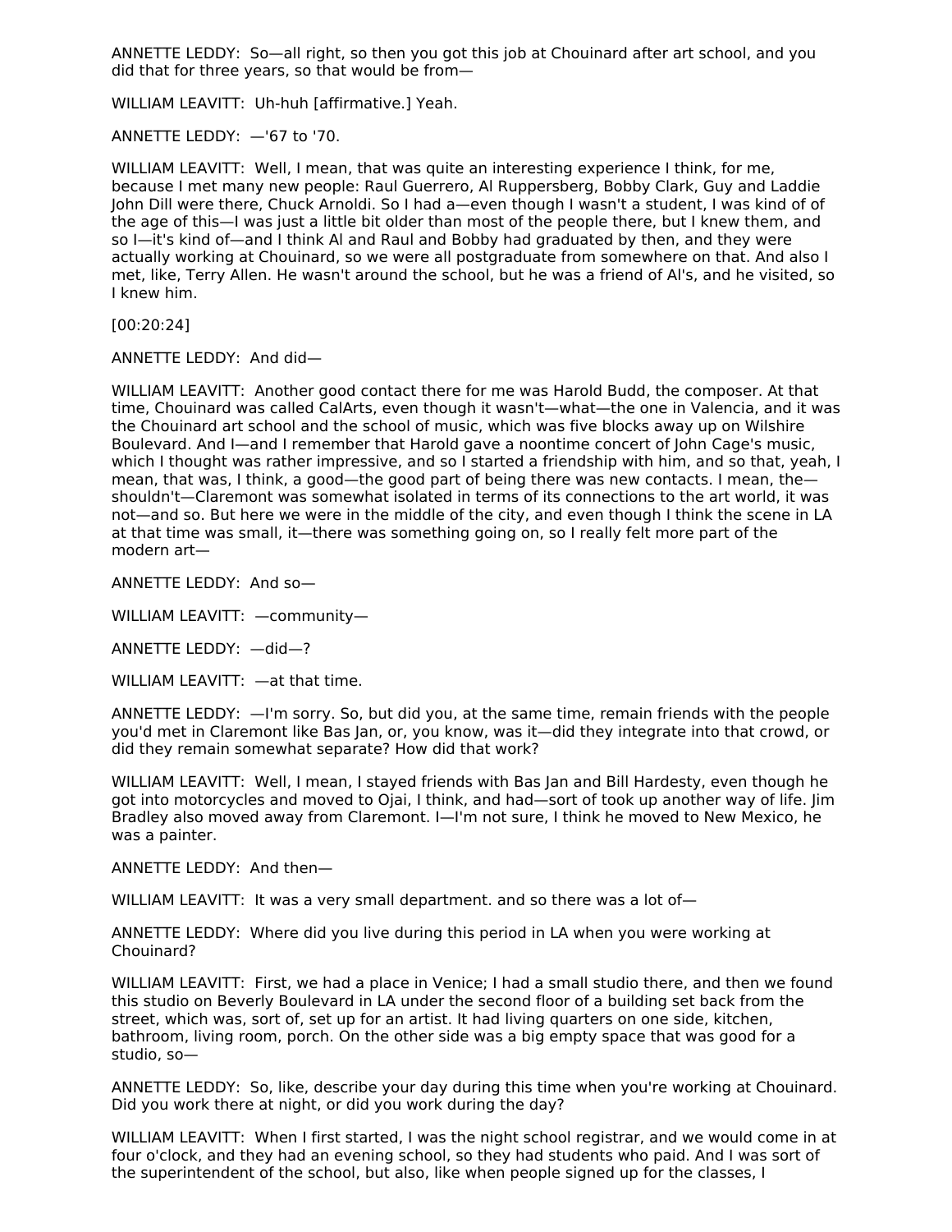ANNETTE LEDDY: So—all right, so then you got this job at Chouinard after art school, and you did that for three years, so that would be from—

WILLIAM LEAVITT: Uh-huh [affirmative.] Yeah.

ANNETTE LEDDY: —'67 to '70.

WILLIAM LEAVITT: Well, I mean, that was quite an interesting experience I think, for me, because I met many new people: Raul Guerrero, Al Ruppersberg, Bobby Clark, Guy and Laddie John Dill were there, Chuck Arnoldi. So I had a—even though I wasn't a student, I was kind of of the age of this—I was just a little bit older than most of the people there, but I knew them, and so I—it's kind of—and I think Al and Raul and Bobby had graduated by then, and they were actually working at Chouinard, so we were all postgraduate from somewhere on that. And also I met, like, Terry Allen. He wasn't around the school, but he was a friend of Al's, and he visited, so I knew him.

[00:20:24]

ANNETTE LEDDY: And did—

WILLIAM LEAVITT: Another good contact there for me was Harold Budd, the composer. At that time, Chouinard was called CalArts, even though it wasn't—what—the one in Valencia, and it was the Chouinard art school and the school of music, which was five blocks away up on Wilshire Boulevard. And I—and I remember that Harold gave a noontime concert of John Cage's music, which I thought was rather impressive, and so I started a friendship with him, and so that, yeah, I mean, that was, I think, a good—the good part of being there was new contacts. I mean, the—shouldn't—Claremont was somewhat isolated in terms of its connections to the art world, it was not—and so. But here we were in the middle of the city, and even though I think the scene in LA at that time was small, it—there was something going on, so I really felt more part of the modern art—

ANNETTE LEDDY: And so—

WILLIAM LEAVITT: —community—

ANNETTE LEDDY: —did—?

WILLIAM LEAVITT: —at that time.

ANNETTE LEDDY: —I'm sorry. So, but did you, at the same time, remain friends with the people you'd met in Claremont like Bas Jan, or, you know, was it—did they integrate into that crowd, or did they remain somewhat separate? How did that work?

WILLIAM LEAVITT: Well, I mean, I stayed friends with Bas Jan and Bill Hardesty, even though he got into motorcycles and moved to Ojai, I think, and had—sort of took up another way of life. Jim Bradley also moved away from Claremont. I—I'm not sure, I think he moved to New Mexico, he was a painter.

ANNETTE LEDDY: And then—

WILLIAM LEAVITT: It was a very small department. and so there was a lot of—

ANNETTE LEDDY: Where did you live during this period in LA when you were working at Chouinard?

WILLIAM LEAVITT: First, we had a place in Venice; I had a small studio there, and then we found this studio on Beverly Boulevard in LA under the second floor of a building set back from the street, which was, sort of, set up for an artist. It had living quarters on one side, kitchen, bathroom, living room, porch. On the other side was a big empty space that was good for a studio, so—

ANNETTE LEDDY: So, like, describe your day during this time when you're working at Chouinard. Did you work there at night, or did you work during the day?

WILLIAM LEAVITT: When I first started, I was the night school registrar, and we would come in at four o'clock, and they had an evening school, so they had students who paid. And I was sort of the superintendent of the school, but also, like when people signed up for the classes, I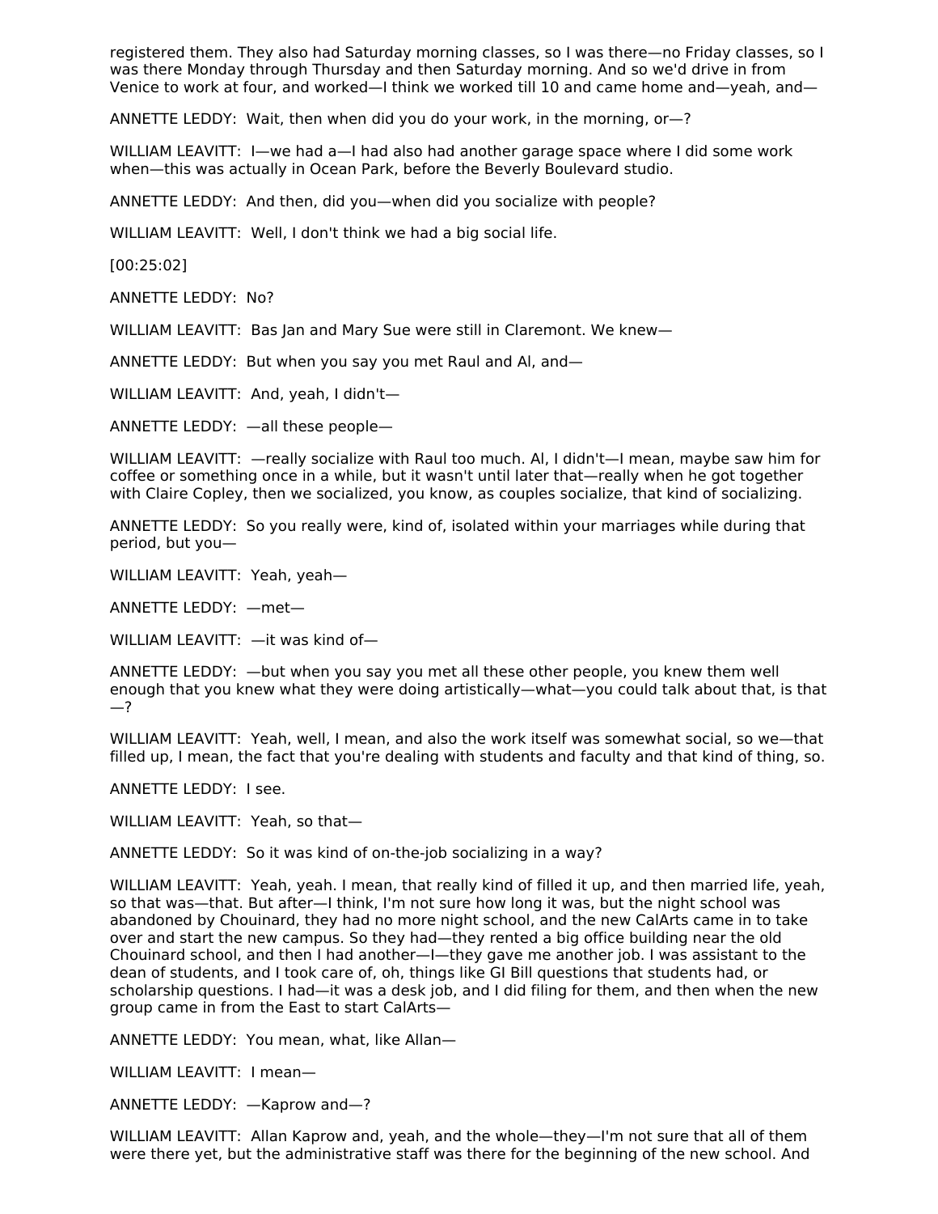registered them. They also had Saturday morning classes, so I was there—no Friday classes, so I was there Monday through Thursday and then Saturday morning. And so we'd drive in from Venice to work at four, and worked—I think we worked till 10 and came home and—yeah, and—

ANNETTE LEDDY: Wait, then when did you do your work, in the morning, or—?

WILLIAM LEAVITT: I—we had a—I had also had another garage space where I did some work when—this was actually in Ocean Park, before the Beverly Boulevard studio.

ANNETTE LEDDY: And then, did you—when did you socialize with people?

WILLIAM LEAVITT: Well, I don't think we had a big social life.

[00:25:02]

ANNETTE LEDDY: No?

WILLIAM LEAVITT: Bas Jan and Mary Sue were still in Claremont. We knew—

ANNETTE LEDDY: But when you say you met Raul and Al, and—

WILLIAM LEAVITT: And, yeah, I didn't—

ANNETTE LEDDY: —all these people—

WILLIAM LEAVITT: —really socialize with Raul too much. Al, I didn't—I mean, maybe saw him for coffee or something once in a while, but it wasn't until later that—really when he got together with Claire Copley, then we socialized, you know, as couples socialize, that kind of socializing.

ANNETTE LEDDY: So you really were, kind of, isolated within your marriages while during that period, but you—

WILLIAM LEAVITT: Yeah, yeah—

ANNETTE LEDDY: —met—

WILLIAM LEAVITT: —it was kind of—

ANNETTE LEDDY: —but when you say you met all these other people, you knew them well enough that you knew what they were doing artistically—what—you could talk about that, is that—?

WILLIAM LEAVITT: Yeah, well, I mean, and also the work itself was somewhat social, so we—that filled up, I mean, the fact that you're dealing with students and faculty and that kind of thing, so.

ANNETTE LEDDY: I see.

WILLIAM LEAVITT: Yeah, so that—

ANNETTE LEDDY: So it was kind of on-the-job socializing in a way?

WILLIAM LEAVITT: Yeah, yeah. I mean, that really kind of filled it up, and then married life, yeah, so that was—that. But after—I think, I'm not sure how long it was, but the night school was abandoned by Chouinard, they had no more night school, and the new CalArts came in to take over and start the new campus. So they had—they rented a big office building near the old Chouinard school, and then I had another—I—they gave me another job. I was assistant to the dean of students, and I took care of, oh, things like GI Bill questions that students had, or scholarship questions. I had—it was a desk job, and I did filing for them, and then when the new group came in from the East to start CalArts—

ANNETTE LEDDY: You mean, what, like Allan—

WILLIAM LEAVITT: I mean—

ANNETTE LEDDY: —Kaprow and—?

WILLIAM LEAVITT: Allan Kaprow and, yeah, and the whole—they—I'm not sure that all of them were there yet, but the administrative staff was there for the beginning of the new school. And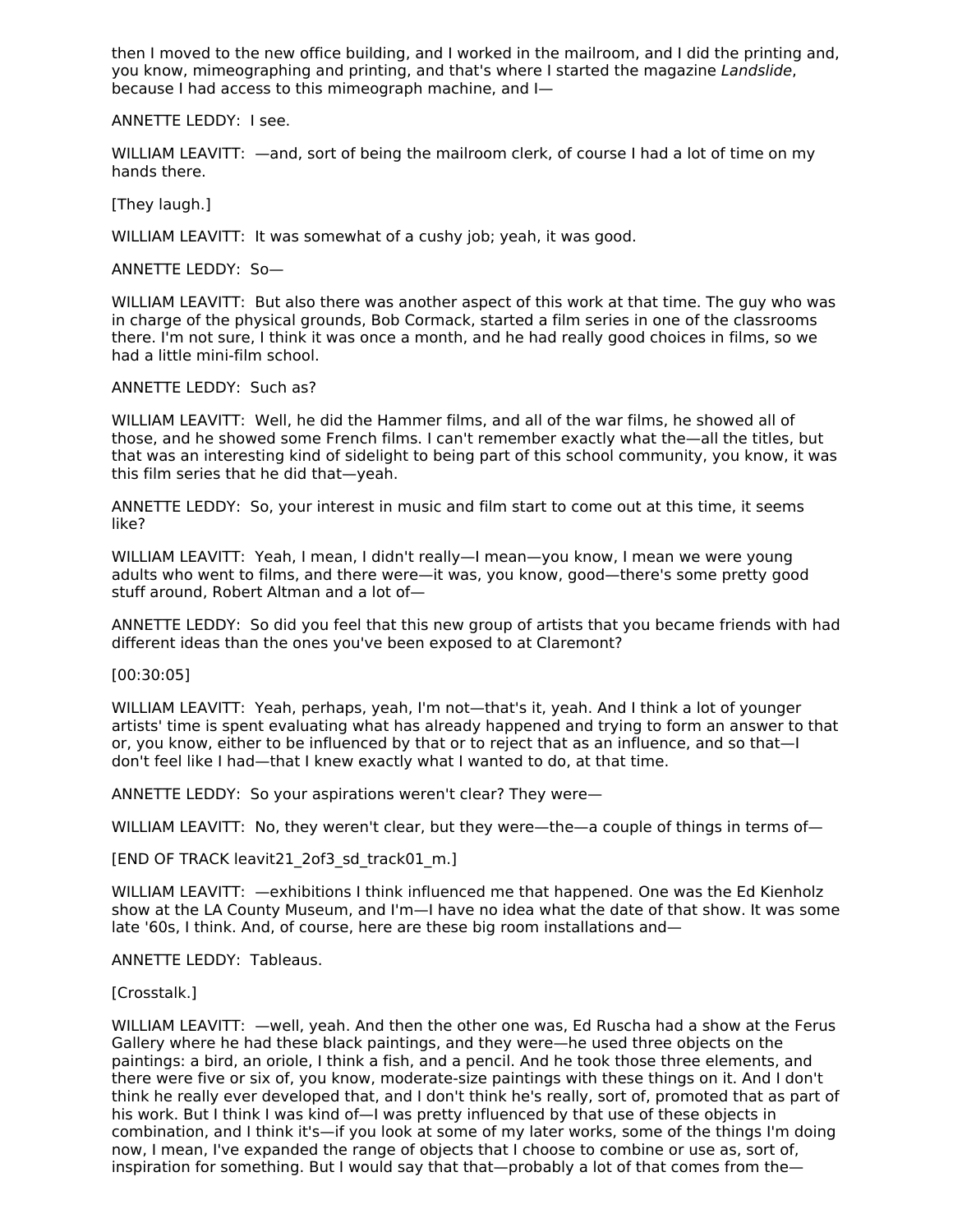then I moved to the new office building, and I worked in the mailroom, and I did the printing and, you know, mimeographing and printing, and that's where I started the magazine *Landslide*, because I had access to this mimeograph machine, and I—

ANNETTE LEDDY: I see.

WILLIAM LEAVITT: —and, sort of being the mailroom clerk, of course I had a lot of time on my hands there.

[They laugh.]

WILLIAM LEAVITT: It was somewhat of a cushy job; yeah, it was good.

ANNETTE LEDDY: So—

WILLIAM LEAVITT: But also there was another aspect of this work at that time. The guy who was in charge of the physical grounds, Bob Cormack, started a film series in one of the classrooms there. I'm not sure, I think it was once a month, and he had really good choices in films, so we had a little mini-film school.

ANNETTE LEDDY: Such as?

WILLIAM LEAVITT: Well, he did the Hammer films, and all of the war films, he showed all of those, and he showed some French films. I can't remember exactly what the—all the titles, but that was an interesting kind of sidelight to being part of this school community, you know, it was this film series that he did that—yeah.

ANNETTE LEDDY: So, your interest in music and film start to come out at this time, it seems like?

WILLIAM LEAVITT: Yeah, I mean, I didn't really—I mean—you know, I mean we were young adults who went to films, and there were—it was, you know, good—there's some pretty good stuff around, Robert Altman and a lot of—

ANNETTE LEDDY: So did you feel that this new group of artists that you became friends with had different ideas than the ones you've been exposed to at Claremont?

[00:30:05]

WILLIAM LEAVITT: Yeah, perhaps, yeah, I'm not—that's it, yeah. And I think a lot of younger artists' time is spent evaluating what has already happened and trying to form an answer to that or, you know, either to be influenced by that or to reject that as an influence, and so that—I don't feel like I had—that I knew exactly what I wanted to do, at that time.

ANNETTE LEDDY: So your aspirations weren't clear? They were—

WILLIAM LEAVITT: No, they weren't clear, but they were—the—a couple of things in terms of—

[END OF TRACK leavit21_2of3_sd_track01_m.]

WILLIAM LEAVITT: —exhibitions I think influenced me that happened. One was the Ed Kienholz show at the LA County Museum, and I'm—I have no idea what the date of that show. It was some late '60s, I think. And, of course, here are these big room installations and—

ANNETTE LEDDY: Tableaus.

[Crosstalk.]

WILLIAM LEAVITT: —well, yeah. And then the other one was, Ed Ruscha had a show at the Ferus Gallery where he had these black paintings, and they were—he used three objects on the paintings: a bird, an oriole, I think a fish, and a pencil. And he took those three elements, and there were five or six of, you know, moderate-size paintings with these things on it. And I don't think he really ever developed that, and I don't think he's really, sort of, promoted that as part of his work. But I think I was kind of—I was pretty influenced by that use of these objects in combination, and I think it's—if you look at some of my later works, some of the things I'm doing now, I mean, I've expanded the range of objects that I choose to combine or use as, sort of, inspiration for something. But I would say that that—probably a lot of that comes from the—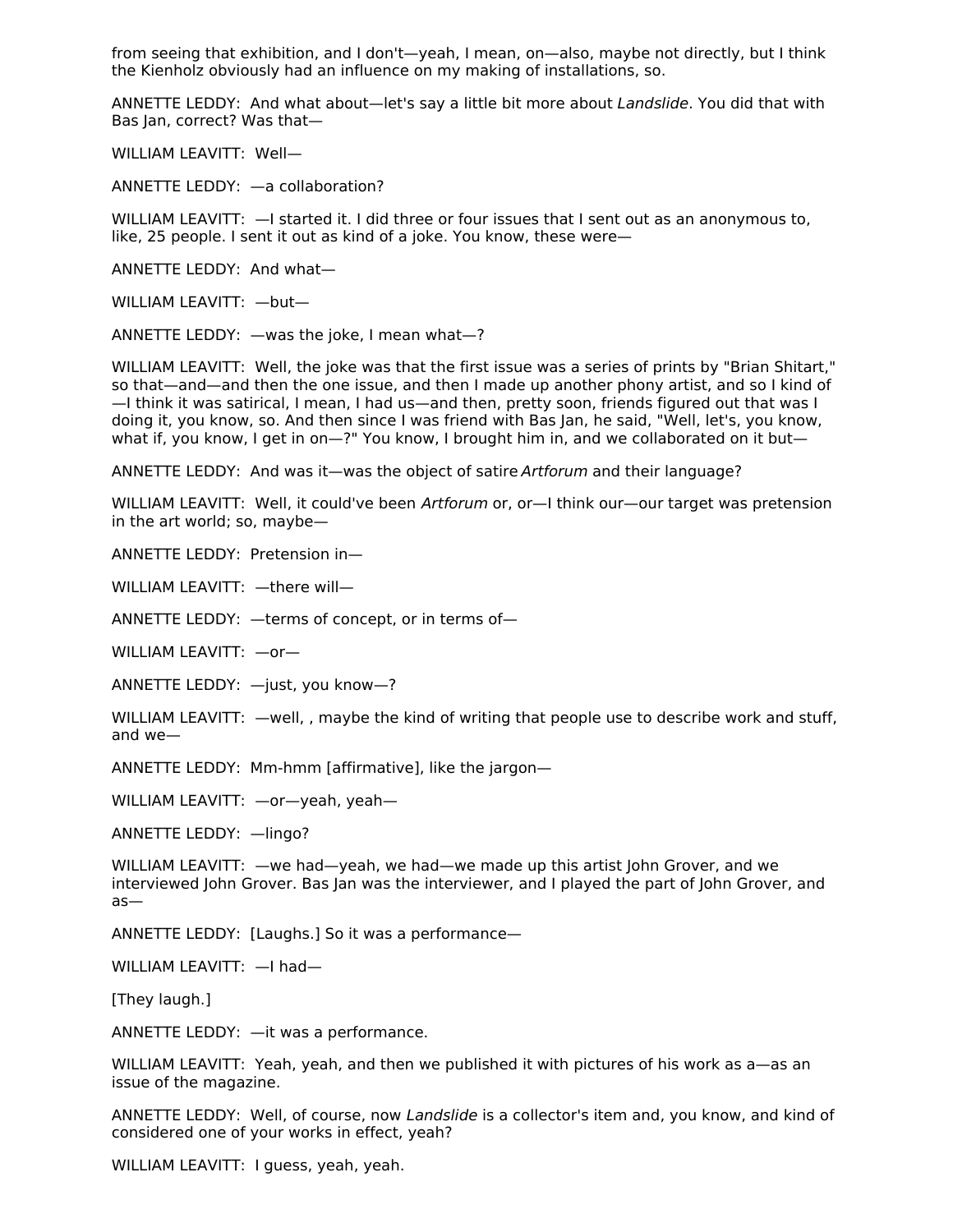from seeing that exhibition, and I don't—yeah, I mean, on—also, maybe not directly, but I think the Kienholz obviously had an influence on my making of installations, so.

ANNETTE LEDDY: And what about—let's say a little bit more about *Landslide*. You did that with Bas Jan, correct? Was that—

WILLIAM LEAVITT: Well—

ANNETTE LEDDY: —a collaboration?

WILLIAM LEAVITT: —I started it. I did three or four issues that I sent out as an anonymous to, like, 25 people. I sent it out as kind of a joke. You know, these were—

ANNETTE LEDDY: And what—

WILLIAM LEAVITT: —but—

ANNETTE LEDDY: —was the joke, I mean what—?

WILLIAM LEAVITT: Well, the joke was that the first issue was a series of prints by "Brian Shitart," so that—and—and then the one issue, and then I made up another phony artist, and so I kind of—I think it was satirical, I mean, I had us—and then, pretty soon, friends figured out that was I doing it, you know, so. And then since I was friend with Bas Jan, he said, "Well, let's, you know, what if, you know, I get in on—?" You know, I brought him in, and we collaborated on it but—

ANNETTE LEDDY: And was it—was the object of satire *Artforum* and their language?

WILLIAM LEAVITT: Well, it could've been *Artforum* or, or—I think our—our target was pretension in the art world; so, maybe—

ANNETTE LEDDY: Pretension in—

WILLIAM LEAVITT: —there will—

ANNETTE LEDDY: —terms of concept, or in terms of—

WILLIAM LEAVITT: —or—

ANNETTE LEDDY: —just, you know—?

WILLIAM LEAVITT: —well, , maybe the kind of writing that people use to describe work and stuff, and we—

ANNETTE LEDDY: Mm-hmm [affirmative], like the jargon—

WILLIAM LEAVITT: —or—yeah, yeah—

ANNETTE LEDDY: —lingo?

WILLIAM LEAVITT: —we had—yeah, we had—we made up this artist John Grover, and we interviewed John Grover. Bas Jan was the interviewer, and I played the part of John Grover, and as—

ANNETTE LEDDY: [Laughs.] So it was a performance—

WILLIAM LEAVITT: —I had—

[They laugh.]

ANNETTE LEDDY: —it was a performance.

WILLIAM LEAVITT: Yeah, yeah, and then we published it with pictures of his work as a—as an issue of the magazine.

ANNETTE LEDDY: Well, of course, now *Landslide* is a collector's item and, you know, and kind of considered one of your works in effect, yeah?

WILLIAM LEAVITT: I guess, yeah, yeah.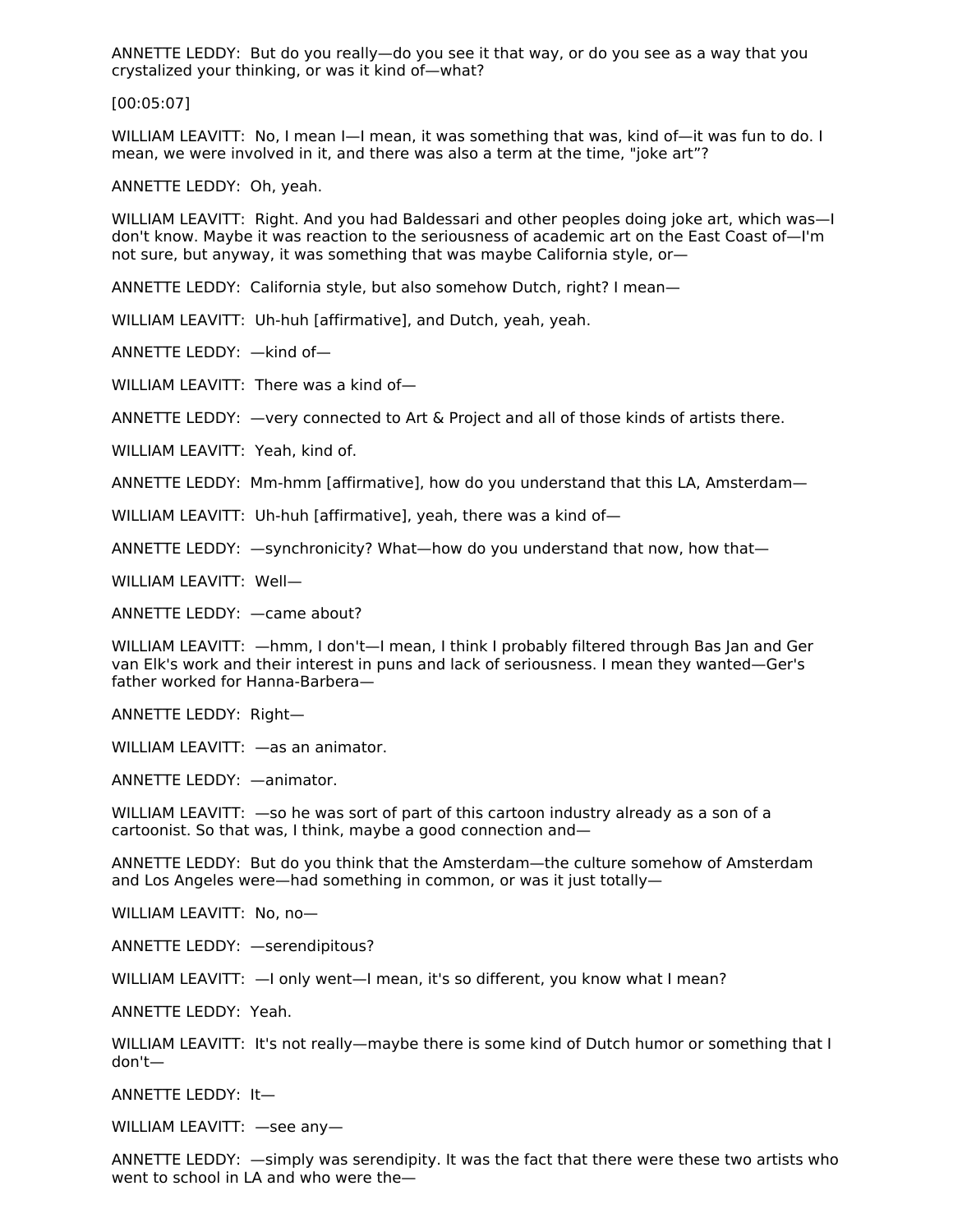ANNETTE LEDDY: But do you really—do you see it that way, or do you see as a way that you crystalized your thinking, or was it kind of—what?

[00:05:07]

WILLIAM LEAVITT: No, I mean I—I mean, it was something that was, kind of—it was fun to do. I mean, we were involved in it, and there was also a term at the time, "joke art"?

ANNETTE LEDDY: Oh, yeah.

WILLIAM LEAVITT: Right. And you had Baldessari and other peoples doing joke art, which was—I don't know. Maybe it was reaction to the seriousness of academic art on the East Coast of—I'm not sure, but anyway, it was something that was maybe California style, or—

ANNETTE LEDDY: California style, but also somehow Dutch, right? I mean—

WILLIAM LEAVITT: Uh-huh [affirmative], and Dutch, yeah, yeah.

ANNETTE LEDDY: —kind of—

WILLIAM LEAVITT: There was a kind of—

ANNETTE LEDDY: —very connected to Art & Project and all of those kinds of artists there.

WILLIAM LEAVITT: Yeah, kind of.

ANNETTE LEDDY: Mm-hmm [affirmative], how do you understand that this LA, Amsterdam—

WILLIAM LEAVITT: Uh-huh [affirmative], yeah, there was a kind of—

ANNETTE LEDDY: —synchronicity? What—how do you understand that now, how that—

WILLIAM LEAVITT: Well—

ANNETTE LEDDY: —came about?

WILLIAM LEAVITT: —hmm, I don't—I mean, I think I probably filtered through Bas Jan and Ger van Elk's work and their interest in puns and lack of seriousness. I mean they wanted—Ger's father worked for Hanna-Barbera—

ANNETTE LEDDY: Right—

WILLIAM LEAVITT: —as an animator.

ANNETTE LEDDY: —animator.

WILLIAM LEAVITT: —so he was sort of part of this cartoon industry already as a son of a cartoonist. So that was, I think, maybe a good connection and—

ANNETTE LEDDY: But do you think that the Amsterdam—the culture somehow of Amsterdam and Los Angeles were—had something in common, or was it just totally—

WILLIAM LEAVITT: No, no—

ANNETTE LEDDY: —serendipitous?

WILLIAM LEAVITT: —I only went—I mean, it's so different, you know what I mean?

ANNETTE LEDDY: Yeah.

WILLIAM LEAVITT: It's not really—maybe there is some kind of Dutch humor or something that I don't—

ANNETTE LEDDY: It—

WILLIAM LEAVITT: —see any—

ANNETTE LEDDY: —simply was serendipity. It was the fact that there were these two artists who went to school in LA and who were the—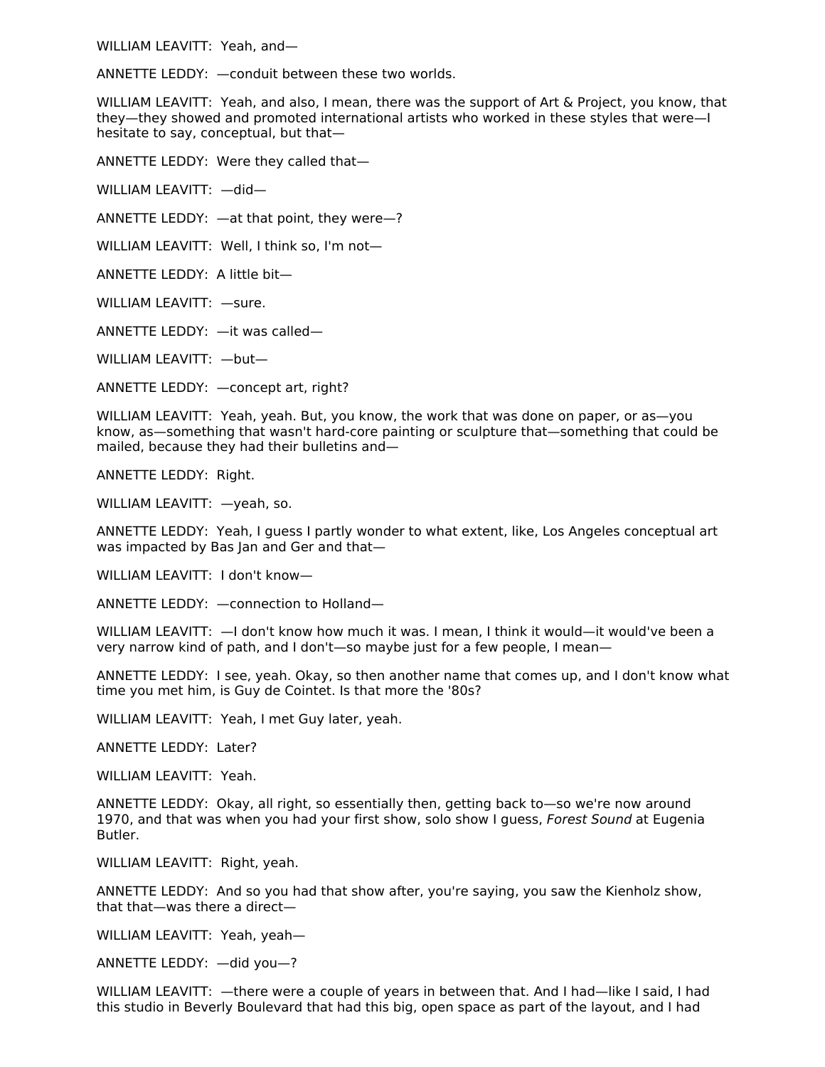WILLIAM LEAVITT:  Yeah, and—

ANNETTE LEDDY:  —conduit between these two worlds.

WILLIAM LEAVITT:  Yeah, and also, I mean, there was the support of Art & Project, you know, that they—they showed and promoted international artists who worked in these styles that were—I hesitate to say, conceptual, but that—

ANNETTE LEDDY:  Were they called that—

WILLIAM LEAVITT:  —did—

ANNETTE LEDDY:  —at that point, they were—?

WILLIAM LEAVITT:  Well, I think so, I'm not—

ANNETTE LEDDY:  A little bit—

WILLIAM LEAVITT:  —sure.

ANNETTE LEDDY:  —it was called—

WILLIAM LEAVITT:  —but—

ANNETTE LEDDY:  —concept art, right?

WILLIAM LEAVITT:  Yeah, yeah. But, you know, the work that was done on paper, or as—you know, as—something that wasn't hard-core painting or sculpture that—something that could be mailed, because they had their bulletins and—

ANNETTE LEDDY:  Right.

WILLIAM LEAVITT:  —yeah, so.

ANNETTE LEDDY:  Yeah, I guess I partly wonder to what extent, like, Los Angeles conceptual art was impacted by Bas Jan and Ger and that—

WILLIAM LEAVITT:  I don't know—

ANNETTE LEDDY:  —connection to Holland—

WILLIAM LEAVITT:  —I don't know how much it was. I mean, I think it would—it would've been a very narrow kind of path, and I don't—so maybe just for a few people, I mean—

ANNETTE LEDDY:  I see, yeah. Okay, so then another name that comes up, and I don't know what time you met him, is Guy de Cointet. Is that more the '80s?

WILLIAM LEAVITT:  Yeah, I met Guy later, yeah.

ANNETTE LEDDY:  Later?

WILLIAM LEAVITT:  Yeah.

ANNETTE LEDDY:  Okay, all right, so essentially then, getting back to—so we're now around 1970, and that was when you had your first show, solo show I guess, *Forest Sound* at Eugenia Butler.

WILLIAM LEAVITT:  Right, yeah.

ANNETTE LEDDY:  And so you had that show after, you're saying, you saw the Kienholz show, that that—was there a direct—

WILLIAM LEAVITT:  Yeah, yeah—

ANNETTE LEDDY:  —did you—?

WILLIAM LEAVITT:  —there were a couple of years in between that. And I had—like I said, I had this studio in Beverly Boulevard that had this big, open space as part of the layout, and I had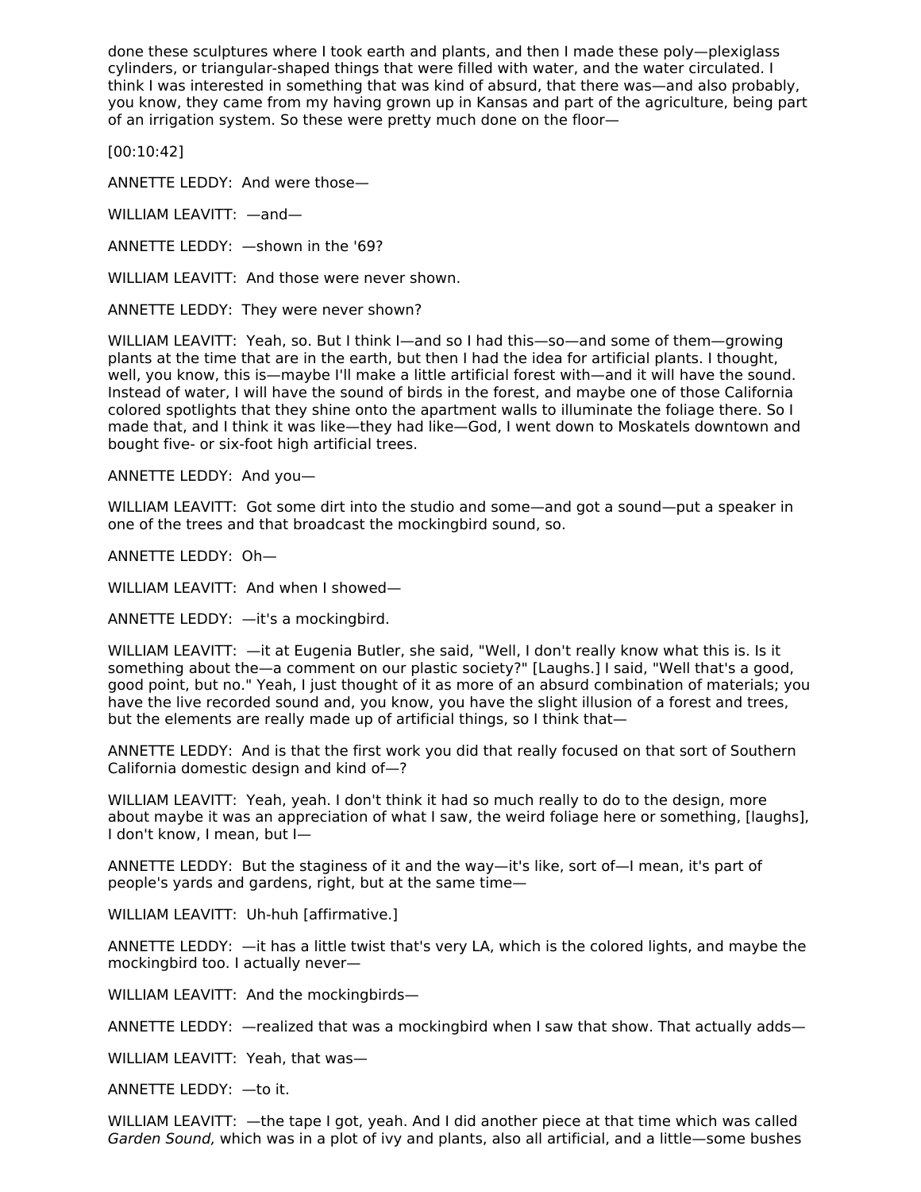done these sculptures where I took earth and plants, and then I made these poly—plexiglass cylinders, or triangular-shaped things that were filled with water, and the water circulated. I think I was interested in something that was kind of absurd, that there was—and also probably, you know, they came from my having grown up in Kansas and part of the agriculture, being part of an irrigation system. So these were pretty much done on the floor—

[00:10:42]

ANNETTE LEDDY: And were those—

WILLIAM LEAVITT: —and—

ANNETTE LEDDY: —shown in the '69?

WILLIAM LEAVITT: And those were never shown.

ANNETTE LEDDY: They were never shown?

WILLIAM LEAVITT: Yeah, so. But I think I—and so I had this—so—and some of them—growing plants at the time that are in the earth, but then I had the idea for artificial plants. I thought, well, you know, this is—maybe I'll make a little artificial forest with—and it will have the sound. Instead of water, I will have the sound of birds in the forest, and maybe one of those California colored spotlights that they shine onto the apartment walls to illuminate the foliage there. So I made that, and I think it was like—they had like—God, I went down to Moskatels downtown and bought five- or six-foot high artificial trees.

ANNETTE LEDDY: And you—

WILLIAM LEAVITT: Got some dirt into the studio and some—and got a sound—put a speaker in one of the trees and that broadcast the mockingbird sound, so.

ANNETTE LEDDY: Oh—

WILLIAM LEAVITT: And when I showed—

ANNETTE LEDDY: —it's a mockingbird.

WILLIAM LEAVITT: —it at Eugenia Butler, she said, "Well, I don't really know what this is. Is it something about the—a comment on our plastic society?" [Laughs.] I said, "Well that's a good, good point, but no." Yeah, I just thought of it as more of an absurd combination of materials; you have the live recorded sound and, you know, you have the slight illusion of a forest and trees, but the elements are really made up of artificial things, so I think that—

ANNETTE LEDDY: And is that the first work you did that really focused on that sort of Southern California domestic design and kind of—?

WILLIAM LEAVITT: Yeah, yeah. I don't think it had so much really to do to the design, more about maybe it was an appreciation of what I saw, the weird foliage here or something, [laughs], I don't know, I mean, but I—

ANNETTE LEDDY: But the staginess of it and the way—it's like, sort of—I mean, it's part of people's yards and gardens, right, but at the same time—

WILLIAM LEAVITT: Uh-huh [affirmative.]

ANNETTE LEDDY: —it has a little twist that's very LA, which is the colored lights, and maybe the mockingbird too. I actually never—

WILLIAM LEAVITT: And the mockingbirds—

ANNETTE LEDDY: —realized that was a mockingbird when I saw that show. That actually adds—

WILLIAM LEAVITT: Yeah, that was—

ANNETTE LEDDY: —to it.

WILLIAM LEAVITT: —the tape I got, yeah. And I did another piece at that time which was called *Garden Sound,* which was in a plot of ivy and plants, also all artificial, and a little—some bushes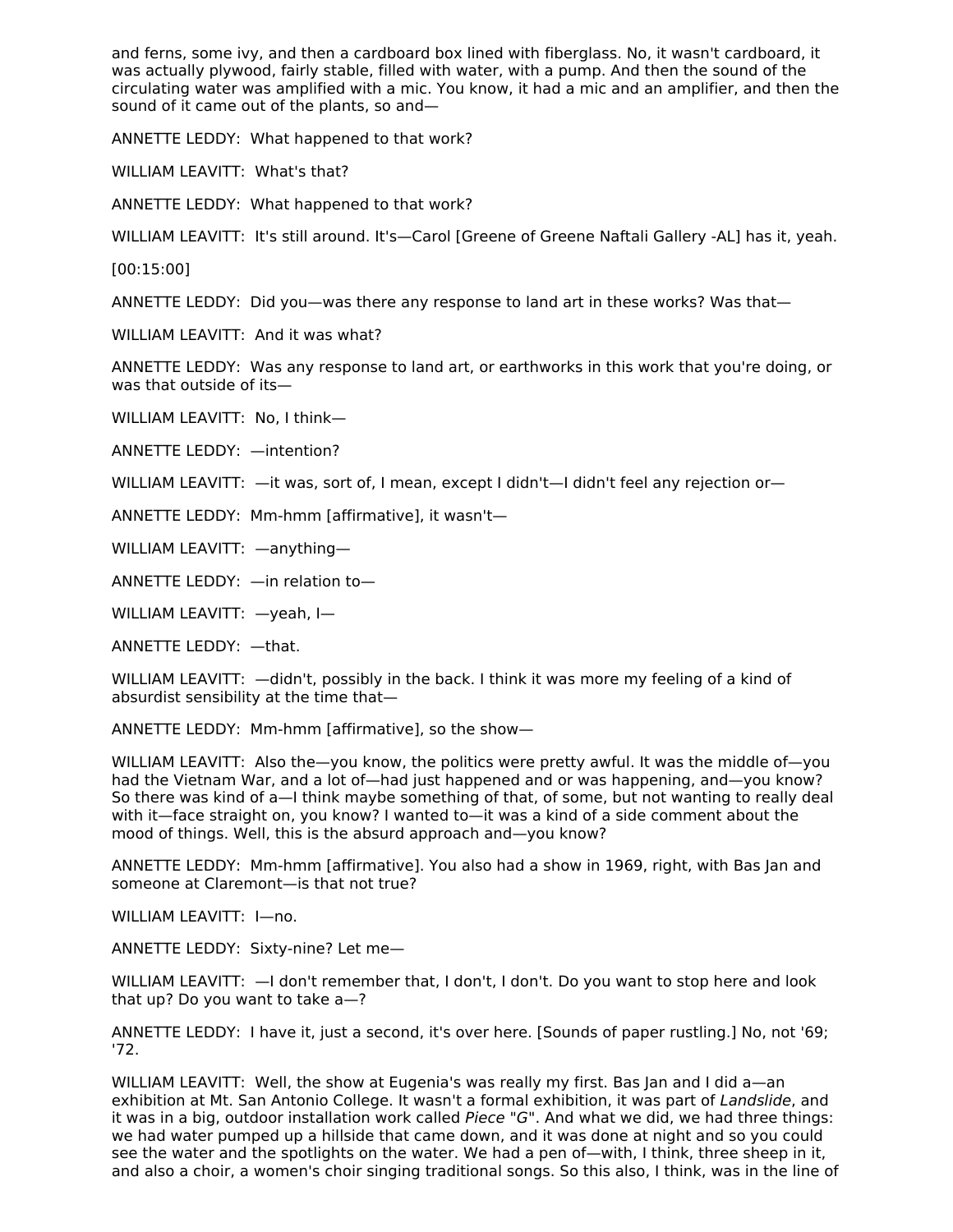and ferns, some ivy, and then a cardboard box lined with fiberglass. No, it wasn't cardboard, it was actually plywood, fairly stable, filled with water, with a pump. And then the sound of the circulating water was amplified with a mic. You know, it had a mic and an amplifier, and then the sound of it came out of the plants, so and—

ANNETTE LEDDY: What happened to that work?

WILLIAM LEAVITT: What's that?

ANNETTE LEDDY: What happened to that work?

WILLIAM LEAVITT: It's still around. It's—Carol [Greene of Greene Naftali Gallery -AL] has it, yeah.

[00:15:00]

ANNETTE LEDDY: Did you—was there any response to land art in these works? Was that—

WILLIAM LEAVITT: And it was what?

ANNETTE LEDDY: Was any response to land art, or earthworks in this work that you're doing, or was that outside of its—

WILLIAM LEAVITT: No, I think—

ANNETTE LEDDY: —intention?

WILLIAM LEAVITT: —it was, sort of, I mean, except I didn't—I didn't feel any rejection or—

ANNETTE LEDDY: Mm-hmm [affirmative], it wasn't—

WILLIAM LEAVITT: —anything—

ANNETTE LEDDY: —in relation to—

WILLIAM LEAVITT: —yeah, I—

ANNETTE LEDDY: —that.

WILLIAM LEAVITT: —didn't, possibly in the back. I think it was more my feeling of a kind of absurdist sensibility at the time that—

ANNETTE LEDDY: Mm-hmm [affirmative], so the show—

WILLIAM LEAVITT: Also the—you know, the politics were pretty awful. It was the middle of—you had the Vietnam War, and a lot of—had just happened and or was happening, and—you know? So there was kind of a—I think maybe something of that, of some, but not wanting to really deal with it—face straight on, you know? I wanted to—it was a kind of a side comment about the mood of things. Well, this is the absurd approach and—you know?

ANNETTE LEDDY: Mm-hmm [affirmative]. You also had a show in 1969, right, with Bas Jan and someone at Claremont—is that not true?

WILLIAM LEAVITT: I—no.

ANNETTE LEDDY: Sixty-nine? Let me—

WILLIAM LEAVITT: —I don't remember that, I don't, I don't. Do you want to stop here and look that up? Do you want to take a—?

ANNETTE LEDDY: I have it, just a second, it's over here. [Sounds of paper rustling.] No, not '69; '72.

WILLIAM LEAVITT: Well, the show at Eugenia's was really my first. Bas Jan and I did a—an exhibition at Mt. San Antonio College. It wasn't a formal exhibition, it was part of *Landslide*, and it was in a big, outdoor installation work called *Piece "G"*. And what we did, we had three things: we had water pumped up a hillside that came down, and it was done at night and so you could see the water and the spotlights on the water. We had a pen of—with, I think, three sheep in it, and also a choir, a women's choir singing traditional songs. So this also, I think, was in the line of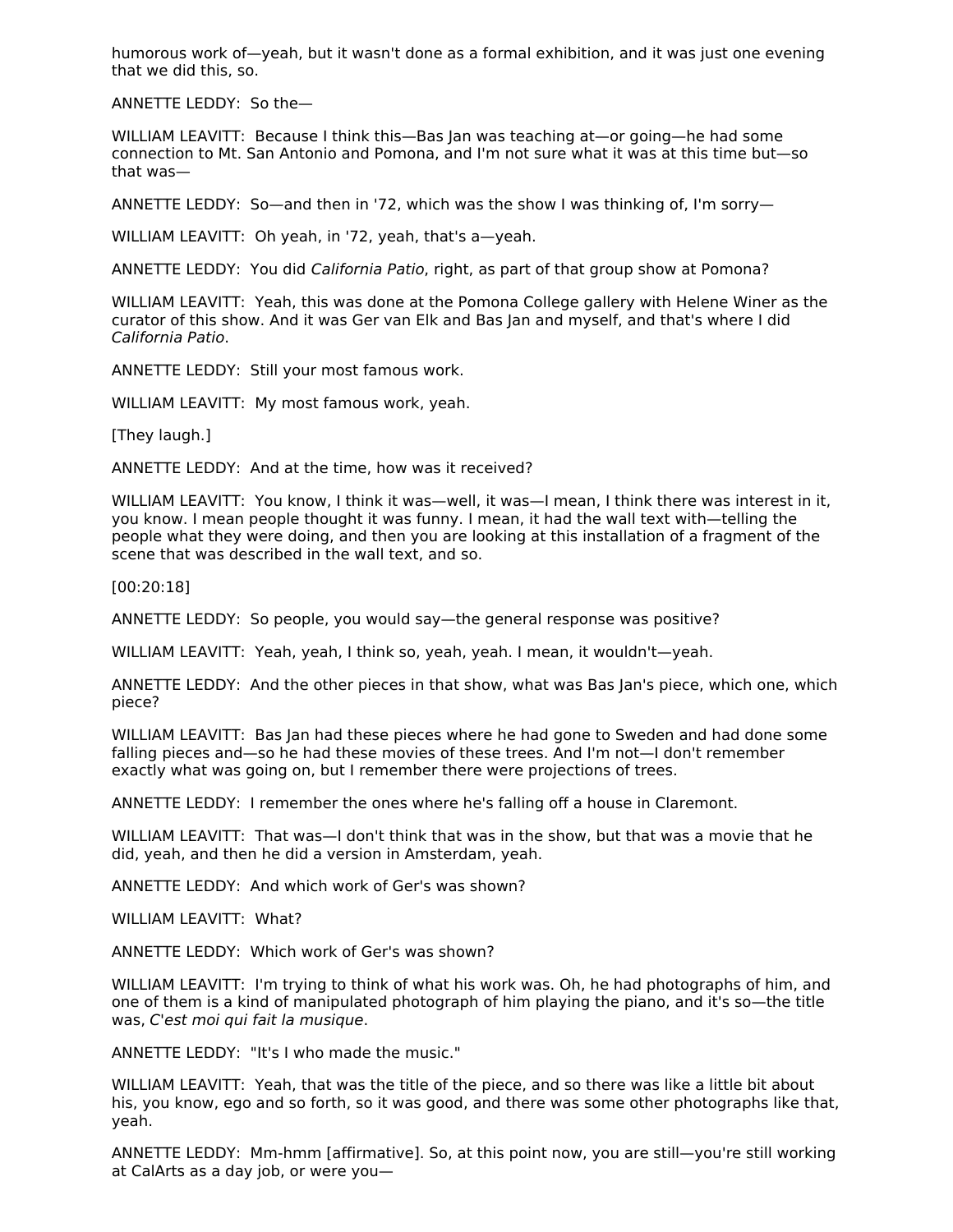humorous work of—yeah, but it wasn't done as a formal exhibition, and it was just one evening that we did this, so.

ANNETTE LEDDY: So the—

WILLIAM LEAVITT: Because I think this—Bas Jan was teaching at—or going—he had some connection to Mt. San Antonio and Pomona, and I'm not sure what it was at this time but—so that was—

ANNETTE LEDDY: So—and then in '72, which was the show I was thinking of, I'm sorry—

WILLIAM LEAVITT: Oh yeah, in '72, yeah, that's a—yeah.

ANNETTE LEDDY: You did *California Patio*, right, as part of that group show at Pomona?

WILLIAM LEAVITT: Yeah, this was done at the Pomona College gallery with Helene Winer as the curator of this show. And it was Ger van Elk and Bas Jan and myself, and that's where I did *California Patio*.

ANNETTE LEDDY: Still your most famous work.

WILLIAM LEAVITT: My most famous work, yeah.

[They laugh.]

ANNETTE LEDDY: And at the time, how was it received?

WILLIAM LEAVITT: You know, I think it was—well, it was—I mean, I think there was interest in it, you know. I mean people thought it was funny. I mean, it had the wall text with—telling the people what they were doing, and then you are looking at this installation of a fragment of the scene that was described in the wall text, and so.

[00:20:18]

ANNETTE LEDDY: So people, you would say—the general response was positive?

WILLIAM LEAVITT: Yeah, yeah, I think so, yeah, yeah. I mean, it wouldn't—yeah.

ANNETTE LEDDY: And the other pieces in that show, what was Bas Jan's piece, which one, which piece?

WILLIAM LEAVITT: Bas Jan had these pieces where he had gone to Sweden and had done some falling pieces and—so he had these movies of these trees. And I'm not—I don't remember exactly what was going on, but I remember there were projections of trees.

ANNETTE LEDDY: I remember the ones where he's falling off a house in Claremont.

WILLIAM LEAVITT: That was—I don't think that was in the show, but that was a movie that he did, yeah, and then he did a version in Amsterdam, yeah.

ANNETTE LEDDY: And which work of Ger's was shown?

WILLIAM LEAVITT: What?

ANNETTE LEDDY: Which work of Ger's was shown?

WILLIAM LEAVITT: I'm trying to think of what his work was. Oh, he had photographs of him, and one of them is a kind of manipulated photograph of him playing the piano, and it's so—the title was, *C'est moi qui fait la musique*.

ANNETTE LEDDY: "It's I who made the music."

WILLIAM LEAVITT: Yeah, that was the title of the piece, and so there was like a little bit about his, you know, ego and so forth, so it was good, and there was some other photographs like that, yeah.

ANNETTE LEDDY: Mm-hmm [affirmative]. So, at this point now, you are still—you're still working at CalArts as a day job, or were you—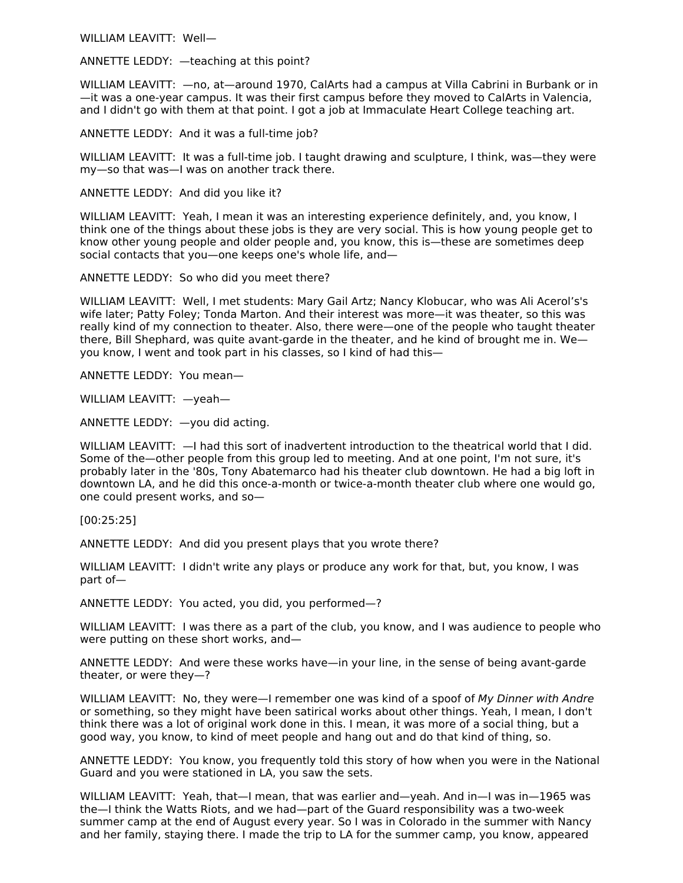WILLIAM LEAVITT: Well—

ANNETTE LEDDY: —teaching at this point?

WILLIAM LEAVITT: —no, at—around 1970, CalArts had a campus at Villa Cabrini in Burbank or in —it was a one-year campus. It was their first campus before they moved to CalArts in Valencia, and I didn't go with them at that point. I got a job at Immaculate Heart College teaching art.

ANNETTE LEDDY: And it was a full-time job?

WILLIAM LEAVITT: It was a full-time job. I taught drawing and sculpture, I think, was—they were my—so that was—I was on another track there.

ANNETTE LEDDY: And did you like it?

WILLIAM LEAVITT: Yeah, I mean it was an interesting experience definitely, and, you know, I think one of the things about these jobs is they are very social. This is how young people get to know other young people and older people and, you know, this is—these are sometimes deep social contacts that you—one keeps one's whole life, and—

ANNETTE LEDDY: So who did you meet there?

WILLIAM LEAVITT: Well, I met students: Mary Gail Artz; Nancy Klobucar, who was Ali Acerol's's wife later; Patty Foley; Tonda Marton. And their interest was more—it was theater, so this was really kind of my connection to theater. Also, there were—one of the people who taught theater there, Bill Shephard, was quite avant-garde in the theater, and he kind of brought me in. We—you know, I went and took part in his classes, so I kind of had this—

ANNETTE LEDDY: You mean—

WILLIAM LEAVITT: —yeah—

ANNETTE LEDDY: —you did acting.

WILLIAM LEAVITT: —I had this sort of inadvertent introduction to the theatrical world that I did. Some of the—other people from this group led to meeting. And at one point, I'm not sure, it's probably later in the '80s, Tony Abatemarco had his theater club downtown. He had a big loft in downtown LA, and he did this once-a-month or twice-a-month theater club where one would go, one could present works, and so—

[00:25:25]

ANNETTE LEDDY: And did you present plays that you wrote there?

WILLIAM LEAVITT: I didn't write any plays or produce any work for that, but, you know, I was part of—

ANNETTE LEDDY: You acted, you did, you performed—?

WILLIAM LEAVITT: I was there as a part of the club, you know, and I was audience to people who were putting on these short works, and—

ANNETTE LEDDY: And were these works have—in your line, in the sense of being avant-garde theater, or were they—?

WILLIAM LEAVITT: No, they were—I remember one was kind of a spoof of *My Dinner with Andre* or something, so they might have been satirical works about other things. Yeah, I mean, I don't think there was a lot of original work done in this. I mean, it was more of a social thing, but a good way, you know, to kind of meet people and hang out and do that kind of thing, so.

ANNETTE LEDDY: You know, you frequently told this story of how when you were in the National Guard and you were stationed in LA, you saw the sets.

WILLIAM LEAVITT: Yeah, that—I mean, that was earlier and—yeah. And in—I was in—1965 was the—I think the Watts Riots, and we had—part of the Guard responsibility was a two-week summer camp at the end of August every year. So I was in Colorado in the summer with Nancy and her family, staying there. I made the trip to LA for the summer camp, you know, appeared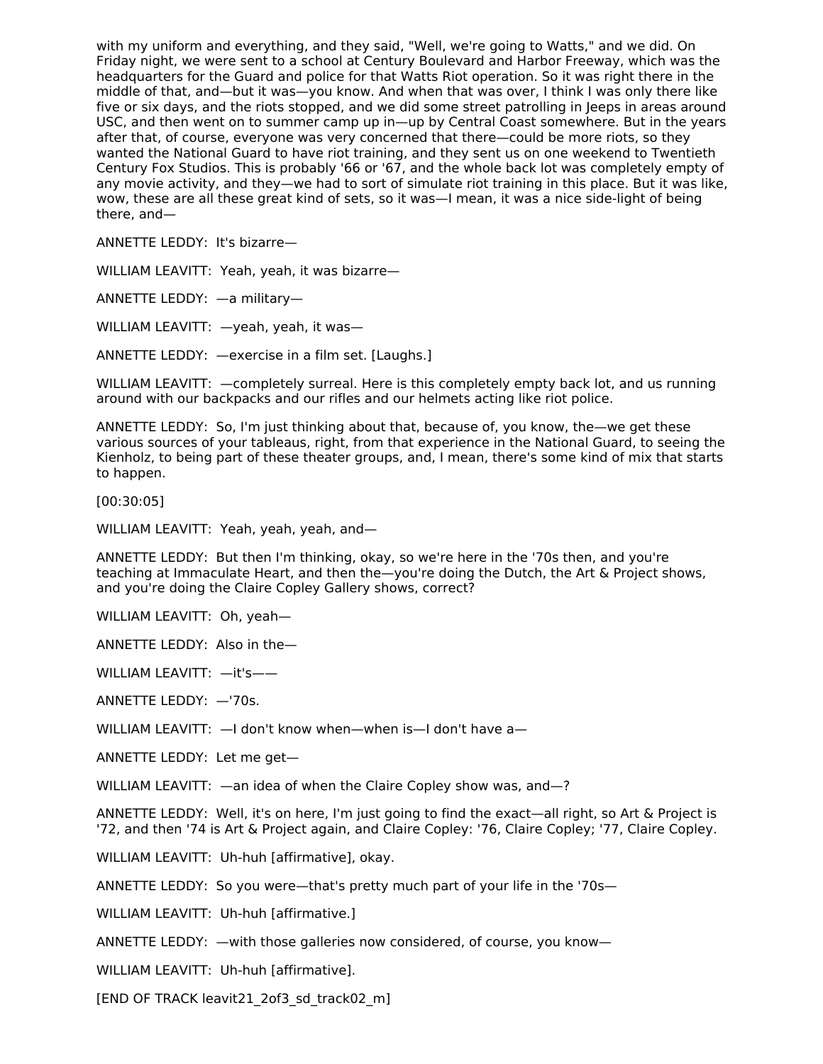with my uniform and everything, and they said, "Well, we're going to Watts," and we did. On Friday night, we were sent to a school at Century Boulevard and Harbor Freeway, which was the headquarters for the Guard and police for that Watts Riot operation. So it was right there in the middle of that, and—but it was—you know. And when that was over, I think I was only there like five or six days, and the riots stopped, and we did some street patrolling in Jeeps in areas around USC, and then went on to summer camp up in—up by Central Coast somewhere. But in the years after that, of course, everyone was very concerned that there—could be more riots, so they wanted the National Guard to have riot training, and they sent us on one weekend to Twentieth Century Fox Studios. This is probably '66 or '67, and the whole back lot was completely empty of any movie activity, and they—we had to sort of simulate riot training in this place. But it was like, wow, these are all these great kind of sets, so it was—I mean, it was a nice side-light of being there, and—

ANNETTE LEDDY: It's bizarre—

WILLIAM LEAVITT: Yeah, yeah, it was bizarre—

ANNETTE LEDDY: —a military—

WILLIAM LEAVITT: —yeah, yeah, it was—

ANNETTE LEDDY: —exercise in a film set. [Laughs.]

WILLIAM LEAVITT: —completely surreal. Here is this completely empty back lot, and us running around with our backpacks and our rifles and our helmets acting like riot police.

ANNETTE LEDDY: So, I'm just thinking about that, because of, you know, the—we get these various sources of your tableaus, right, from that experience in the National Guard, to seeing the Kienholz, to being part of these theater groups, and, I mean, there's some kind of mix that starts to happen.

[00:30:05]

WILLIAM LEAVITT: Yeah, yeah, yeah, and—

ANNETTE LEDDY: But then I'm thinking, okay, so we're here in the '70s then, and you're teaching at Immaculate Heart, and then the—you're doing the Dutch, the Art & Project shows, and you're doing the Claire Copley Gallery shows, correct?

WILLIAM LEAVITT: Oh, yeah—

ANNETTE LEDDY: Also in the—

WILLIAM LEAVITT: —it's——

ANNETTE LEDDY: —'70s.

WILLIAM LEAVITT: —I don't know when—when is—I don't have a—

ANNETTE LEDDY: Let me get—

WILLIAM LEAVITT: —an idea of when the Claire Copley show was, and—?

ANNETTE LEDDY: Well, it's on here, I'm just going to find the exact—all right, so Art & Project is '72, and then '74 is Art & Project again, and Claire Copley: '76, Claire Copley; '77, Claire Copley.

WILLIAM LEAVITT: Uh-huh [affirmative], okay.

ANNETTE LEDDY: So you were—that's pretty much part of your life in the '70s—

WILLIAM LEAVITT: Uh-huh [affirmative.]

ANNETTE LEDDY: —with those galleries now considered, of course, you know—

WILLIAM LEAVITT: Uh-huh [affirmative].

[END OF TRACK leavit21_2of3_sd_track02_m]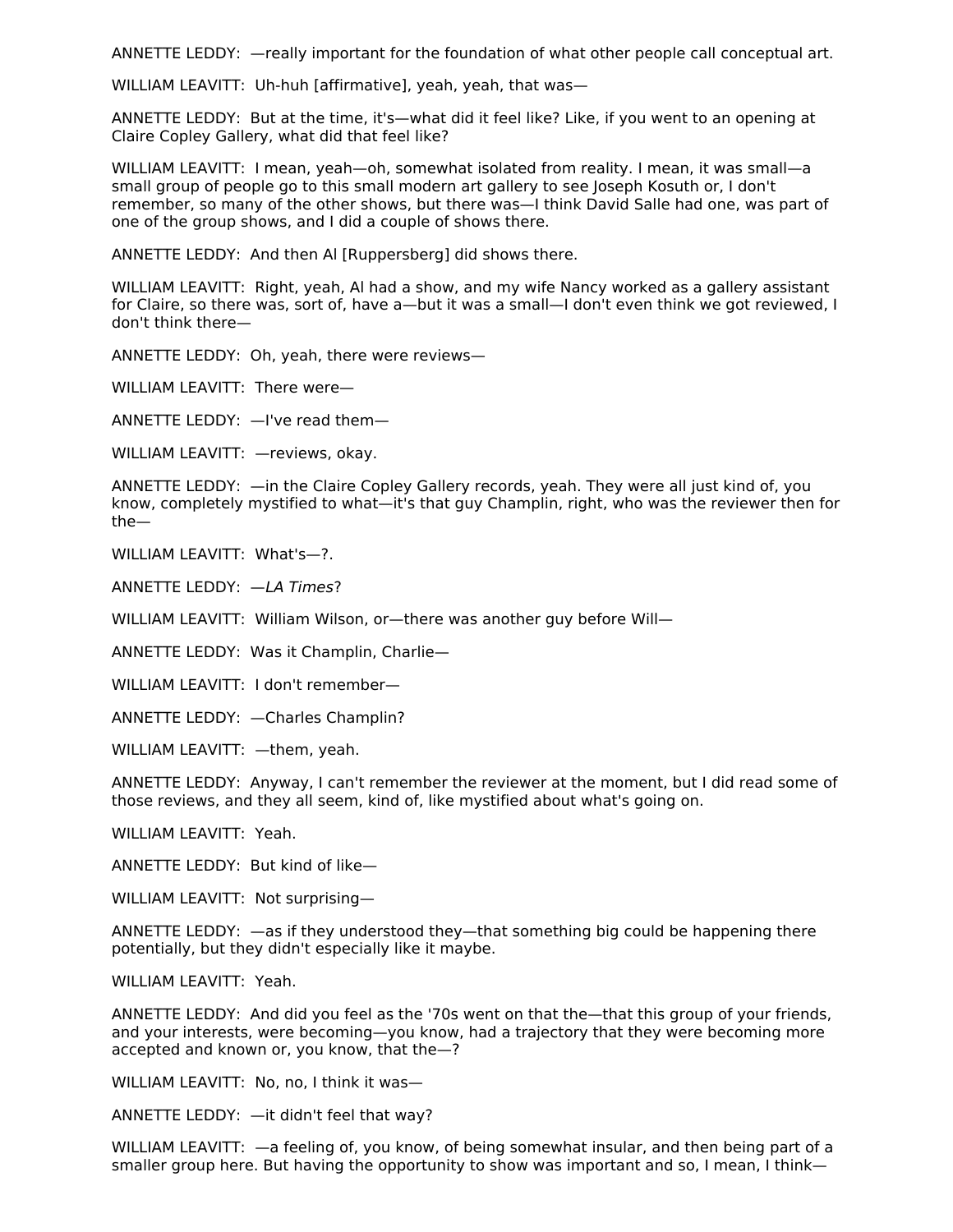ANNETTE LEDDY: —really important for the foundation of what other people call conceptual art.

WILLIAM LEAVITT: Uh-huh [affirmative], yeah, yeah, that was—

ANNETTE LEDDY: But at the time, it's—what did it feel like? Like, if you went to an opening at Claire Copley Gallery, what did that feel like?

WILLIAM LEAVITT: I mean, yeah—oh, somewhat isolated from reality. I mean, it was small—a small group of people go to this small modern art gallery to see Joseph Kosuth or, I don't remember, so many of the other shows, but there was—I think David Salle had one, was part of one of the group shows, and I did a couple of shows there.

ANNETTE LEDDY: And then Al [Ruppersberg] did shows there.

WILLIAM LEAVITT: Right, yeah, Al had a show, and my wife Nancy worked as a gallery assistant for Claire, so there was, sort of, have a—but it was a small—I don't even think we got reviewed, I don't think there—

ANNETTE LEDDY: Oh, yeah, there were reviews—

WILLIAM LEAVITT: There were—

ANNETTE LEDDY: —I've read them—

WILLIAM LEAVITT: —reviews, okay.

ANNETTE LEDDY: —in the Claire Copley Gallery records, yeah. They were all just kind of, you know, completely mystified to what—it's that guy Champlin, right, who was the reviewer then for the—

WILLIAM LEAVITT: What's—?.

ANNETTE LEDDY: —*LA Times*?

WILLIAM LEAVITT: William Wilson, or—there was another guy before Will—

ANNETTE LEDDY: Was it Champlin, Charlie—

WILLIAM LEAVITT: I don't remember—

ANNETTE LEDDY: —Charles Champlin?

WILLIAM LEAVITT: —them, yeah.

ANNETTE LEDDY: Anyway, I can't remember the reviewer at the moment, but I did read some of those reviews, and they all seem, kind of, like mystified about what's going on.

WILLIAM LEAVITT: Yeah.

ANNETTE LEDDY: But kind of like—

WILLIAM LEAVITT: Not surprising—

ANNETTE LEDDY: —as if they understood they—that something big could be happening there potentially, but they didn't especially like it maybe.

WILLIAM LEAVITT: Yeah.

ANNETTE LEDDY: And did you feel as the '70s went on that the—that this group of your friends, and your interests, were becoming—you know, had a trajectory that they were becoming more accepted and known or, you know, that the—?

WILLIAM LEAVITT: No, no, I think it was—

ANNETTE LEDDY: —it didn't feel that way?

WILLIAM LEAVITT: —a feeling of, you know, of being somewhat insular, and then being part of a smaller group here. But having the opportunity to show was important and so, I mean, I think—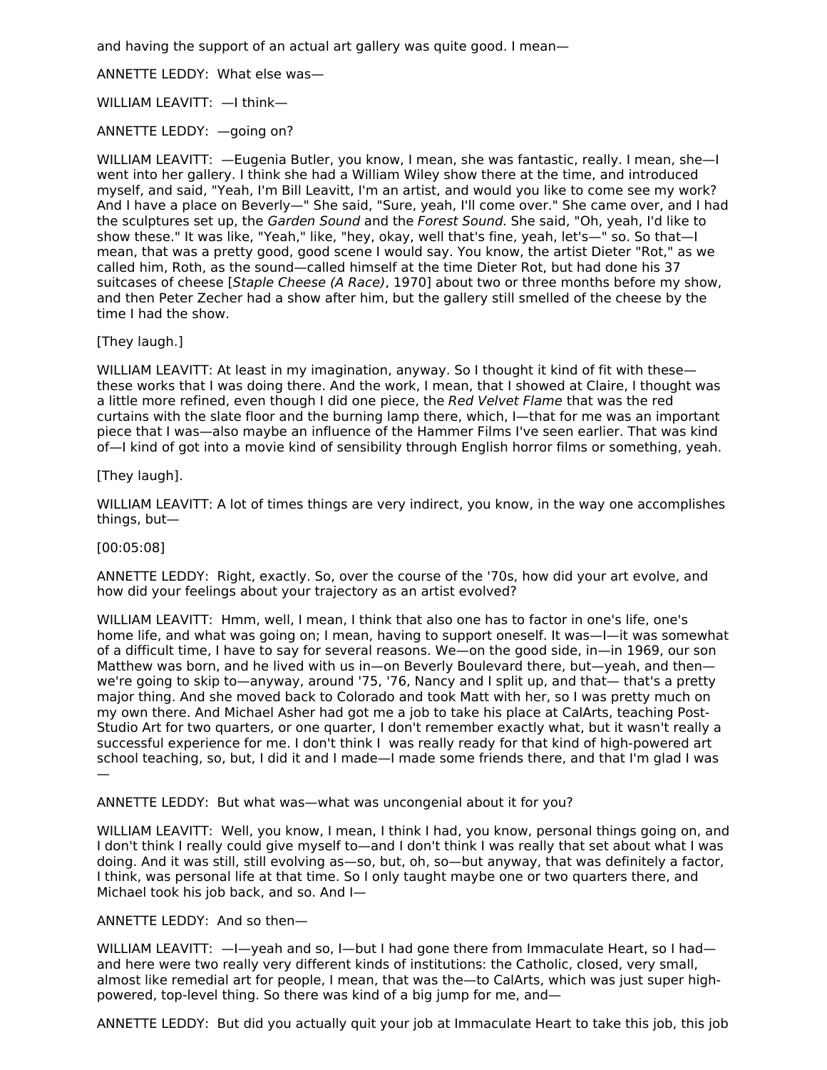and having the support of an actual art gallery was quite good. I mean—

ANNETTE LEDDY: What else was—

WILLIAM LEAVITT: —I think—

ANNETTE LEDDY: —going on?

WILLIAM LEAVITT: —Eugenia Butler, you know, I mean, she was fantastic, really. I mean, she—I went into her gallery. I think she had a William Wiley show there at the time, and introduced myself, and said, "Yeah, I'm Bill Leavitt, I'm an artist, and would you like to come see my work? And I have a place on Beverly—" She said, "Sure, yeah, I'll come over." She came over, and I had the sculptures set up, the *Garden Sound* and the *Forest Sound*. She said, "Oh, yeah, I'd like to show these." It was like, "Yeah," like, "hey, okay, well that's fine, yeah, let's—" so. So that—I mean, that was a pretty good, good scene I would say. You know, the artist Dieter "Rot," as we called him, Roth, as the sound—called himself at the time Dieter Rot, but had done his 37 suitcases of cheese [*Staple Cheese (A Race)*, 1970] about two or three months before my show, and then Peter Zecher had a show after him, but the gallery still smelled of the cheese by the time I had the show.

[They laugh.]

WILLIAM LEAVITT: At least in my imagination, anyway. So I thought it kind of fit with these—these works that I was doing there. And the work, I mean, that I showed at Claire, I thought was a little more refined, even though I did one piece, the *Red Velvet Flame* that was the red curtains with the slate floor and the burning lamp there, which, I—that for me was an important piece that I was—also maybe an influence of the Hammer Films I've seen earlier. That was kind of—I kind of got into a movie kind of sensibility through English horror films or something, yeah.

[They laugh].

WILLIAM LEAVITT: A lot of times things are very indirect, you know, in the way one accomplishes things, but—

[00:05:08]

ANNETTE LEDDY: Right, exactly. So, over the course of the '70s, how did your art evolve, and how did your feelings about your trajectory as an artist evolved?

WILLIAM LEAVITT: Hmm, well, I mean, I think that also one has to factor in one's life, one's home life, and what was going on; I mean, having to support oneself. It was—I—it was somewhat of a difficult time, I have to say for several reasons. We—on the good side, in—in 1969, our son Matthew was born, and he lived with us in—on Beverly Boulevard there, but—yeah, and then—we're going to skip to—anyway, around '75, '76, Nancy and I split up, and that— that's a pretty major thing. And she moved back to Colorado and took Matt with her, so I was pretty much on my own there. And Michael Asher had got me a job to take his place at CalArts, teaching Post-Studio Art for two quarters, or one quarter, I don't remember exactly what, but it wasn't really a successful experience for me. I don't think I was really ready for that kind of high-powered art school teaching, so, but, I did it and I made—I made some friends there, and that I'm glad I was —

ANNETTE LEDDY: But what was—what was uncongenial about it for you?

WILLIAM LEAVITT: Well, you know, I mean, I think I had, you know, personal things going on, and I don't think I really could give myself to—and I don't think I was really that set about what I was doing. And it was still, still evolving as—so, but, oh, so—but anyway, that was definitely a factor, I think, was personal life at that time. So I only taught maybe one or two quarters there, and Michael took his job back, and so. And I—

ANNETTE LEDDY: And so then—

WILLIAM LEAVITT: —I—yeah and so, I—but I had gone there from Immaculate Heart, so I had—and here were two really very different kinds of institutions: the Catholic, closed, very small, almost like remedial art for people, I mean, that was the—to CalArts, which was just super high-powered, top-level thing. So there was kind of a big jump for me, and—

ANNETTE LEDDY: But did you actually quit your job at Immaculate Heart to take this job, this job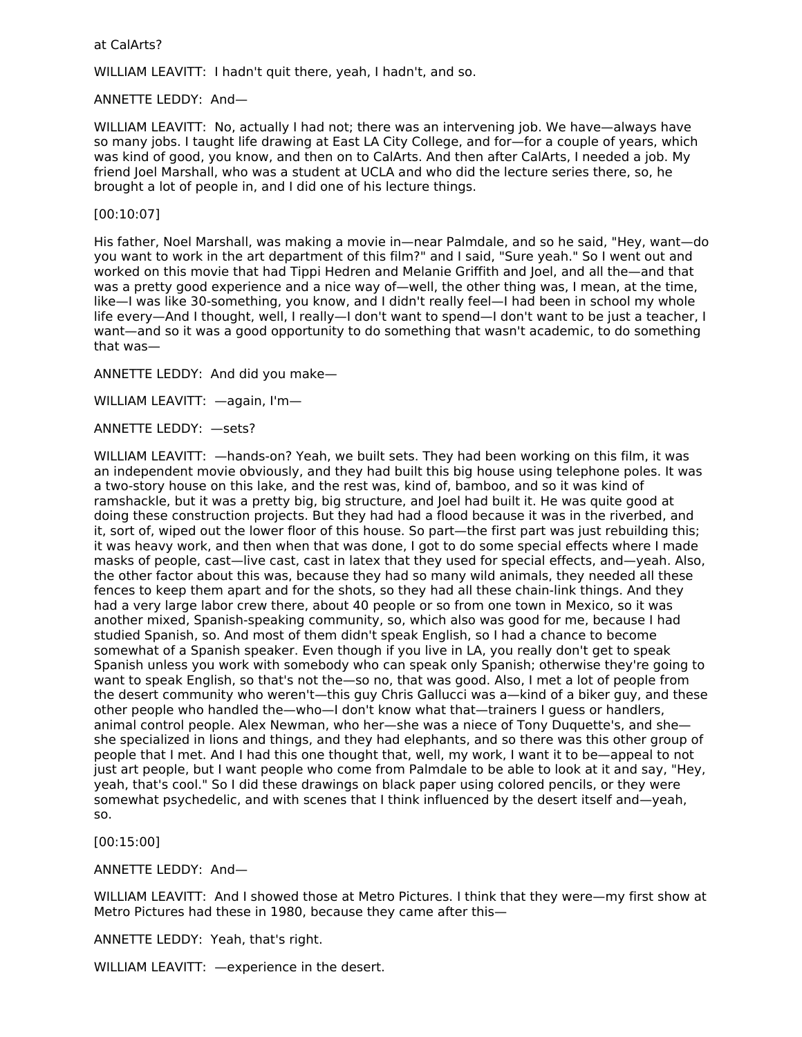at CalArts?

WILLIAM LEAVITT: I hadn't quit there, yeah, I hadn't, and so.

ANNETTE LEDDY: And—

WILLIAM LEAVITT: No, actually I had not; there was an intervening job. We have—always have so many jobs. I taught life drawing at East LA City College, and for—for a couple of years, which was kind of good, you know, and then on to CalArts. And then after CalArts, I needed a job. My friend Joel Marshall, who was a student at UCLA and who did the lecture series there, so, he brought a lot of people in, and I did one of his lecture things.

[00:10:07]

His father, Noel Marshall, was making a movie in—near Palmdale, and so he said, "Hey, want—do you want to work in the art department of this film?" and I said, "Sure yeah." So I went out and worked on this movie that had Tippi Hedren and Melanie Griffith and Joel, and all the—and that was a pretty good experience and a nice way of—well, the other thing was, I mean, at the time, like—I was like 30-something, you know, and I didn't really feel—I had been in school my whole life every—And I thought, well, I really—I don't want to spend—I don't want to be just a teacher, I want—and so it was a good opportunity to do something that wasn't academic, to do something that was—

ANNETTE LEDDY: And did you make—

WILLIAM LEAVITT: —again, I'm—

ANNETTE LEDDY: —sets?

WILLIAM LEAVITT: —hands-on? Yeah, we built sets. They had been working on this film, it was an independent movie obviously, and they had built this big house using telephone poles. It was a two-story house on this lake, and the rest was, kind of, bamboo, and so it was kind of ramshackle, but it was a pretty big, big structure, and Joel had built it. He was quite good at doing these construction projects. But they had had a flood because it was in the riverbed, and it, sort of, wiped out the lower floor of this house. So part—the first part was just rebuilding this; it was heavy work, and then when that was done, I got to do some special effects where I made masks of people, cast—live cast, cast in latex that they used for special effects, and—yeah. Also, the other factor about this was, because they had so many wild animals, they needed all these fences to keep them apart and for the shots, so they had all these chain-link things. And they had a very large labor crew there, about 40 people or so from one town in Mexico, so it was another mixed, Spanish-speaking community, so, which also was good for me, because I had studied Spanish, so. And most of them didn't speak English, so I had a chance to become somewhat of a Spanish speaker. Even though if you live in LA, you really don't get to speak Spanish unless you work with somebody who can speak only Spanish; otherwise they're going to want to speak English, so that's not the—so no, that was good. Also, I met a lot of people from the desert community who weren't—this guy Chris Gallucci was a—kind of a biker guy, and these other people who handled the—who—I don't know what that—trainers I guess or handlers, animal control people. Alex Newman, who her—she was a niece of Tony Duquette's, and she—she specialized in lions and things, and they had elephants, and so there was this other group of people that I met. And I had this one thought that, well, my work, I want it to be—appeal to not just art people, but I want people who come from Palmdale to be able to look at it and say, "Hey, yeah, that's cool." So I did these drawings on black paper using colored pencils, or they were somewhat psychedelic, and with scenes that I think influenced by the desert itself and—yeah, so.

[00:15:00]

ANNETTE LEDDY: And—

WILLIAM LEAVITT: And I showed those at Metro Pictures. I think that they were—my first show at Metro Pictures had these in 1980, because they came after this—

ANNETTE LEDDY: Yeah, that's right.

WILLIAM LEAVITT: —experience in the desert.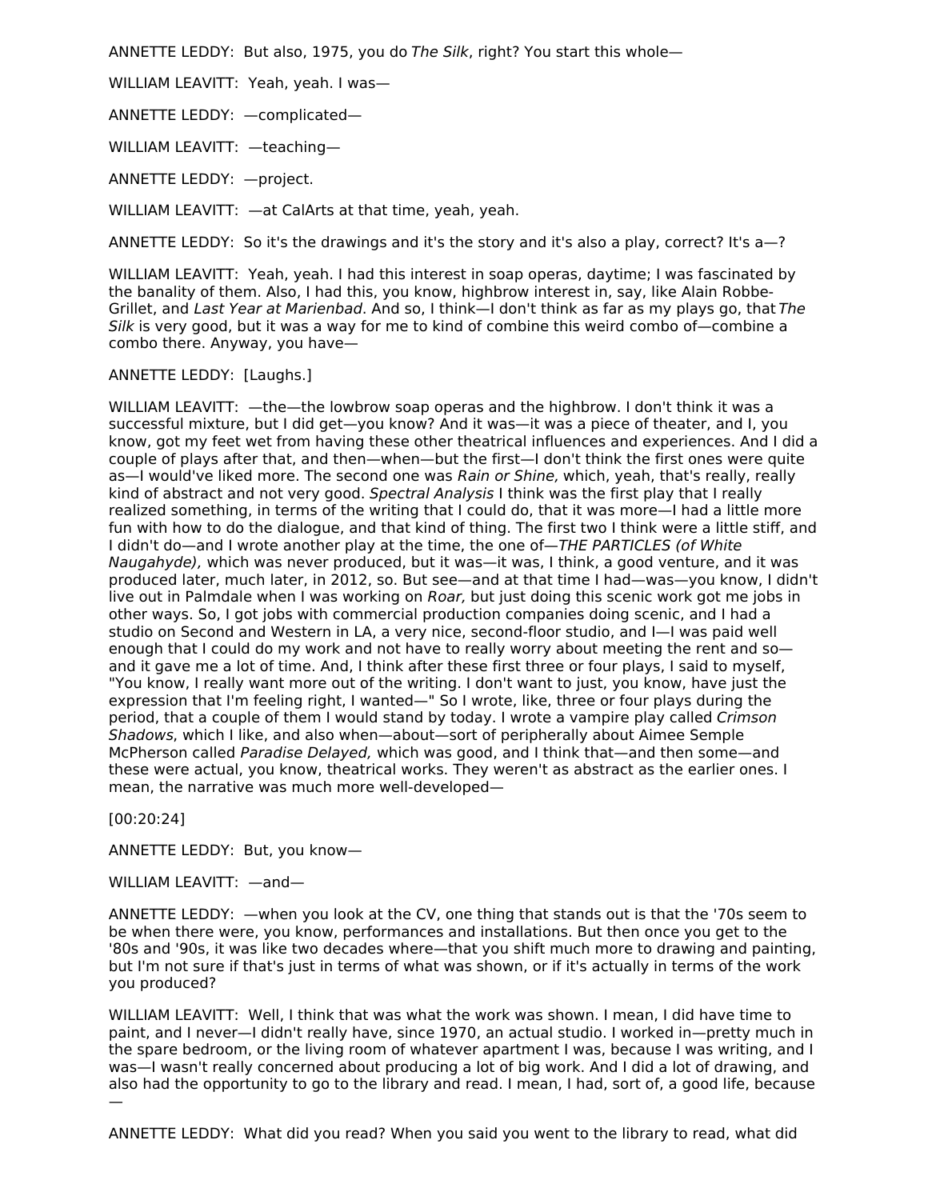ANNETTE LEDDY: But also, 1975, you do *The Silk*, right? You start this whole—

WILLIAM LEAVITT: Yeah, yeah. I was—

ANNETTE LEDDY: —complicated—

WILLIAM LEAVITT: —teaching—

ANNETTE LEDDY: —project.

WILLIAM LEAVITT: —at CalArts at that time, yeah, yeah.

ANNETTE LEDDY: So it's the drawings and it's the story and it's also a play, correct? It's a—?

WILLIAM LEAVITT: Yeah, yeah. I had this interest in soap operas, daytime; I was fascinated by the banality of them. Also, I had this, you know, highbrow interest in, say, like Alain Robbe-Grillet, and *Last Year at Marienbad*. And so, I think—I don't think as far as my plays go, that *The Silk* is very good, but it was a way for me to kind of combine this weird combo of—combine a combo there. Anyway, you have—

ANNETTE LEDDY: [Laughs.]

WILLIAM LEAVITT: —the—the lowbrow soap operas and the highbrow. I don't think it was a successful mixture, but I did get—you know? And it was—it was a piece of theater, and I, you know, got my feet wet from having these other theatrical influences and experiences. And I did a couple of plays after that, and then—when—but the first—I don't think the first ones were quite as—I would've liked more. The second one was *Rain or Shine,* which, yeah, that's really, really kind of abstract and not very good. *Spectral Analysis* I think was the first play that I really realized something, in terms of the writing that I could do, that it was more—I had a little more fun with how to do the dialogue, and that kind of thing. The first two I think were a little stiff, and I didn't do—and I wrote another play at the time, the one of—*THE PARTICLES (of White Naugahyde),* which was never produced, but it was—it was, I think, a good venture, and it was produced later, much later, in 2012, so. But see—and at that time I had—was—you know, I didn't live out in Palmdale when I was working on *Roar,* but just doing this scenic work got me jobs in other ways. So, I got jobs with commercial production companies doing scenic, and I had a studio on Second and Western in LA, a very nice, second-floor studio, and I—I was paid well enough that I could do my work and not have to really worry about meeting the rent and so—and it gave me a lot of time. And, I think after these first three or four plays, I said to myself, "You know, I really want more out of the writing. I don't want to just, you know, have just the expression that I'm feeling right, I wanted—" So I wrote, like, three or four plays during the period, that a couple of them I would stand by today. I wrote a vampire play called *Crimson Shadows*, which I like, and also when—about—sort of peripherally about Aimee Semple McPherson called *Paradise Delayed,* which was good, and I think that—and then some—and these were actual, you know, theatrical works. They weren't as abstract as the earlier ones. I mean, the narrative was much more well-developed—

[00:20:24]

ANNETTE LEDDY: But, you know—

WILLIAM LEAVITT: —and—

ANNETTE LEDDY: —when you look at the CV, one thing that stands out is that the '70s seem to be when there were, you know, performances and installations. But then once you get to the '80s and '90s, it was like two decades where—that you shift much more to drawing and painting, but I'm not sure if that's just in terms of what was shown, or if it's actually in terms of the work you produced?

WILLIAM LEAVITT: Well, I think that was what the work was shown. I mean, I did have time to paint, and I never—I didn't really have, since 1970, an actual studio. I worked in—pretty much in the spare bedroom, or the living room of whatever apartment I was, because I was writing, and I was—I wasn't really concerned about producing a lot of big work. And I did a lot of drawing, and also had the opportunity to go to the library and read. I mean, I had, sort of, a good life, because—

ANNETTE LEDDY: What did you read? When you said you went to the library to read, what did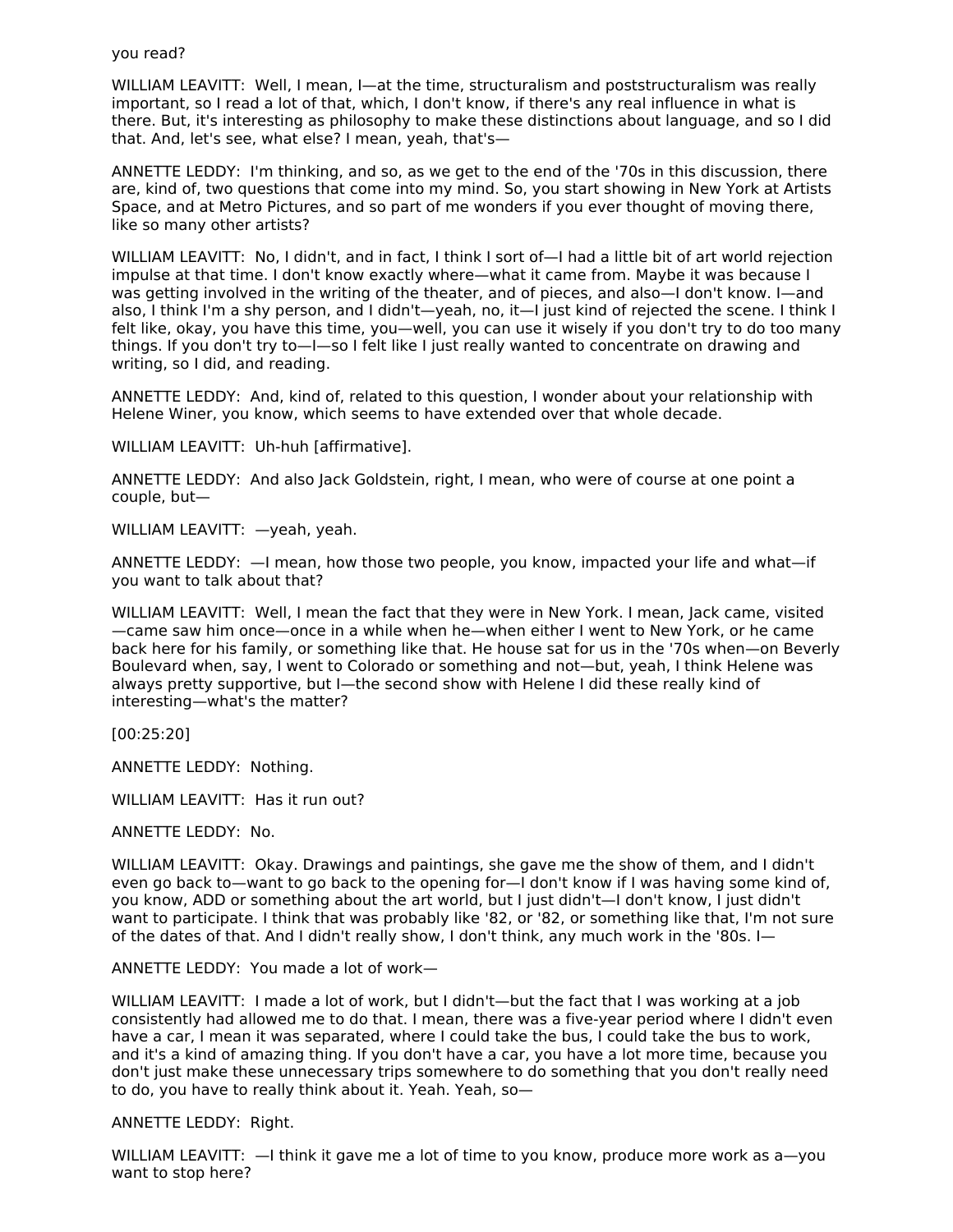you read?

WILLIAM LEAVITT: Well, I mean, I—at the time, structuralism and poststructuralism was really important, so I read a lot of that, which, I don't know, if there's any real influence in what is there. But, it's interesting as philosophy to make these distinctions about language, and so I did that. And, let's see, what else? I mean, yeah, that's—

ANNETTE LEDDY: I'm thinking, and so, as we get to the end of the '70s in this discussion, there are, kind of, two questions that come into my mind. So, you start showing in New York at Artists Space, and at Metro Pictures, and so part of me wonders if you ever thought of moving there, like so many other artists?

WILLIAM LEAVITT: No, I didn't, and in fact, I think I sort of—I had a little bit of art world rejection impulse at that time. I don't know exactly where—what it came from. Maybe it was because I was getting involved in the writing of the theater, and of pieces, and also—I don't know. I—and also, I think I'm a shy person, and I didn't—yeah, no, it—I just kind of rejected the scene. I think I felt like, okay, you have this time, you—well, you can use it wisely if you don't try to do too many things. If you don't try to—I—so I felt like I just really wanted to concentrate on drawing and writing, so I did, and reading.

ANNETTE LEDDY: And, kind of, related to this question, I wonder about your relationship with Helene Winer, you know, which seems to have extended over that whole decade.

WILLIAM LEAVITT: Uh-huh [affirmative].

ANNETTE LEDDY: And also Jack Goldstein, right, I mean, who were of course at one point a couple, but—

WILLIAM LEAVITT: —yeah, yeah.

ANNETTE LEDDY: —I mean, how those two people, you know, impacted your life and what—if you want to talk about that?

WILLIAM LEAVITT: Well, I mean the fact that they were in New York. I mean, Jack came, visited—came saw him once—once in a while when he—when either I went to New York, or he came back here for his family, or something like that. He house sat for us in the '70s when—on Beverly Boulevard when, say, I went to Colorado or something and not—but, yeah, I think Helene was always pretty supportive, but I—the second show with Helene I did these really kind of interesting—what's the matter?

[00:25:20]

ANNETTE LEDDY: Nothing.

WILLIAM LEAVITT: Has it run out?

ANNETTE LEDDY: No.

WILLIAM LEAVITT: Okay. Drawings and paintings, she gave me the show of them, and I didn't even go back to—want to go back to the opening for—I don't know if I was having some kind of, you know, ADD or something about the art world, but I just didn't—I don't know, I just didn't want to participate. I think that was probably like '82, or '82, or something like that, I'm not sure of the dates of that. And I didn't really show, I don't think, any much work in the '80s. I—

ANNETTE LEDDY: You made a lot of work—

WILLIAM LEAVITT: I made a lot of work, but I didn't—but the fact that I was working at a job consistently had allowed me to do that. I mean, there was a five-year period where I didn't even have a car, I mean it was separated, where I could take the bus, I could take the bus to work, and it's a kind of amazing thing. If you don't have a car, you have a lot more time, because you don't just make these unnecessary trips somewhere to do something that you don't really need to do, you have to really think about it. Yeah. Yeah, so—

ANNETTE LEDDY: Right.

WILLIAM LEAVITT: —I think it gave me a lot of time to you know, produce more work as a—you want to stop here?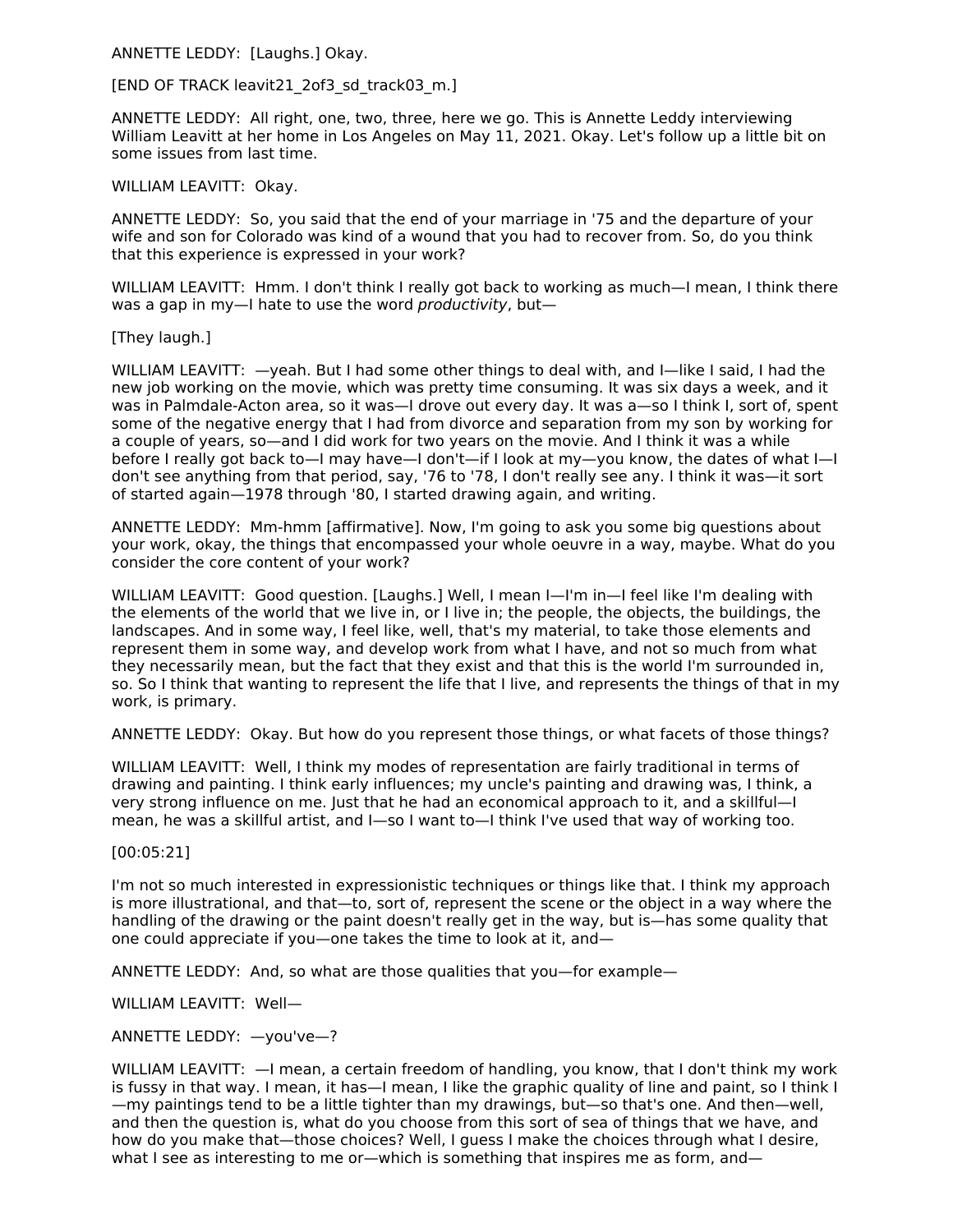ANNETTE LEDDY: [Laughs.] Okay.

[END OF TRACK leavit21_2of3_sd_track03_m.]

ANNETTE LEDDY: All right, one, two, three, here we go. This is Annette Leddy interviewing William Leavitt at her home in Los Angeles on May 11, 2021. Okay. Let's follow up a little bit on some issues from last time.

WILLIAM LEAVITT: Okay.

ANNETTE LEDDY: So, you said that the end of your marriage in '75 and the departure of your wife and son for Colorado was kind of a wound that you had to recover from. So, do you think that this experience is expressed in your work?

WILLIAM LEAVITT: Hmm. I don't think I really got back to working as much—I mean, I think there was a gap in my—I hate to use the word *productivity*, but—

[They laugh.]

WILLIAM LEAVITT: —yeah. But I had some other things to deal with, and I—like I said, I had the new job working on the movie, which was pretty time consuming. It was six days a week, and it was in Palmdale-Acton area, so it was—I drove out every day. It was a—so I think I, sort of, spent some of the negative energy that I had from divorce and separation from my son by working for a couple of years, so—and I did work for two years on the movie. And I think it was a while before I really got back to—I may have—I don't—if I look at my—you know, the dates of what I—I don't see anything from that period, say, '76 to '78, I don't really see any. I think it was—it sort of started again—1978 through '80, I started drawing again, and writing.

ANNETTE LEDDY: Mm-hmm [affirmative]. Now, I'm going to ask you some big questions about your work, okay, the things that encompassed your whole oeuvre in a way, maybe. What do you consider the core content of your work?

WILLIAM LEAVITT: Good question. [Laughs.] Well, I mean I—I'm in—I feel like I'm dealing with the elements of the world that we live in, or I live in; the people, the objects, the buildings, the landscapes. And in some way, I feel like, well, that's my material, to take those elements and represent them in some way, and develop work from what I have, and not so much from what they necessarily mean, but the fact that they exist and that this is the world I'm surrounded in, so. So I think that wanting to represent the life that I live, and represents the things of that in my work, is primary.

ANNETTE LEDDY: Okay. But how do you represent those things, or what facets of those things?

WILLIAM LEAVITT: Well, I think my modes of representation are fairly traditional in terms of drawing and painting. I think early influences; my uncle's painting and drawing was, I think, a very strong influence on me. Just that he had an economical approach to it, and a skillful—I mean, he was a skillful artist, and I—so I want to—I think I've used that way of working too.

[00:05:21]

I'm not so much interested in expressionistic techniques or things like that. I think my approach is more illustrational, and that—to, sort of, represent the scene or the object in a way where the handling of the drawing or the paint doesn't really get in the way, but is—has some quality that one could appreciate if you—one takes the time to look at it, and—

ANNETTE LEDDY: And, so what are those qualities that you—for example—

WILLIAM LEAVITT: Well—

ANNETTE LEDDY: —you've—?

WILLIAM LEAVITT: —I mean, a certain freedom of handling, you know, that I don't think my work is fussy in that way. I mean, it has—I mean, I like the graphic quality of line and paint, so I think I—my paintings tend to be a little tighter than my drawings, but—so that's one. And then—well, and then the question is, what do you choose from this sort of sea of things that we have, and how do you make that—those choices? Well, I guess I make the choices through what I desire, what I see as interesting to me or—which is something that inspires me as form, and—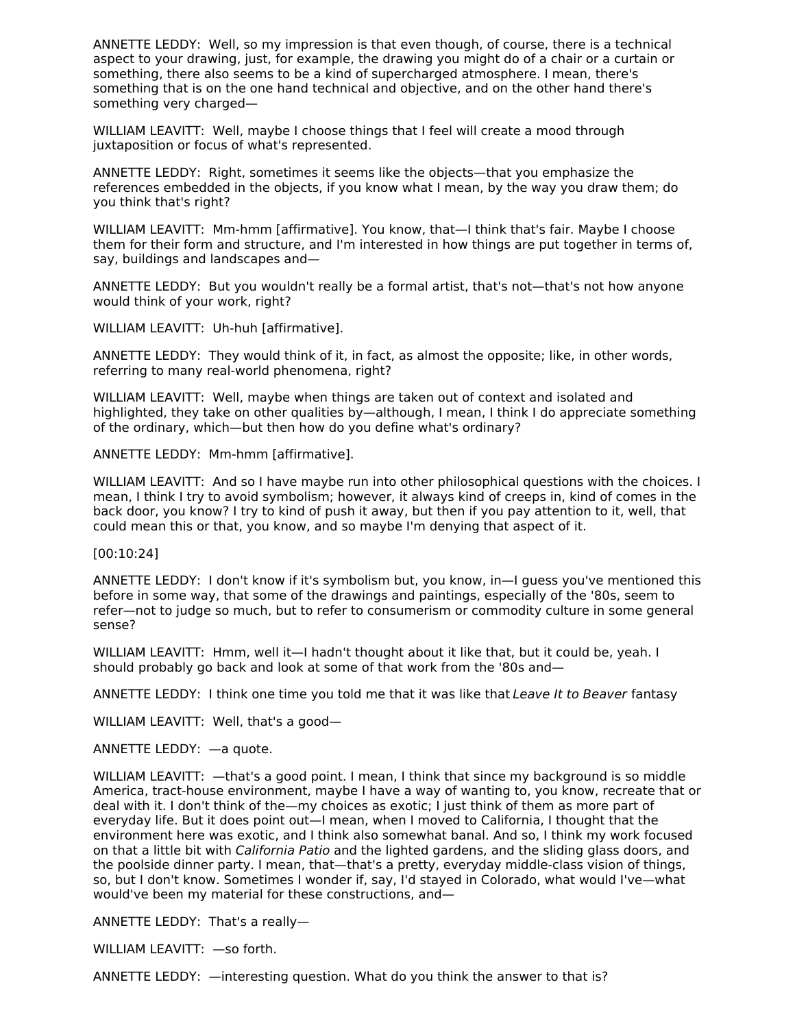ANNETTE LEDDY: Well, so my impression is that even though, of course, there is a technical aspect to your drawing, just, for example, the drawing you might do of a chair or a curtain or something, there also seems to be a kind of supercharged atmosphere. I mean, there's something that is on the one hand technical and objective, and on the other hand there's something very charged—

WILLIAM LEAVITT: Well, maybe I choose things that I feel will create a mood through juxtaposition or focus of what's represented.

ANNETTE LEDDY: Right, sometimes it seems like the objects—that you emphasize the references embedded in the objects, if you know what I mean, by the way you draw them; do you think that's right?

WILLIAM LEAVITT: Mm-hmm [affirmative]. You know, that—I think that's fair. Maybe I choose them for their form and structure, and I'm interested in how things are put together in terms of, say, buildings and landscapes and—

ANNETTE LEDDY: But you wouldn't really be a formal artist, that's not—that's not how anyone would think of your work, right?

WILLIAM LEAVITT: Uh-huh [affirmative].

ANNETTE LEDDY: They would think of it, in fact, as almost the opposite; like, in other words, referring to many real-world phenomena, right?

WILLIAM LEAVITT: Well, maybe when things are taken out of context and isolated and highlighted, they take on other qualities by—although, I mean, I think I do appreciate something of the ordinary, which—but then how do you define what's ordinary?

ANNETTE LEDDY: Mm-hmm [affirmative].

WILLIAM LEAVITT: And so I have maybe run into other philosophical questions with the choices. I mean, I think I try to avoid symbolism; however, it always kind of creeps in, kind of comes in the back door, you know? I try to kind of push it away, but then if you pay attention to it, well, that could mean this or that, you know, and so maybe I'm denying that aspect of it.

[00:10:24]

ANNETTE LEDDY: I don't know if it's symbolism but, you know, in—I guess you've mentioned this before in some way, that some of the drawings and paintings, especially of the '80s, seem to refer—not to judge so much, but to refer to consumerism or commodity culture in some general sense?

WILLIAM LEAVITT: Hmm, well it—I hadn't thought about it like that, but it could be, yeah. I should probably go back and look at some of that work from the '80s and—

ANNETTE LEDDY: I think one time you told me that it was like that *Leave It to Beaver* fantasy

WILLIAM LEAVITT: Well, that's a good—

ANNETTE LEDDY: —a quote.

WILLIAM LEAVITT: —that's a good point. I mean, I think that since my background is so middle America, tract-house environment, maybe I have a way of wanting to, you know, recreate that or deal with it. I don't think of the—my choices as exotic; I just think of them as more part of everyday life. But it does point out—I mean, when I moved to California, I thought that the environment here was exotic, and I think also somewhat banal. And so, I think my work focused on that a little bit with *California Patio* and the lighted gardens, and the sliding glass doors, and the poolside dinner party. I mean, that—that's a pretty, everyday middle-class vision of things, so, but I don't know. Sometimes I wonder if, say, I'd stayed in Colorado, what would I've—what would've been my material for these constructions, and—

ANNETTE LEDDY: That's a really—

WILLIAM LEAVITT: —so forth.

ANNETTE LEDDY: —interesting question. What do you think the answer to that is?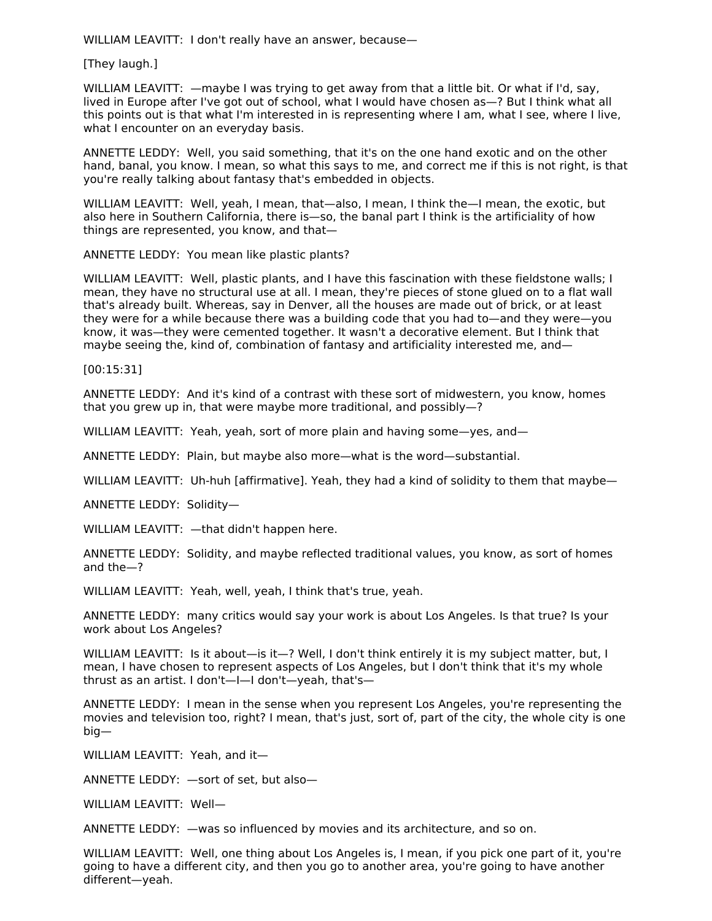WILLIAM LEAVITT: I don't really have an answer, because—

[They laugh.]

WILLIAM LEAVITT: —maybe I was trying to get away from that a little bit. Or what if I'd, say, lived in Europe after I've got out of school, what I would have chosen as—? But I think what all this points out is that what I'm interested in is representing where I am, what I see, where I live, what I encounter on an everyday basis.

ANNETTE LEDDY: Well, you said something, that it's on the one hand exotic and on the other hand, banal, you know. I mean, so what this says to me, and correct me if this is not right, is that you're really talking about fantasy that's embedded in objects.

WILLIAM LEAVITT: Well, yeah, I mean, that—also, I mean, I think the—I mean, the exotic, but also here in Southern California, there is—so, the banal part I think is the artificiality of how things are represented, you know, and that—

ANNETTE LEDDY: You mean like plastic plants?

WILLIAM LEAVITT: Well, plastic plants, and I have this fascination with these fieldstone walls; I mean, they have no structural use at all. I mean, they're pieces of stone glued on to a flat wall that's already built. Whereas, say in Denver, all the houses are made out of brick, or at least they were for a while because there was a building code that you had to—and they were—you know, it was—they were cemented together. It wasn't a decorative element. But I think that maybe seeing the, kind of, combination of fantasy and artificiality interested me, and—

[00:15:31]

ANNETTE LEDDY: And it's kind of a contrast with these sort of midwestern, you know, homes that you grew up in, that were maybe more traditional, and possibly—?

WILLIAM LEAVITT: Yeah, yeah, sort of more plain and having some—yes, and—

ANNETTE LEDDY: Plain, but maybe also more—what is the word—substantial.

WILLIAM LEAVITT: Uh-huh [affirmative]. Yeah, they had a kind of solidity to them that maybe—

ANNETTE LEDDY: Solidity—

WILLIAM LEAVITT: —that didn't happen here.

ANNETTE LEDDY: Solidity, and maybe reflected traditional values, you know, as sort of homes and the—?

WILLIAM LEAVITT: Yeah, well, yeah, I think that's true, yeah.

ANNETTE LEDDY: many critics would say your work is about Los Angeles. Is that true? Is your work about Los Angeles?

WILLIAM LEAVITT: Is it about—is it—? Well, I don't think entirely it is my subject matter, but, I mean, I have chosen to represent aspects of Los Angeles, but I don't think that it's my whole thrust as an artist. I don't—I—I don't—yeah, that's—

ANNETTE LEDDY: I mean in the sense when you represent Los Angeles, you're representing the movies and television too, right? I mean, that's just, sort of, part of the city, the whole city is one big—

WILLIAM LEAVITT: Yeah, and it—

ANNETTE LEDDY: —sort of set, but also—

WILLIAM LEAVITT: Well—

ANNETTE LEDDY: —was so influenced by movies and its architecture, and so on.

WILLIAM LEAVITT: Well, one thing about Los Angeles is, I mean, if you pick one part of it, you're going to have a different city, and then you go to another area, you're going to have another different—yeah.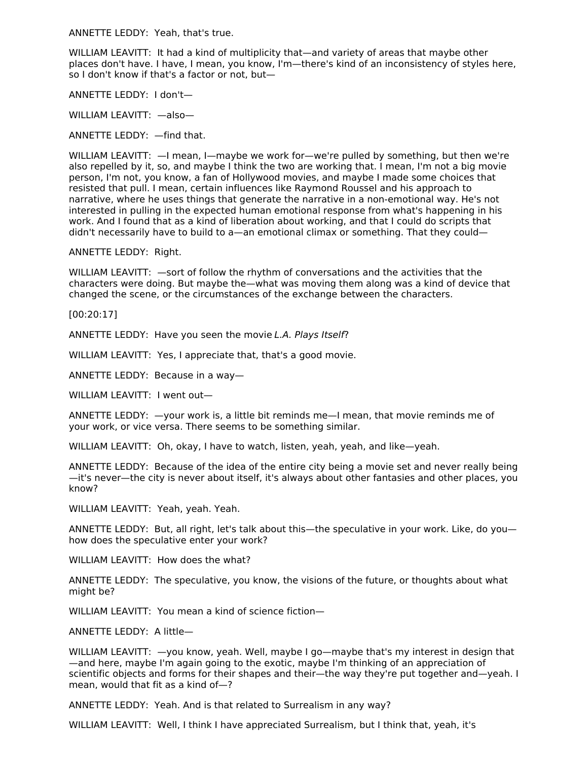ANNETTE LEDDY: Yeah, that's true.

WILLIAM LEAVITT: It had a kind of multiplicity that—and variety of areas that maybe other places don't have. I have, I mean, you know, I'm—there's kind of an inconsistency of styles here, so I don't know if that's a factor or not, but—

ANNETTE LEDDY: I don't—

WILLIAM LEAVITT: —also—

ANNETTE LEDDY: —find that.

WILLIAM LEAVITT: —I mean, I—maybe we work for—we're pulled by something, but then we're also repelled by it, so, and maybe I think the two are working that. I mean, I'm not a big movie person, I'm not, you know, a fan of Hollywood movies, and maybe I made some choices that resisted that pull. I mean, certain influences like Raymond Roussel and his approach to narrative, where he uses things that generate the narrative in a non-emotional way. He's not interested in pulling in the expected human emotional response from what's happening in his work. And I found that as a kind of liberation about working, and that I could do scripts that didn't necessarily have to build to a—an emotional climax or something. That they could—

ANNETTE LEDDY: Right.

WILLIAM LEAVITT: —sort of follow the rhythm of conversations and the activities that the characters were doing. But maybe the—what was moving them along was a kind of device that changed the scene, or the circumstances of the exchange between the characters.

[00:20:17]

ANNETTE LEDDY: Have you seen the movie *L.A. Plays Itself*?

WILLIAM LEAVITT: Yes, I appreciate that, that's a good movie.

ANNETTE LEDDY: Because in a way—

WILLIAM LEAVITT: I went out—

ANNETTE LEDDY: —your work is, a little bit reminds me—I mean, that movie reminds me of your work, or vice versa. There seems to be something similar.

WILLIAM LEAVITT: Oh, okay, I have to watch, listen, yeah, yeah, and like—yeah.

ANNETTE LEDDY: Because of the idea of the entire city being a movie set and never really being—it's never—the city is never about itself, it's always about other fantasies and other places, you know?

WILLIAM LEAVITT: Yeah, yeah. Yeah.

ANNETTE LEDDY: But, all right, let's talk about this—the speculative in your work. Like, do you—how does the speculative enter your work?

WILLIAM LEAVITT: How does the what?

ANNETTE LEDDY: The speculative, you know, the visions of the future, or thoughts about what might be?

WILLIAM LEAVITT: You mean a kind of science fiction—

ANNETTE LEDDY: A little—

WILLIAM LEAVITT: —you know, yeah. Well, maybe I go—maybe that's my interest in design that—and here, maybe I'm again going to the exotic, maybe I'm thinking of an appreciation of scientific objects and forms for their shapes and their—the way they're put together and—yeah. I mean, would that fit as a kind of—?

ANNETTE LEDDY: Yeah. And is that related to Surrealism in any way?

WILLIAM LEAVITT: Well, I think I have appreciated Surrealism, but I think that, yeah, it's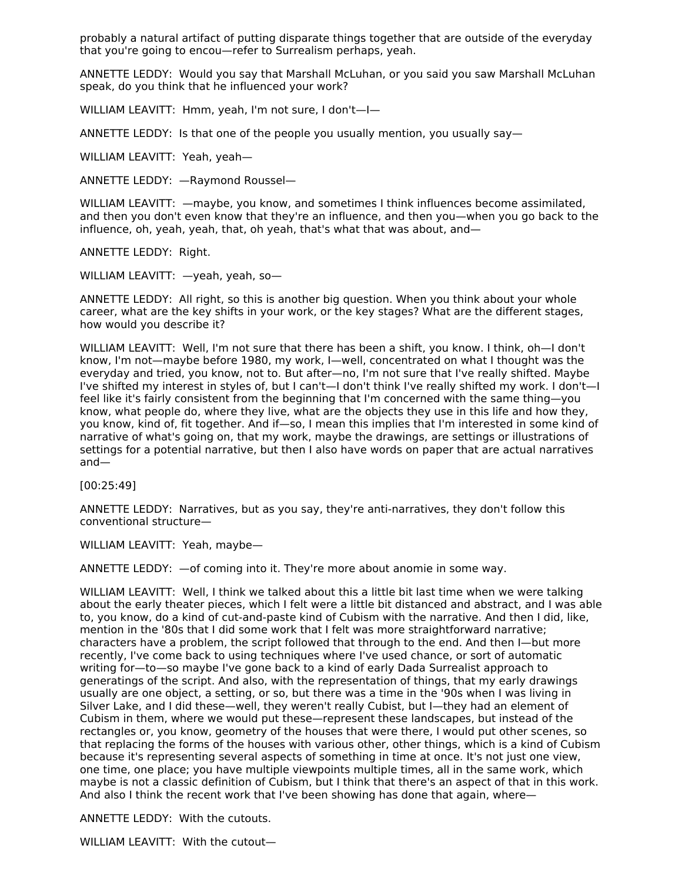probably a natural artifact of putting disparate things together that are outside of the everyday that you're going to encou—refer to Surrealism perhaps, yeah.

ANNETTE LEDDY: Would you say that Marshall McLuhan, or you said you saw Marshall McLuhan speak, do you think that he influenced your work?

WILLIAM LEAVITT: Hmm, yeah, I'm not sure, I don't—I—

ANNETTE LEDDY: Is that one of the people you usually mention, you usually say—

WILLIAM LEAVITT: Yeah, yeah—

ANNETTE LEDDY: —Raymond Roussel—

WILLIAM LEAVITT: —maybe, you know, and sometimes I think influences become assimilated, and then you don't even know that they're an influence, and then you—when you go back to the influence, oh, yeah, yeah, that, oh yeah, that's what that was about, and—

ANNETTE LEDDY: Right.

WILLIAM LEAVITT: —yeah, yeah, so—

ANNETTE LEDDY: All right, so this is another big question. When you think about your whole career, what are the key shifts in your work, or the key stages? What are the different stages, how would you describe it?

WILLIAM LEAVITT: Well, I'm not sure that there has been a shift, you know. I think, oh—I don't know, I'm not—maybe before 1980, my work, I—well, concentrated on what I thought was the everyday and tried, you know, not to. But after—no, I'm not sure that I've really shifted. Maybe I've shifted my interest in styles of, but I can't—I don't think I've really shifted my work. I don't—I feel like it's fairly consistent from the beginning that I'm concerned with the same thing—you know, what people do, where they live, what are the objects they use in this life and how they, you know, kind of, fit together. And if—so, I mean this implies that I'm interested in some kind of narrative of what's going on, that my work, maybe the drawings, are settings or illustrations of settings for a potential narrative, but then I also have words on paper that are actual narratives and—

[00:25:49]

ANNETTE LEDDY: Narratives, but as you say, they're anti-narratives, they don't follow this conventional structure—

WILLIAM LEAVITT: Yeah, maybe—

ANNETTE LEDDY: —of coming into it. They're more about anomie in some way.

WILLIAM LEAVITT: Well, I think we talked about this a little bit last time when we were talking about the early theater pieces, which I felt were a little bit distanced and abstract, and I was able to, you know, do a kind of cut-and-paste kind of Cubism with the narrative. And then I did, like, mention in the '80s that I did some work that I felt was more straightforward narrative; characters have a problem, the script followed that through to the end. And then I—but more recently, I've come back to using techniques where I've used chance, or sort of automatic writing for—to—so maybe I've gone back to a kind of early Dada Surrealist approach to generatings of the script. And also, with the representation of things, that my early drawings usually are one object, a setting, or so, but there was a time in the '90s when I was living in Silver Lake, and I did these—well, they weren't really Cubist, but I—they had an element of Cubism in them, where we would put these—represent these landscapes, but instead of the rectangles or, you know, geometry of the houses that were there, I would put other scenes, so that replacing the forms of the houses with various other, other things, which is a kind of Cubism because it's representing several aspects of something in time at once. It's not just one view, one time, one place; you have multiple viewpoints multiple times, all in the same work, which maybe is not a classic definition of Cubism, but I think that there's an aspect of that in this work. And also I think the recent work that I've been showing has done that again, where—

ANNETTE LEDDY: With the cutouts.

WILLIAM LEAVITT: With the cutout—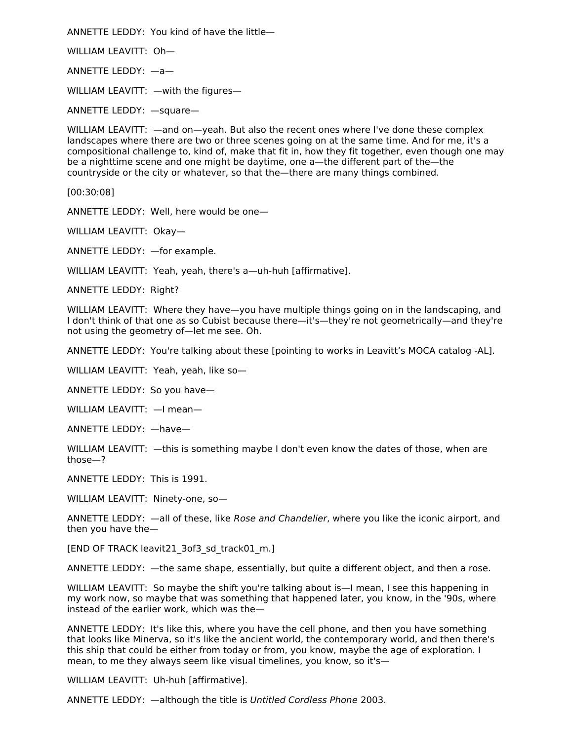ANNETTE LEDDY: You kind of have the little—

WILLIAM LEAVITT: Oh—

ANNETTE LEDDY: —a—

WILLIAM LEAVITT: —with the figures—

ANNETTE LEDDY: —square—

WILLIAM LEAVITT: —and on—yeah. But also the recent ones where I've done these complex landscapes where there are two or three scenes going on at the same time. And for me, it's a compositional challenge to, kind of, make that fit in, how they fit together, even though one may be a nighttime scene and one might be daytime, one a—the different part of the—the countryside or the city or whatever, so that the—there are many things combined.

[00:30:08]

ANNETTE LEDDY: Well, here would be one—

WILLIAM LEAVITT: Okay—

ANNETTE LEDDY: —for example.

WILLIAM LEAVITT: Yeah, yeah, there's a—uh-huh [affirmative].

ANNETTE LEDDY: Right?

WILLIAM LEAVITT: Where they have—you have multiple things going on in the landscaping, and I don't think of that one as so Cubist because there—it's—they're not geometrically—and they're not using the geometry of—let me see. Oh.

ANNETTE LEDDY: You're talking about these [pointing to works in Leavitt's MOCA catalog -AL].

WILLIAM LEAVITT: Yeah, yeah, like so—

ANNETTE LEDDY: So you have—

WILLIAM LEAVITT: —I mean—

ANNETTE LEDDY: —have—

WILLIAM LEAVITT: —this is something maybe I don't even know the dates of those, when are those—?

ANNETTE LEDDY: This is 1991.

WILLIAM LEAVITT: Ninety-one, so—

ANNETTE LEDDY: —all of these, like *Rose and Chandelier*, where you like the iconic airport, and then you have the—

[END OF TRACK leavit21_3of3_sd_track01_m.]

ANNETTE LEDDY: —the same shape, essentially, but quite a different object, and then a rose.

WILLIAM LEAVITT: So maybe the shift you're talking about is—I mean, I see this happening in my work now, so maybe that was something that happened later, you know, in the '90s, where instead of the earlier work, which was the—

ANNETTE LEDDY: It's like this, where you have the cell phone, and then you have something that looks like Minerva, so it's like the ancient world, the contemporary world, and then there's this ship that could be either from today or from, you know, maybe the age of exploration. I mean, to me they always seem like visual timelines, you know, so it's—

WILLIAM LEAVITT: Uh-huh [affirmative].

ANNETTE LEDDY: —although the title is *Untitled Cordless Phone* 2003.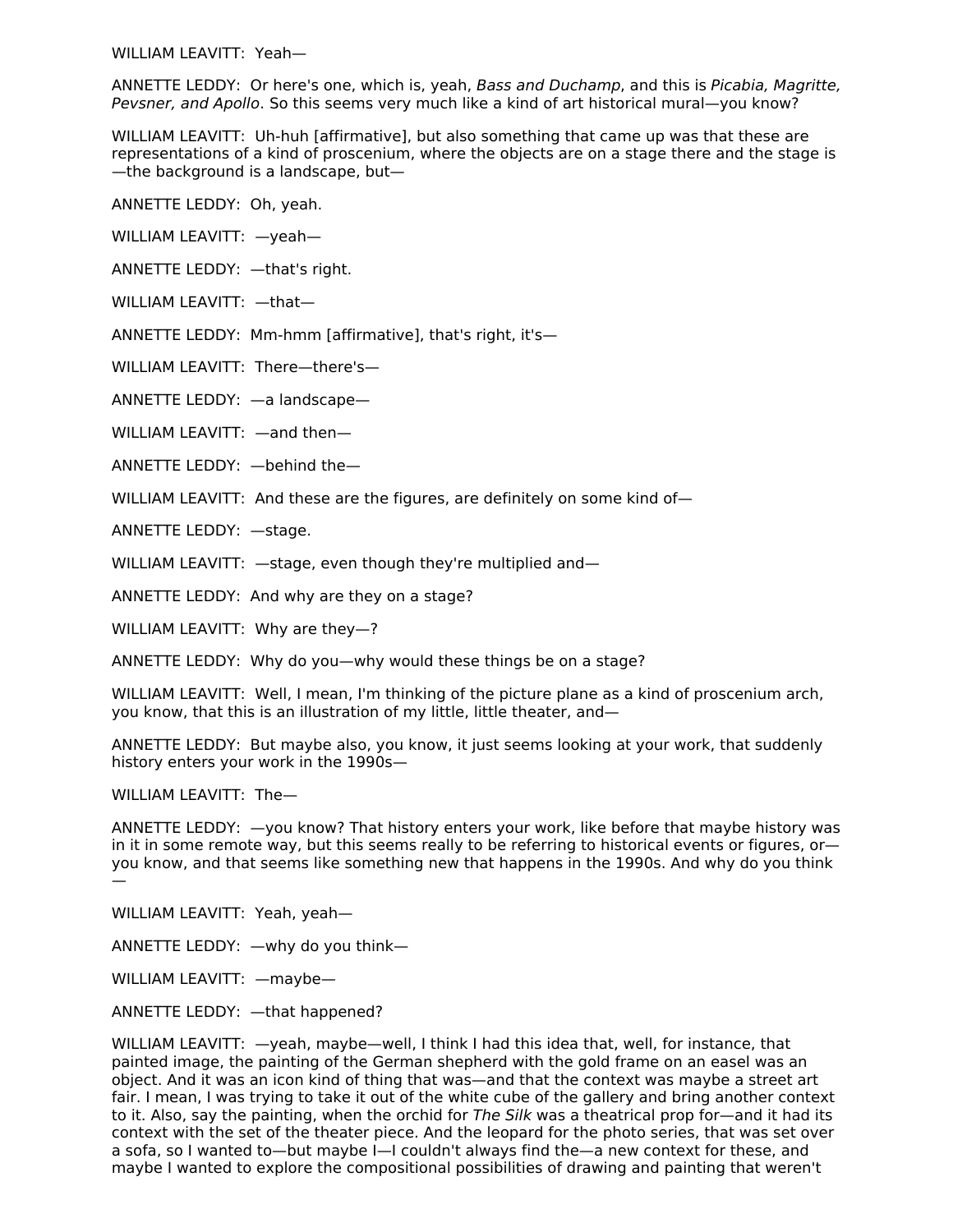WILLIAM LEAVITT: Yeah—

ANNETTE LEDDY: Or here's one, which is, yeah, *Bass and Duchamp*, and this is *Picabia, Magritte, Pevsner, and Apollo*. So this seems very much like a kind of art historical mural—you know?

WILLIAM LEAVITT: Uh-huh [affirmative], but also something that came up was that these are representations of a kind of proscenium, where the objects are on a stage there and the stage is —the background is a landscape, but—

ANNETTE LEDDY: Oh, yeah.

WILLIAM LEAVITT: —yeah—

ANNETTE LEDDY: —that's right.

WILLIAM LEAVITT: —that—

ANNETTE LEDDY: Mm-hmm [affirmative], that's right, it's—

WILLIAM LEAVITT: There—there's—

ANNETTE LEDDY: —a landscape—

WILLIAM LEAVITT: —and then—

ANNETTE LEDDY: —behind the—

WILLIAM LEAVITT: And these are the figures, are definitely on some kind of—

ANNETTE LEDDY: —stage.

WILLIAM LEAVITT: —stage, even though they're multiplied and—

ANNETTE LEDDY: And why are they on a stage?

WILLIAM LEAVITT: Why are they—?

ANNETTE LEDDY: Why do you—why would these things be on a stage?

WILLIAM LEAVITT: Well, I mean, I'm thinking of the picture plane as a kind of proscenium arch, you know, that this is an illustration of my little, little theater, and—

ANNETTE LEDDY: But maybe also, you know, it just seems looking at your work, that suddenly history enters your work in the 1990s—

WILLIAM LEAVITT: The—

ANNETTE LEDDY: —you know? That history enters your work, like before that maybe history was in it in some remote way, but this seems really to be referring to historical events or figures, or—you know, and that seems like something new that happens in the 1990s. And why do you think —

WILLIAM LEAVITT: Yeah, yeah—

ANNETTE LEDDY: —why do you think—

WILLIAM LEAVITT: —maybe—

ANNETTE LEDDY: —that happened?

WILLIAM LEAVITT: —yeah, maybe—well, I think I had this idea that, well, for instance, that painted image, the painting of the German shepherd with the gold frame on an easel was an object. And it was an icon kind of thing that was—and that the context was maybe a street art fair. I mean, I was trying to take it out of the white cube of the gallery and bring another context to it. Also, say the painting, when the orchid for *The Silk* was a theatrical prop for—and it had its context with the set of the theater piece. And the leopard for the photo series, that was set over a sofa, so I wanted to—but maybe I—I couldn't always find the—a new context for these, and maybe I wanted to explore the compositional possibilities of drawing and painting that weren't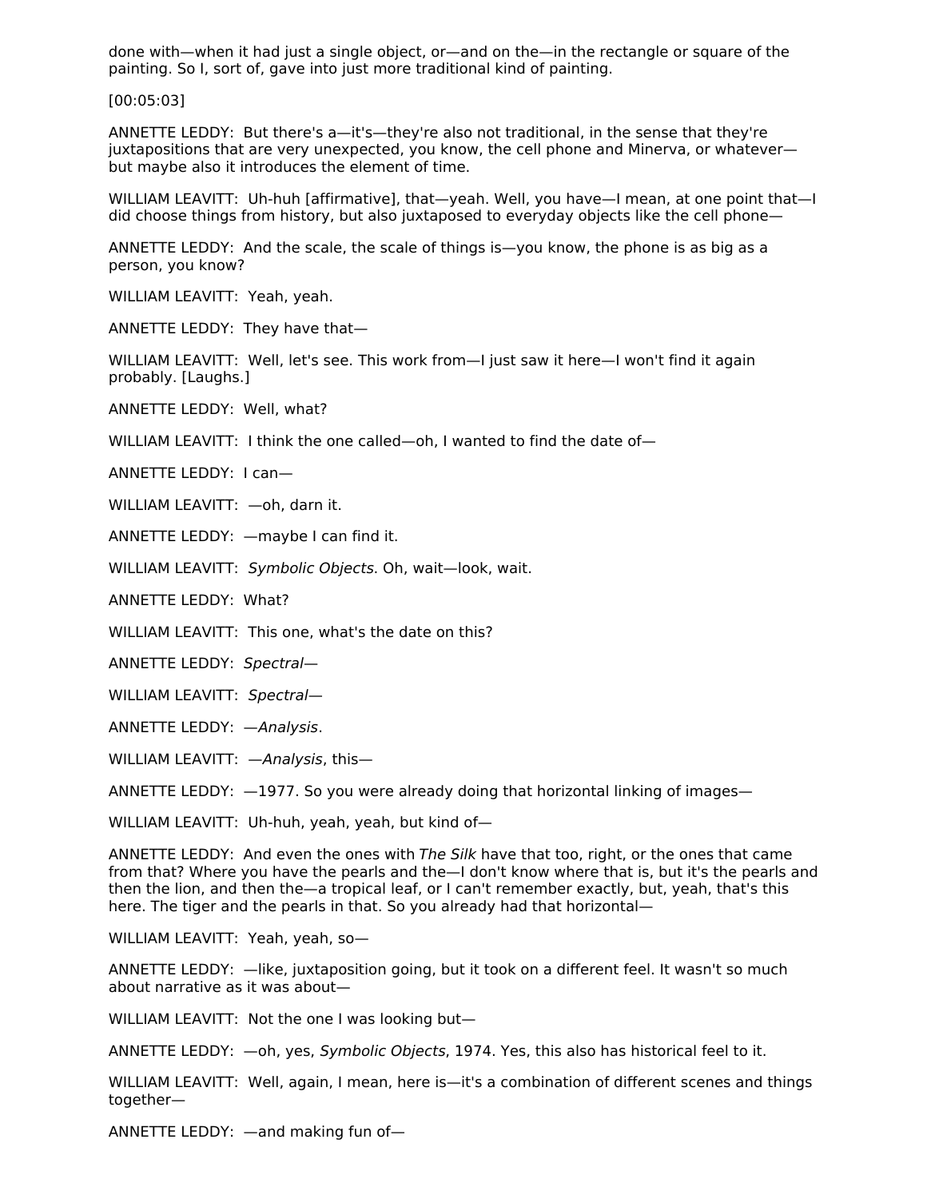done with—when it had just a single object, or—and on the—in the rectangle or square of the painting. So I, sort of, gave into just more traditional kind of painting.

[00:05:03]

ANNETTE LEDDY: But there's a—it's—they're also not traditional, in the sense that they're juxtapositions that are very unexpected, you know, the cell phone and Minerva, or whatever—but maybe also it introduces the element of time.

WILLIAM LEAVITT: Uh-huh [affirmative], that—yeah. Well, you have—I mean, at one point that—I did choose things from history, but also juxtaposed to everyday objects like the cell phone—

ANNETTE LEDDY: And the scale, the scale of things is—you know, the phone is as big as a person, you know?

WILLIAM LEAVITT: Yeah, yeah.

ANNETTE LEDDY: They have that—

WILLIAM LEAVITT: Well, let's see. This work from—I just saw it here—I won't find it again probably. [Laughs.]

ANNETTE LEDDY: Well, what?

WILLIAM LEAVITT: I think the one called—oh, I wanted to find the date of—

ANNETTE LEDDY: I can—

WILLIAM LEAVITT: —oh, darn it.

ANNETTE LEDDY: —maybe I can find it.

WILLIAM LEAVITT: *Symbolic Objects*. Oh, wait—look, wait.

ANNETTE LEDDY: What?

WILLIAM LEAVITT: This one, what's the date on this?

ANNETTE LEDDY: *Spectral*—

WILLIAM LEAVITT: *Spectral*—

ANNETTE LEDDY: —*Analysis*.

WILLIAM LEAVITT: —*Analysis*, this—

ANNETTE LEDDY: —1977. So you were already doing that horizontal linking of images—

WILLIAM LEAVITT: Uh-huh, yeah, yeah, but kind of—

ANNETTE LEDDY: And even the ones with *The Silk* have that too, right, or the ones that came from that? Where you have the pearls and the—I don't know where that is, but it's the pearls and then the lion, and then the—a tropical leaf, or I can't remember exactly, but, yeah, that's this here. The tiger and the pearls in that. So you already had that horizontal—

WILLIAM LEAVITT: Yeah, yeah, so—

ANNETTE LEDDY: —like, juxtaposition going, but it took on a different feel. It wasn't so much about narrative as it was about—

WILLIAM LEAVITT: Not the one I was looking but—

ANNETTE LEDDY: —oh, yes, *Symbolic Objects*, 1974. Yes, this also has historical feel to it.

WILLIAM LEAVITT: Well, again, I mean, here is—it's a combination of different scenes and things together—

ANNETTE LEDDY: —and making fun of—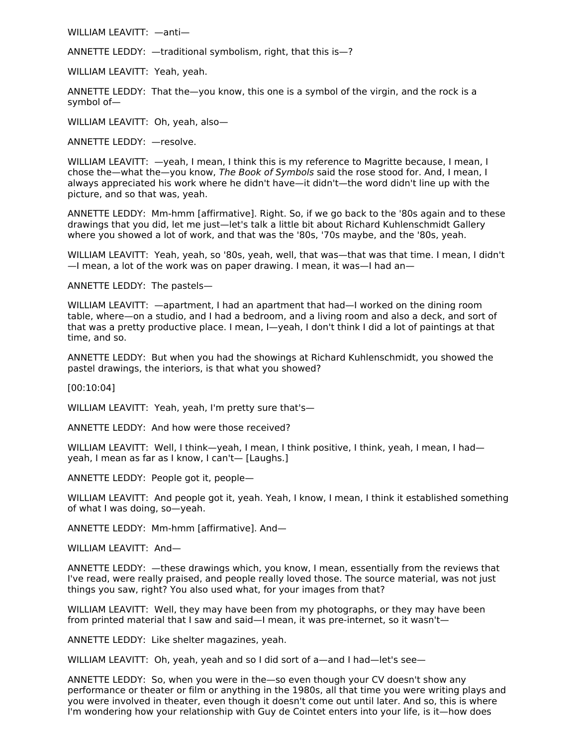WILLIAM LEAVITT: —anti—

ANNETTE LEDDY: —traditional symbolism, right, that this is—?

WILLIAM LEAVITT: Yeah, yeah.

ANNETTE LEDDY: That the—you know, this one is a symbol of the virgin, and the rock is a symbol of—

WILLIAM LEAVITT: Oh, yeah, also—

ANNETTE LEDDY: —resolve.

WILLIAM LEAVITT: —yeah, I mean, I think this is my reference to Magritte because, I mean, I chose the—what the—you know, *The Book of Symbols* said the rose stood for. And, I mean, I always appreciated his work where he didn't have—it didn't—the word didn't line up with the picture, and so that was, yeah.

ANNETTE LEDDY: Mm-hmm [affirmative]. Right. So, if we go back to the '80s again and to these drawings that you did, let me just—let's talk a little bit about Richard Kuhlenschmidt Gallery where you showed a lot of work, and that was the '80s, '70s maybe, and the '80s, yeah.

WILLIAM LEAVITT: Yeah, yeah, so '80s, yeah, well, that was—that was that time. I mean, I didn't—I mean, a lot of the work was on paper drawing. I mean, it was—I had an—

ANNETTE LEDDY: The pastels—

WILLIAM LEAVITT: —apartment, I had an apartment that had—I worked on the dining room table, where—on a studio, and I had a bedroom, and a living room and also a deck, and sort of that was a pretty productive place. I mean, I—yeah, I don't think I did a lot of paintings at that time, and so.

ANNETTE LEDDY: But when you had the showings at Richard Kuhlenschmidt, you showed the pastel drawings, the interiors, is that what you showed?

[00:10:04]

WILLIAM LEAVITT: Yeah, yeah, I'm pretty sure that's—

ANNETTE LEDDY: And how were those received?

WILLIAM LEAVITT: Well, I think—yeah, I mean, I think positive, I think, yeah, I mean, I had—yeah, I mean as far as I know, I can't— [Laughs.]

ANNETTE LEDDY: People got it, people—

WILLIAM LEAVITT: And people got it, yeah. Yeah, I know, I mean, I think it established something of what I was doing, so—yeah.

ANNETTE LEDDY: Mm-hmm [affirmative]. And—

WILLIAM LEAVITT: And—

ANNETTE LEDDY: —these drawings which, you know, I mean, essentially from the reviews that I've read, were really praised, and people really loved those. The source material, was not just things you saw, right? You also used what, for your images from that?

WILLIAM LEAVITT: Well, they may have been from my photographs, or they may have been from printed material that I saw and said—I mean, it was pre-internet, so it wasn't—

ANNETTE LEDDY: Like shelter magazines, yeah.

WILLIAM LEAVITT: Oh, yeah, yeah and so I did sort of a—and I had—let's see—

ANNETTE LEDDY: So, when you were in the—so even though your CV doesn't show any performance or theater or film or anything in the 1980s, all that time you were writing plays and you were involved in theater, even though it doesn't come out until later. And so, this is where I'm wondering how your relationship with Guy de Cointet enters into your life, is it—how does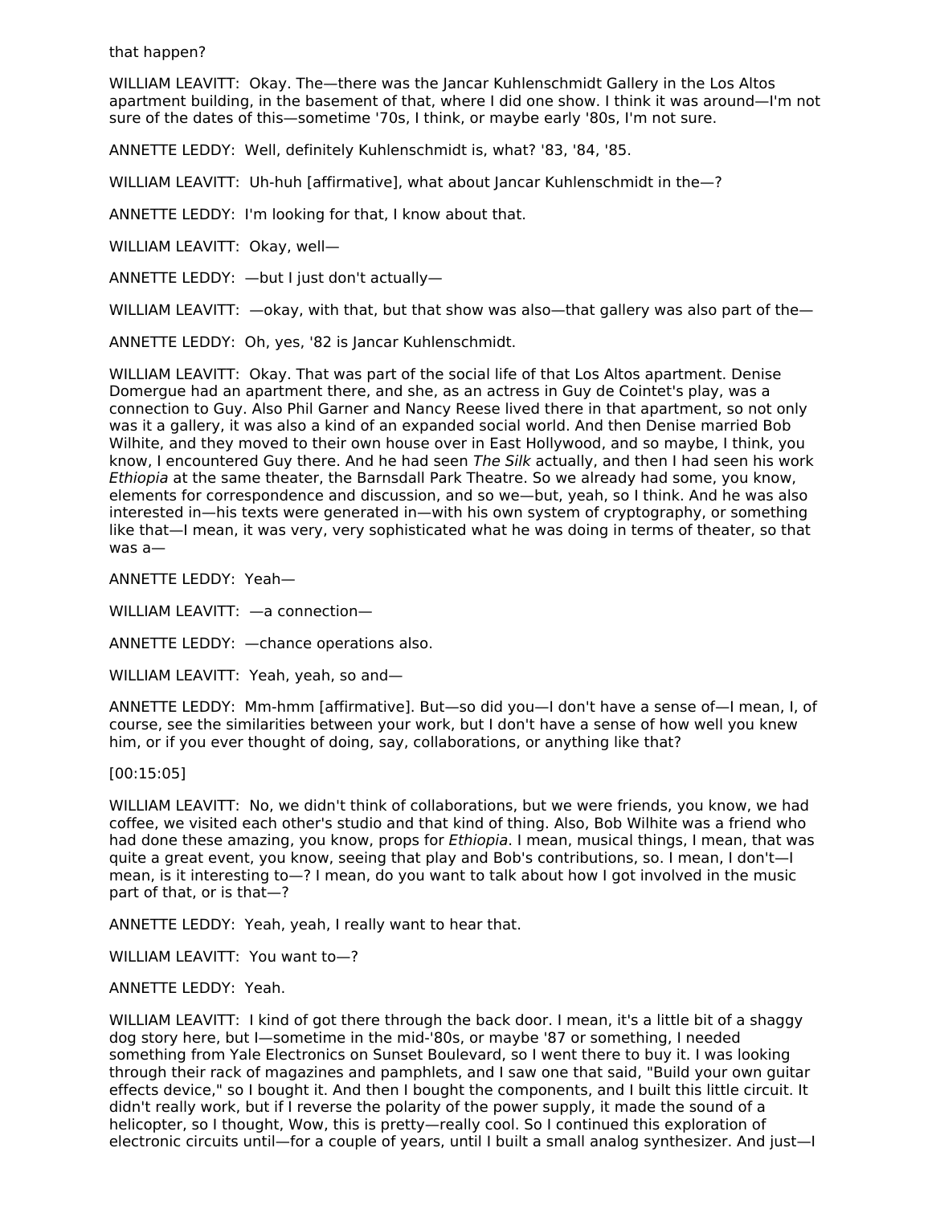that happen?

WILLIAM LEAVITT: Okay. The—there was the Jancar Kuhlenschmidt Gallery in the Los Altos apartment building, in the basement of that, where I did one show. I think it was around—I'm not sure of the dates of this—sometime '70s, I think, or maybe early '80s, I'm not sure.

ANNETTE LEDDY: Well, definitely Kuhlenschmidt is, what? '83, '84, '85.

WILLIAM LEAVITT: Uh-huh [affirmative], what about Jancar Kuhlenschmidt in the—?

ANNETTE LEDDY: I'm looking for that, I know about that.

WILLIAM LEAVITT: Okay, well—

ANNETTE LEDDY: —but I just don't actually—

WILLIAM LEAVITT: —okay, with that, but that show was also—that gallery was also part of the—

ANNETTE LEDDY: Oh, yes, '82 is Jancar Kuhlenschmidt.

WILLIAM LEAVITT: Okay. That was part of the social life of that Los Altos apartment. Denise Domergue had an apartment there, and she, as an actress in Guy de Cointet's play, was a connection to Guy. Also Phil Garner and Nancy Reese lived there in that apartment, so not only was it a gallery, it was also a kind of an expanded social world. And then Denise married Bob Wilhite, and they moved to their own house over in East Hollywood, and so maybe, I think, you know, I encountered Guy there. And he had seen *The Silk* actually, and then I had seen his work *Ethiopia* at the same theater, the Barnsdall Park Theatre. So we already had some, you know, elements for correspondence and discussion, and so we—but, yeah, so I think. And he was also interested in—his texts were generated in—with his own system of cryptography, or something like that—I mean, it was very, very sophisticated what he was doing in terms of theater, so that was a—

ANNETTE LEDDY: Yeah—

WILLIAM LEAVITT: —a connection—

ANNETTE LEDDY: —chance operations also.

WILLIAM LEAVITT: Yeah, yeah, so and—

ANNETTE LEDDY: Mm-hmm [affirmative]. But—so did you—I don't have a sense of—I mean, I, of course, see the similarities between your work, but I don't have a sense of how well you knew him, or if you ever thought of doing, say, collaborations, or anything like that?

[00:15:05]

WILLIAM LEAVITT: No, we didn't think of collaborations, but we were friends, you know, we had coffee, we visited each other's studio and that kind of thing. Also, Bob Wilhite was a friend who had done these amazing, you know, props for *Ethiopia*. I mean, musical things, I mean, that was quite a great event, you know, seeing that play and Bob's contributions, so. I mean, I don't—I mean, is it interesting to—? I mean, do you want to talk about how I got involved in the music part of that, or is that—?

ANNETTE LEDDY: Yeah, yeah, I really want to hear that.

WILLIAM LEAVITT: You want to—?

ANNETTE LEDDY: Yeah.

WILLIAM LEAVITT: I kind of got there through the back door. I mean, it's a little bit of a shaggy dog story here, but I—sometime in the mid-'80s, or maybe '87 or something, I needed something from Yale Electronics on Sunset Boulevard, so I went there to buy it. I was looking through their rack of magazines and pamphlets, and I saw one that said, "Build your own guitar effects device," so I bought it. And then I bought the components, and I built this little circuit. It didn't really work, but if I reverse the polarity of the power supply, it made the sound of a helicopter, so I thought, Wow, this is pretty—really cool. So I continued this exploration of electronic circuits until—for a couple of years, until I built a small analog synthesizer. And just—I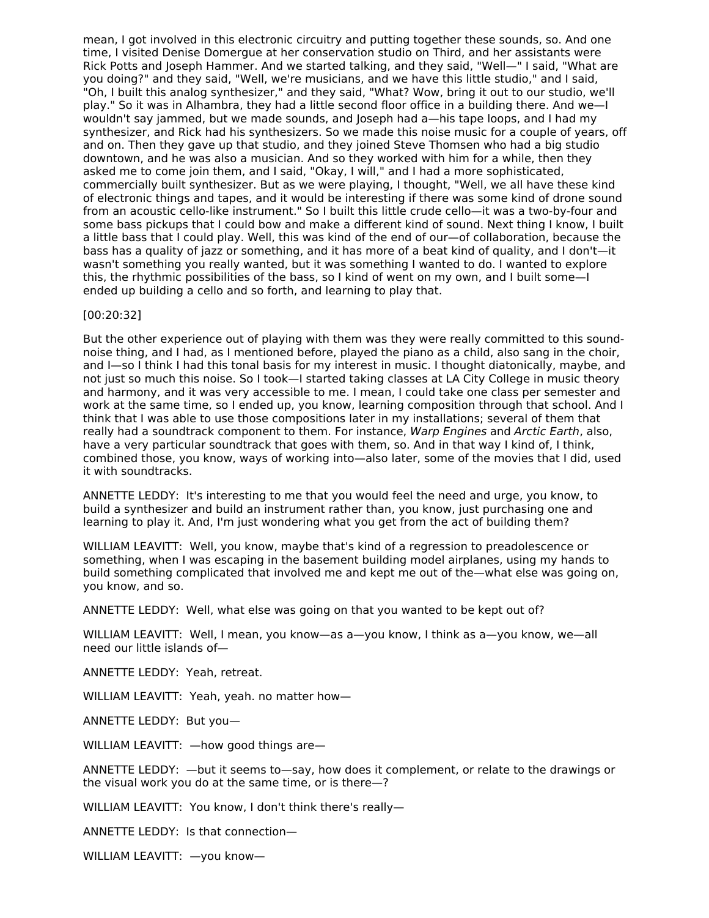mean, I got involved in this electronic circuitry and putting together these sounds, so. And one time, I visited Denise Domergue at her conservation studio on Third, and her assistants were Rick Potts and Joseph Hammer. And we started talking, and they said, "Well—" I said, "What are you doing?" and they said, "Well, we're musicians, and we have this little studio," and I said, "Oh, I built this analog synthesizer," and they said, "What? Wow, bring it out to our studio, we'll play." So it was in Alhambra, they had a little second floor office in a building there. And we—I wouldn't say jammed, but we made sounds, and Joseph had a—his tape loops, and I had my synthesizer, and Rick had his synthesizers. So we made this noise music for a couple of years, off and on. Then they gave up that studio, and they joined Steve Thomsen who had a big studio downtown, and he was also a musician. And so they worked with him for a while, then they asked me to come join them, and I said, "Okay, I will," and I had a more sophisticated, commercially built synthesizer. But as we were playing, I thought, "Well, we all have these kind of electronic things and tapes, and it would be interesting if there was some kind of drone sound from an acoustic cello-like instrument." So I built this little crude cello—it was a two-by-four and some bass pickups that I could bow and make a different kind of sound. Next thing I know, I built a little bass that I could play. Well, this was kind of the end of our—of collaboration, because the bass has a quality of jazz or something, and it has more of a beat kind of quality, and I don't—it wasn't something you really wanted, but it was something I wanted to do. I wanted to explore this, the rhythmic possibilities of the bass, so I kind of went on my own, and I built some—I ended up building a cello and so forth, and learning to play that.

[00:20:32]

But the other experience out of playing with them was they were really committed to this sound-noise thing, and I had, as I mentioned before, played the piano as a child, also sang in the choir, and I—so I think I had this tonal basis for my interest in music. I thought diatonically, maybe, and not just so much this noise. So I took—I started taking classes at LA City College in music theory and harmony, and it was very accessible to me. I mean, I could take one class per semester and work at the same time, so I ended up, you know, learning composition through that school. And I think that I was able to use those compositions later in my installations; several of them that really had a soundtrack component to them. For instance, *Warp Engines* and *Arctic Earth*, also, have a very particular soundtrack that goes with them, so. And in that way I kind of, I think, combined those, you know, ways of working into—also later, some of the movies that I did, used it with soundtracks.

ANNETTE LEDDY: It's interesting to me that you would feel the need and urge, you know, to build a synthesizer and build an instrument rather than, you know, just purchasing one and learning to play it. And, I'm just wondering what you get from the act of building them?

WILLIAM LEAVITT: Well, you know, maybe that's kind of a regression to preadolescence or something, when I was escaping in the basement building model airplanes, using my hands to build something complicated that involved me and kept me out of the—what else was going on, you know, and so.

ANNETTE LEDDY: Well, what else was going on that you wanted to be kept out of?

WILLIAM LEAVITT: Well, I mean, you know—as a—you know, I think as a—you know, we—all need our little islands of—

ANNETTE LEDDY: Yeah, retreat.

WILLIAM LEAVITT: Yeah, yeah. no matter how—

ANNETTE LEDDY: But you—

WILLIAM LEAVITT: —how good things are—

ANNETTE LEDDY: —but it seems to—say, how does it complement, or relate to the drawings or the visual work you do at the same time, or is there—?

WILLIAM LEAVITT: You know, I don't think there's really—

ANNETTE LEDDY: Is that connection—

WILLIAM LEAVITT: —you know—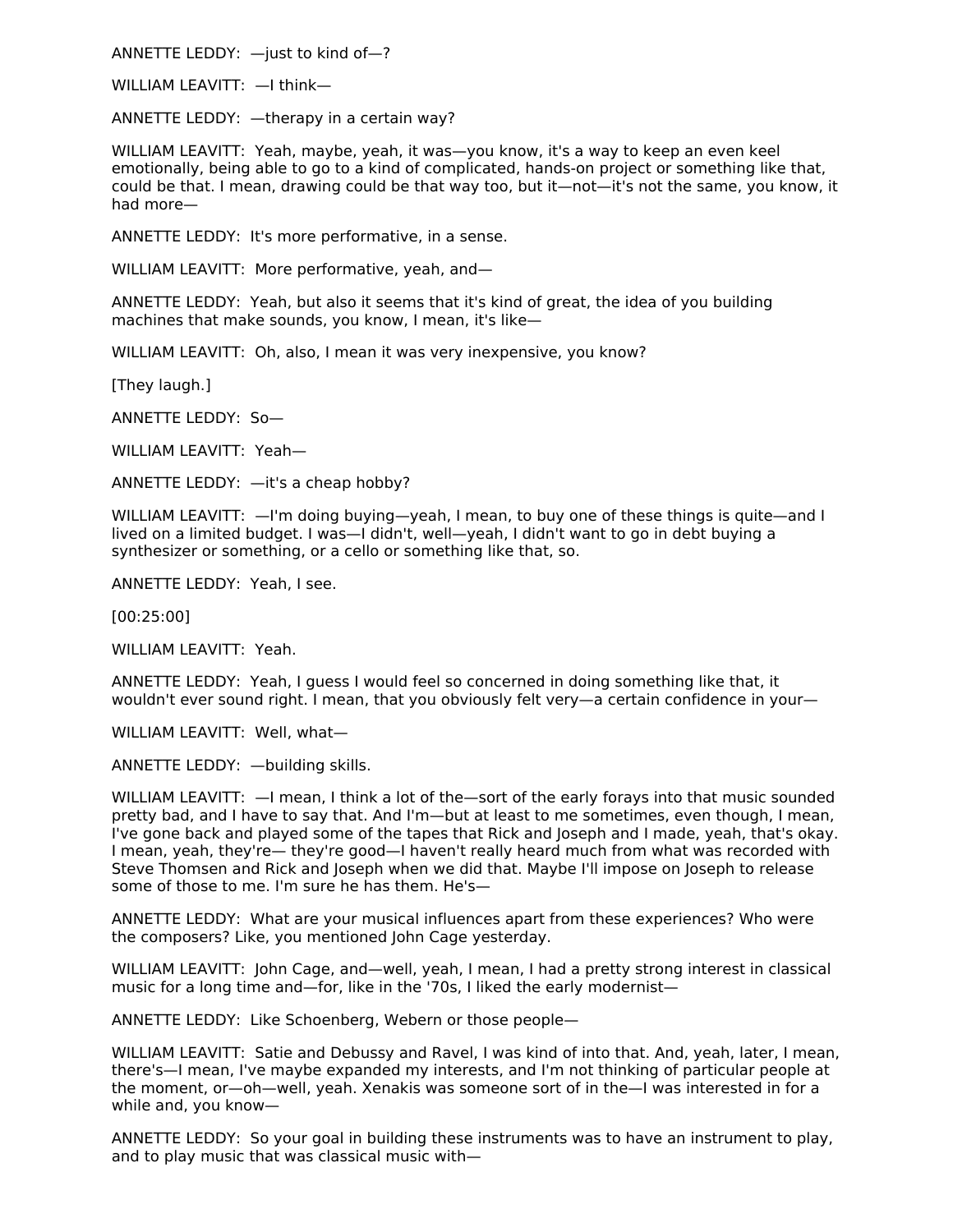ANNETTE LEDDY: —just to kind of—?

WILLIAM LEAVITT: —I think—

ANNETTE LEDDY: —therapy in a certain way?

WILLIAM LEAVITT: Yeah, maybe, yeah, it was—you know, it's a way to keep an even keel emotionally, being able to go to a kind of complicated, hands-on project or something like that, could be that. I mean, drawing could be that way too, but it—not—it's not the same, you know, it had more—

ANNETTE LEDDY: It's more performative, in a sense.

WILLIAM LEAVITT: More performative, yeah, and—

ANNETTE LEDDY: Yeah, but also it seems that it's kind of great, the idea of you building machines that make sounds, you know, I mean, it's like—

WILLIAM LEAVITT: Oh, also, I mean it was very inexpensive, you know?

[They laugh.]

ANNETTE LEDDY: So—

WILLIAM LEAVITT: Yeah—

ANNETTE LEDDY: —it's a cheap hobby?

WILLIAM LEAVITT: —I'm doing buying—yeah, I mean, to buy one of these things is quite—and I lived on a limited budget. I was—I didn't, well—yeah, I didn't want to go in debt buying a synthesizer or something, or a cello or something like that, so.

ANNETTE LEDDY: Yeah, I see.

[00:25:00]

WILLIAM LEAVITT: Yeah.

ANNETTE LEDDY: Yeah, I guess I would feel so concerned in doing something like that, it wouldn't ever sound right. I mean, that you obviously felt very—a certain confidence in your—

WILLIAM LEAVITT: Well, what—

ANNETTE LEDDY: —building skills.

WILLIAM LEAVITT: —I mean, I think a lot of the—sort of the early forays into that music sounded pretty bad, and I have to say that. And I'm—but at least to me sometimes, even though, I mean, I've gone back and played some of the tapes that Rick and Joseph and I made, yeah, that's okay. I mean, yeah, they're— they're good—I haven't really heard much from what was recorded with Steve Thomsen and Rick and Joseph when we did that. Maybe I'll impose on Joseph to release some of those to me. I'm sure he has them. He's—

ANNETTE LEDDY: What are your musical influences apart from these experiences? Who were the composers? Like, you mentioned John Cage yesterday.

WILLIAM LEAVITT: John Cage, and—well, yeah, I mean, I had a pretty strong interest in classical music for a long time and—for, like in the '70s, I liked the early modernist—

ANNETTE LEDDY: Like Schoenberg, Webern or those people—

WILLIAM LEAVITT: Satie and Debussy and Ravel, I was kind of into that. And, yeah, later, I mean, there's—I mean, I've maybe expanded my interests, and I'm not thinking of particular people at the moment, or—oh—well, yeah. Xenakis was someone sort of in the—I was interested in for a while and, you know—

ANNETTE LEDDY: So your goal in building these instruments was to have an instrument to play, and to play music that was classical music with—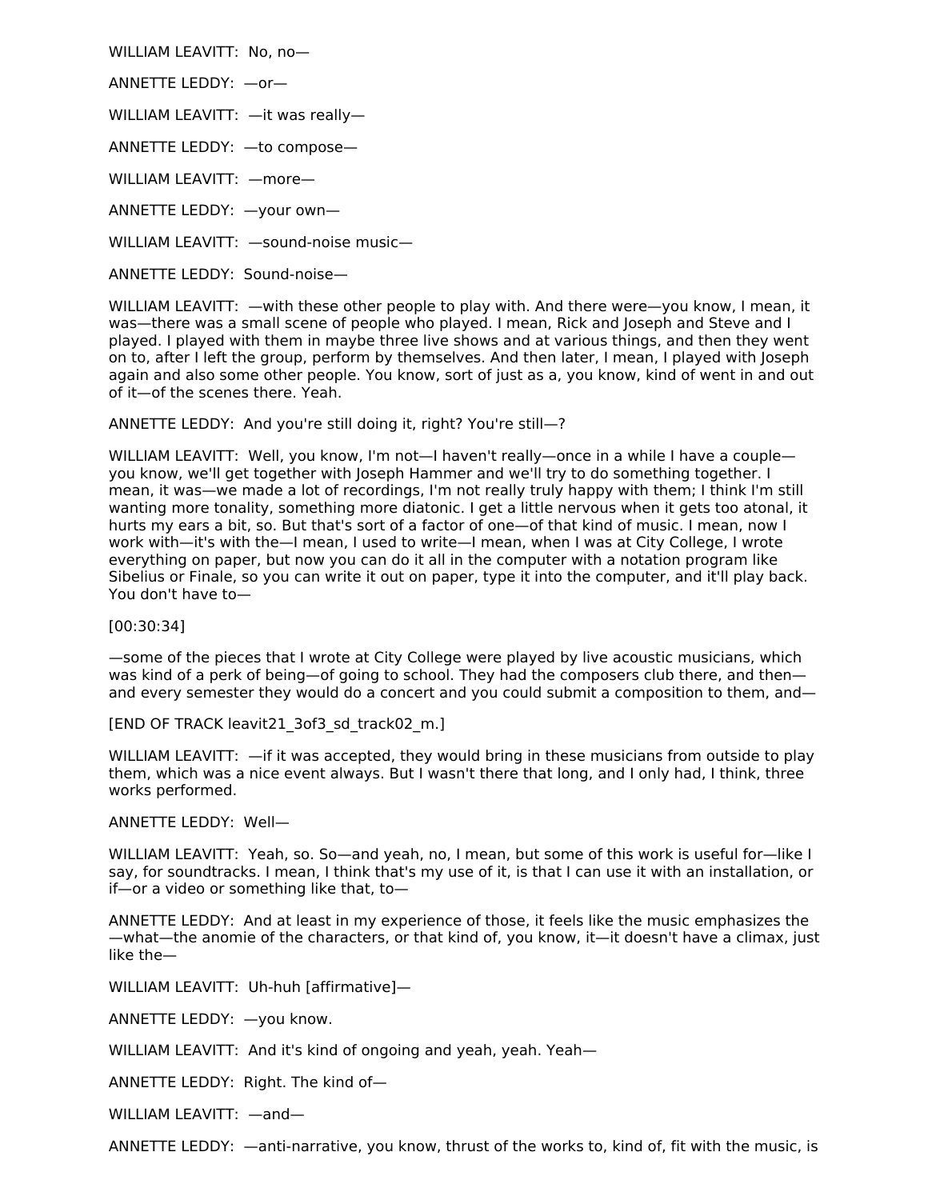WILLIAM LEAVITT: No, no—

ANNETTE LEDDY: —or—

WILLIAM LEAVITT: —it was really—

ANNETTE LEDDY: —to compose—

WILLIAM LEAVITT: —more—

ANNETTE LEDDY: —your own—

WILLIAM LEAVITT: —sound-noise music—

ANNETTE LEDDY: Sound-noise—

WILLIAM LEAVITT: —with these other people to play with. And there were—you know, I mean, it was—there was a small scene of people who played. I mean, Rick and Joseph and Steve and I played. I played with them in maybe three live shows and at various things, and then they went on to, after I left the group, perform by themselves. And then later, I mean, I played with Joseph again and also some other people. You know, sort of just as a, you know, kind of went in and out of it—of the scenes there. Yeah.

ANNETTE LEDDY: And you're still doing it, right? You're still—?

WILLIAM LEAVITT: Well, you know, I'm not—I haven't really—once in a while I have a couple—you know, we'll get together with Joseph Hammer and we'll try to do something together. I mean, it was—we made a lot of recordings, I'm not really truly happy with them; I think I'm still wanting more tonality, something more diatonic. I get a little nervous when it gets too atonal, it hurts my ears a bit, so. But that's sort of a factor of one—of that kind of music. I mean, now I work with—it's with the—I mean, I used to write—I mean, when I was at City College, I wrote everything on paper, but now you can do it all in the computer with a notation program like Sibelius or Finale, so you can write it out on paper, type it into the computer, and it'll play back. You don't have to—

[00:30:34]

—some of the pieces that I wrote at City College were played by live acoustic musicians, which was kind of a perk of being—of going to school. They had the composers club there, and then—and every semester they would do a concert and you could submit a composition to them, and—

[END OF TRACK leavit21_3of3_sd_track02_m.]

WILLIAM LEAVITT: —if it was accepted, they would bring in these musicians from outside to play them, which was a nice event always. But I wasn't there that long, and I only had, I think, three works performed.

ANNETTE LEDDY: Well—

WILLIAM LEAVITT: Yeah, so. So—and yeah, no, I mean, but some of this work is useful for—like I say, for soundtracks. I mean, I think that's my use of it, is that I can use it with an installation, or if—or a video or something like that, to—

ANNETTE LEDDY: And at least in my experience of those, it feels like the music emphasizes the —what—the anomie of the characters, or that kind of, you know, it—it doesn't have a climax, just like the—

WILLIAM LEAVITT: Uh-huh [affirmative]—

ANNETTE LEDDY: —you know.

WILLIAM LEAVITT: And it's kind of ongoing and yeah, yeah. Yeah—

ANNETTE LEDDY: Right. The kind of—

WILLIAM LEAVITT: —and—

ANNETTE LEDDY: —anti-narrative, you know, thrust of the works to, kind of, fit with the music, is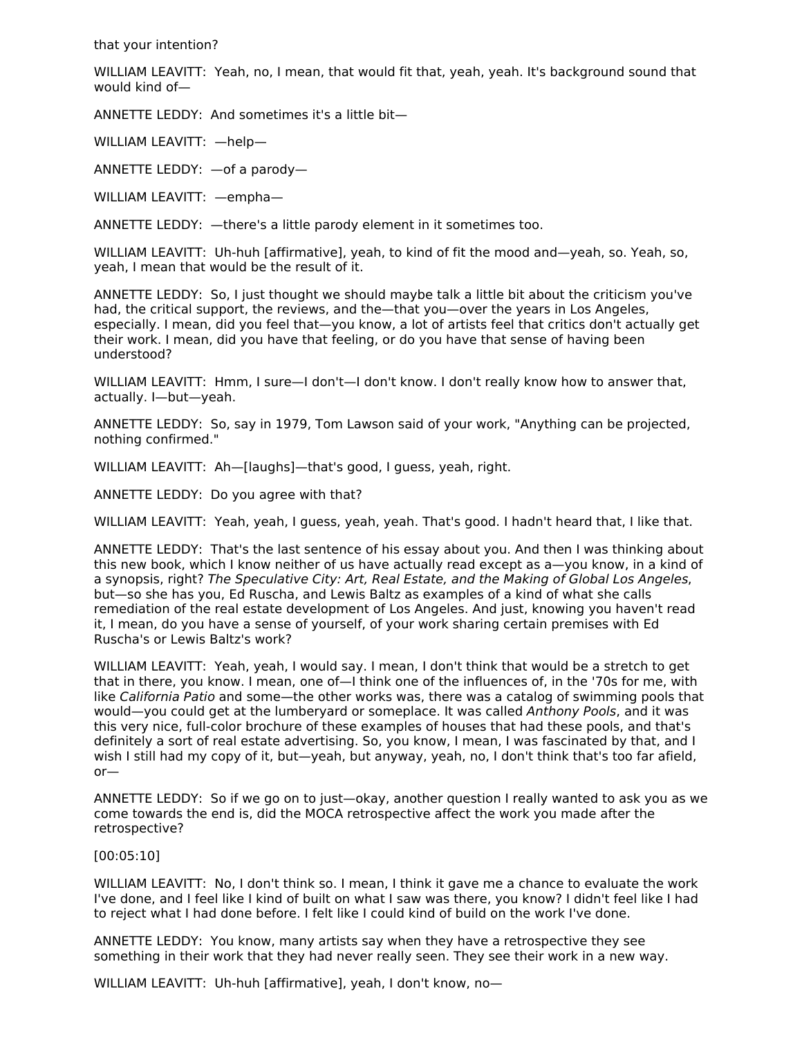that your intention?

WILLIAM LEAVITT: Yeah, no, I mean, that would fit that, yeah, yeah. It's background sound that would kind of—

ANNETTE LEDDY: And sometimes it's a little bit—

WILLIAM LEAVITT: —help—

ANNETTE LEDDY: —of a parody—

WILLIAM LEAVITT: —empha—

ANNETTE LEDDY: —there's a little parody element in it sometimes too.

WILLIAM LEAVITT: Uh-huh [affirmative], yeah, to kind of fit the mood and—yeah, so. Yeah, so, yeah, I mean that would be the result of it.

ANNETTE LEDDY: So, I just thought we should maybe talk a little bit about the criticism you've had, the critical support, the reviews, and the—that you—over the years in Los Angeles, especially. I mean, did you feel that—you know, a lot of artists feel that critics don't actually get their work. I mean, did you have that feeling, or do you have that sense of having been understood?

WILLIAM LEAVITT: Hmm, I sure—I don't—I don't know. I don't really know how to answer that, actually. I—but—yeah.

ANNETTE LEDDY: So, say in 1979, Tom Lawson said of your work, "Anything can be projected, nothing confirmed."

WILLIAM LEAVITT: Ah—[laughs]—that's good, I guess, yeah, right.

ANNETTE LEDDY: Do you agree with that?

WILLIAM LEAVITT: Yeah, yeah, I guess, yeah, yeah. That's good. I hadn't heard that, I like that.

ANNETTE LEDDY: That's the last sentence of his essay about you. And then I was thinking about this new book, which I know neither of us have actually read except as a—you know, in a kind of a synopsis, right? *The Speculative City: Art, Real Estate, and the Making of Global Los Angeles*, but—so she has you, Ed Ruscha, and Lewis Baltz as examples of a kind of what she calls remediation of the real estate development of Los Angeles. And just, knowing you haven't read it, I mean, do you have a sense of yourself, of your work sharing certain premises with Ed Ruscha's or Lewis Baltz's work?

WILLIAM LEAVITT: Yeah, yeah, I would say. I mean, I don't think that would be a stretch to get that in there, you know. I mean, one of—I think one of the influences of, in the '70s for me, with like *California Patio* and some—the other works was, there was a catalog of swimming pools that would—you could get at the lumberyard or someplace. It was called *Anthony Pools*, and it was this very nice, full-color brochure of these examples of houses that had these pools, and that's definitely a sort of real estate advertising. So, you know, I mean, I was fascinated by that, and I wish I still had my copy of it, but—yeah, but anyway, yeah, no, I don't think that's too far afield, or—

ANNETTE LEDDY: So if we go on to just—okay, another question I really wanted to ask you as we come towards the end is, did the MOCA retrospective affect the work you made after the retrospective?

[00:05:10]

WILLIAM LEAVITT: No, I don't think so. I mean, I think it gave me a chance to evaluate the work I've done, and I feel like I kind of built on what I saw was there, you know? I didn't feel like I had to reject what I had done before. I felt like I could kind of build on the work I've done.

ANNETTE LEDDY: You know, many artists say when they have a retrospective they see something in their work that they had never really seen. They see their work in a new way.

WILLIAM LEAVITT: Uh-huh [affirmative], yeah, I don't know, no—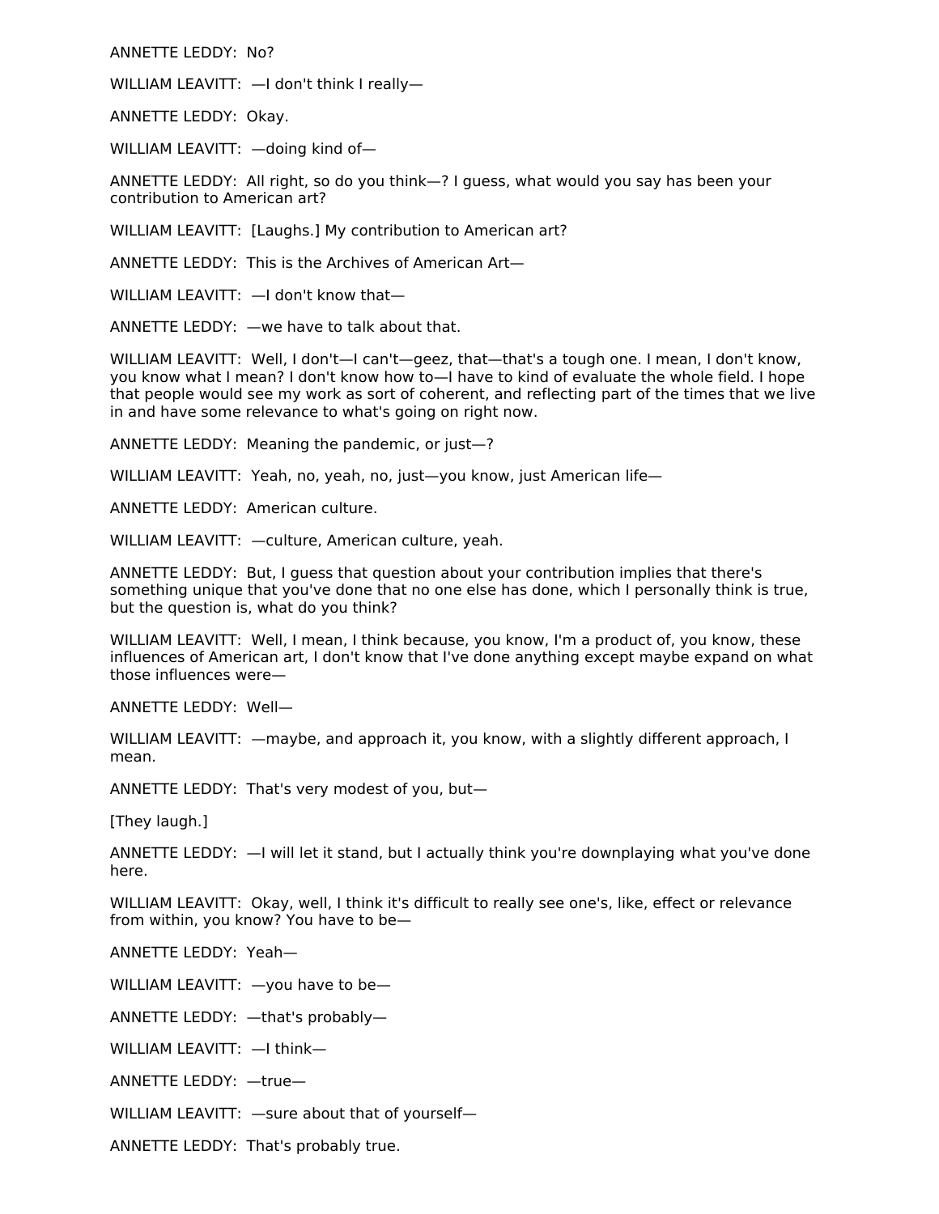ANNETTE LEDDY:  No?

WILLIAM LEAVITT:  —I don't think I really—

ANNETTE LEDDY:  Okay.

WILLIAM LEAVITT:  —doing kind of—

ANNETTE LEDDY:  All right, so do you think—? I guess, what would you say has been your contribution to American art?

WILLIAM LEAVITT:  [Laughs.] My contribution to American art?

ANNETTE LEDDY:  This is the Archives of American Art—

WILLIAM LEAVITT:  —I don't know that—

ANNETTE LEDDY:  —we have to talk about that.

WILLIAM LEAVITT:  Well, I don't—I can't—geez, that—that's a tough one. I mean, I don't know, you know what I mean? I don't know how to—I have to kind of evaluate the whole field. I hope that people would see my work as sort of coherent, and reflecting part of the times that we live in and have some relevance to what's going on right now.

ANNETTE LEDDY:  Meaning the pandemic, or just—?

WILLIAM LEAVITT:  Yeah, no, yeah, no, just—you know, just American life—

ANNETTE LEDDY:  American culture.

WILLIAM LEAVITT:  —culture, American culture, yeah.

ANNETTE LEDDY:  But, I guess that question about your contribution implies that there's something unique that you've done that no one else has done, which I personally think is true, but the question is, what do you think?

WILLIAM LEAVITT:  Well, I mean, I think because, you know, I'm a product of, you know, these influences of American art, I don't know that I've done anything except maybe expand on what those influences were—

ANNETTE LEDDY:  Well—

WILLIAM LEAVITT:  —maybe, and approach it, you know, with a slightly different approach, I mean.

ANNETTE LEDDY:  That's very modest of you, but—

[They laugh.]

ANNETTE LEDDY:  —I will let it stand, but I actually think you're downplaying what you've done here.

WILLIAM LEAVITT:  Okay, well, I think it's difficult to really see one's, like, effect or relevance from within, you know? You have to be—

ANNETTE LEDDY:  Yeah—

WILLIAM LEAVITT:  —you have to be—

ANNETTE LEDDY:  —that's probably—

WILLIAM LEAVITT:  —I think—

ANNETTE LEDDY:  —true—

WILLIAM LEAVITT:  —sure about that of yourself—

ANNETTE LEDDY:  That's probably true.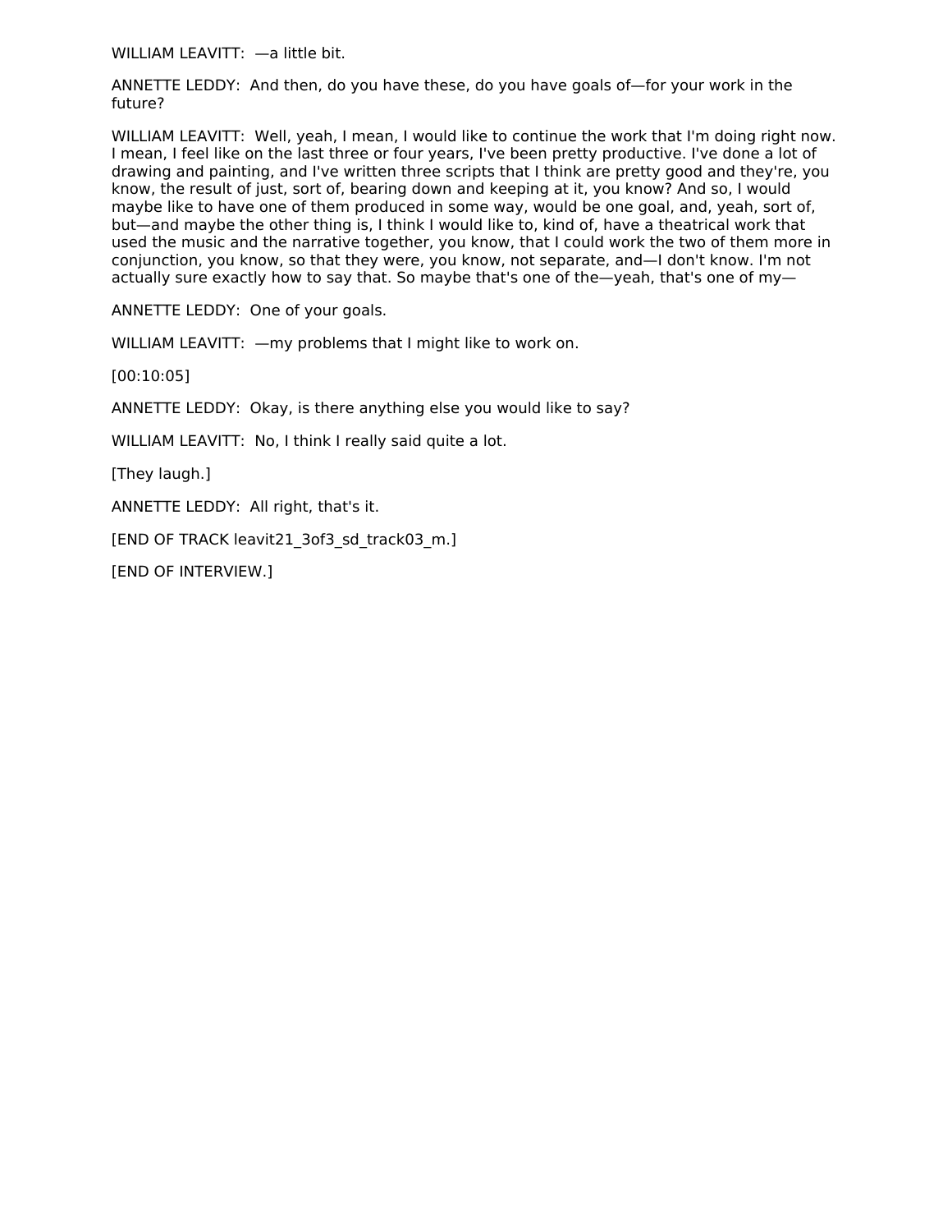WILLIAM LEAVITT:  —a little bit.

ANNETTE LEDDY:  And then, do you have these, do you have goals of—for your work in the future?

WILLIAM LEAVITT:  Well, yeah, I mean, I would like to continue the work that I'm doing right now. I mean, I feel like on the last three or four years, I've been pretty productive. I've done a lot of drawing and painting, and I've written three scripts that I think are pretty good and they're, you know, the result of just, sort of, bearing down and keeping at it, you know? And so, I would maybe like to have one of them produced in some way, would be one goal, and, yeah, sort of, but—and maybe the other thing is, I think I would like to, kind of, have a theatrical work that used the music and the narrative together, you know, that I could work the two of them more in conjunction, you know, so that they were, you know, not separate, and—I don't know. I'm not actually sure exactly how to say that. So maybe that's one of the—yeah, that's one of my—

ANNETTE LEDDY:  One of your goals.

WILLIAM LEAVITT:  —my problems that I might like to work on.

[00:10:05]

ANNETTE LEDDY:  Okay, is there anything else you would like to say?

WILLIAM LEAVITT:  No, I think I really said quite a lot.

[They laugh.]

ANNETTE LEDDY:  All right, that's it.

[END OF TRACK leavit21_3of3_sd_track03_m.]

[END OF INTERVIEW.]